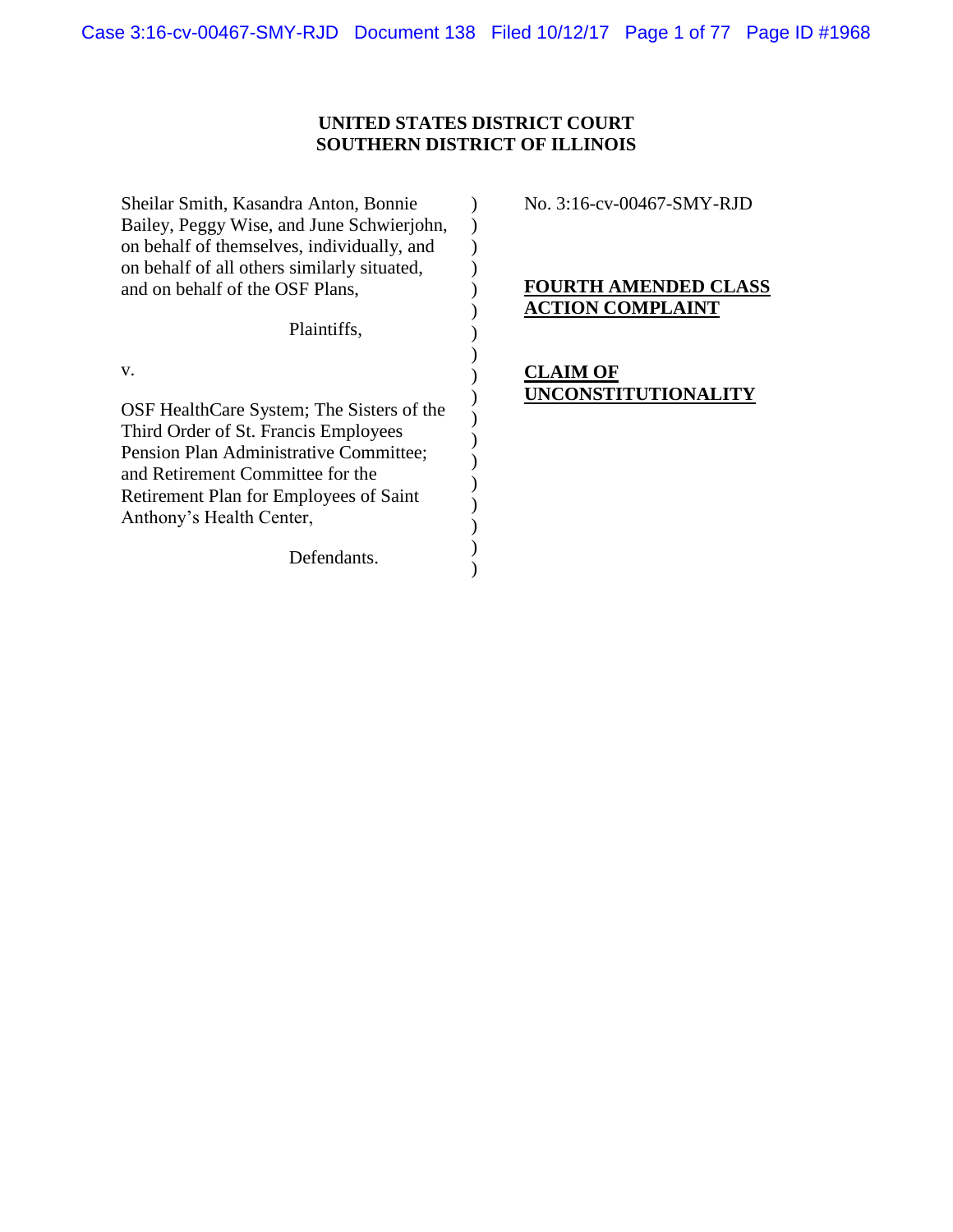**UNITED STATES DISTRICT COURT**
**SOUTHERN DISTRICT OF ILLINOIS**

Sheilar Smith, Kasandra Anton, Bonnie Bailey, Peggy Wise, and June Schwierjohn, on behalf of themselves, individually, and on behalf of all others similarly situated, and on behalf of the OSF Plans,

Plaintiffs,

v.

OSF HealthCare System; The Sisters of the Third Order of St. Francis Employees Pension Plan Administrative Committee; and Retirement Committee for the Retirement Plan for Employees of Saint Anthony's Health Center,

Defendants.

No. 3:16-cv-00467-SMY-RJD

**FOURTH AMENDED CLASS ACTION COMPLAINT**

**CLAIM OF UNCONSTITUTIONALITY**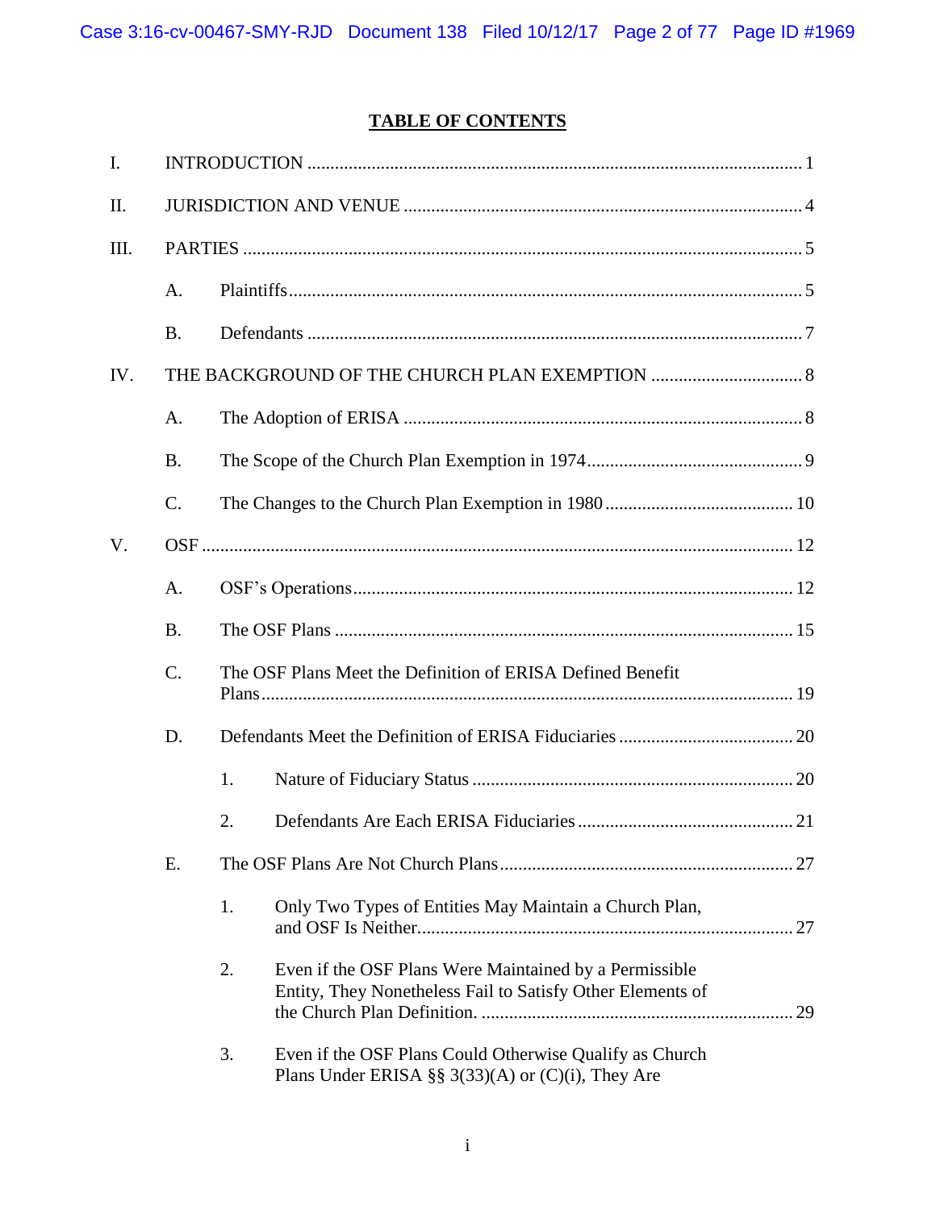## TABLE OF CONTENTS

I. INTRODUCTION ........................................................................................................... 1

II. JURISDICTION AND VENUE ...................................................................................... 4

III. PARTIES ........................................................................................................................ 5

  A. Plaintiffs ............................................................................................................... 5

  B. Defendants ........................................................................................................... 7

IV. THE BACKGROUND OF THE CHURCH PLAN EXEMPTION ................................. 8

  A. The Adoption of ERISA ...................................................................................... 8

  B. The Scope of the Church Plan Exemption in 1974 ............................................... 9

  C. The Changes to the Church Plan Exemption in 1980 .......................................... 10

V. OSF ................................................................................................................................ 12

  A. OSF's Operations ............................................................................................... 12

  B. The OSF Plans ................................................................................................... 15

  C. The OSF Plans Meet the Definition of ERISA Defined Benefit Plans ................................................................................................................... 19

  D. Defendants Meet the Definition of ERISA Fiduciaries ...................................... 20

    1. Nature of Fiduciary Status ..................................................................... 20

    2. Defendants Are Each ERISA Fiduciaries ............................................... 21

  E. The OSF Plans Are Not Church Plans ................................................................ 27

    1. Only Two Types of Entities May Maintain a Church Plan, and OSF Is Neither ................................................................................. 27

    2. Even if the OSF Plans Were Maintained by a Permissible Entity, They Nonetheless Fail to Satisfy Other Elements of the Church Plan Definition. ..................................................................... 29

    3. Even if the OSF Plans Could Otherwise Qualify as Church Plans Under ERISA §§ 3(33)(A) or (C)(i), They Are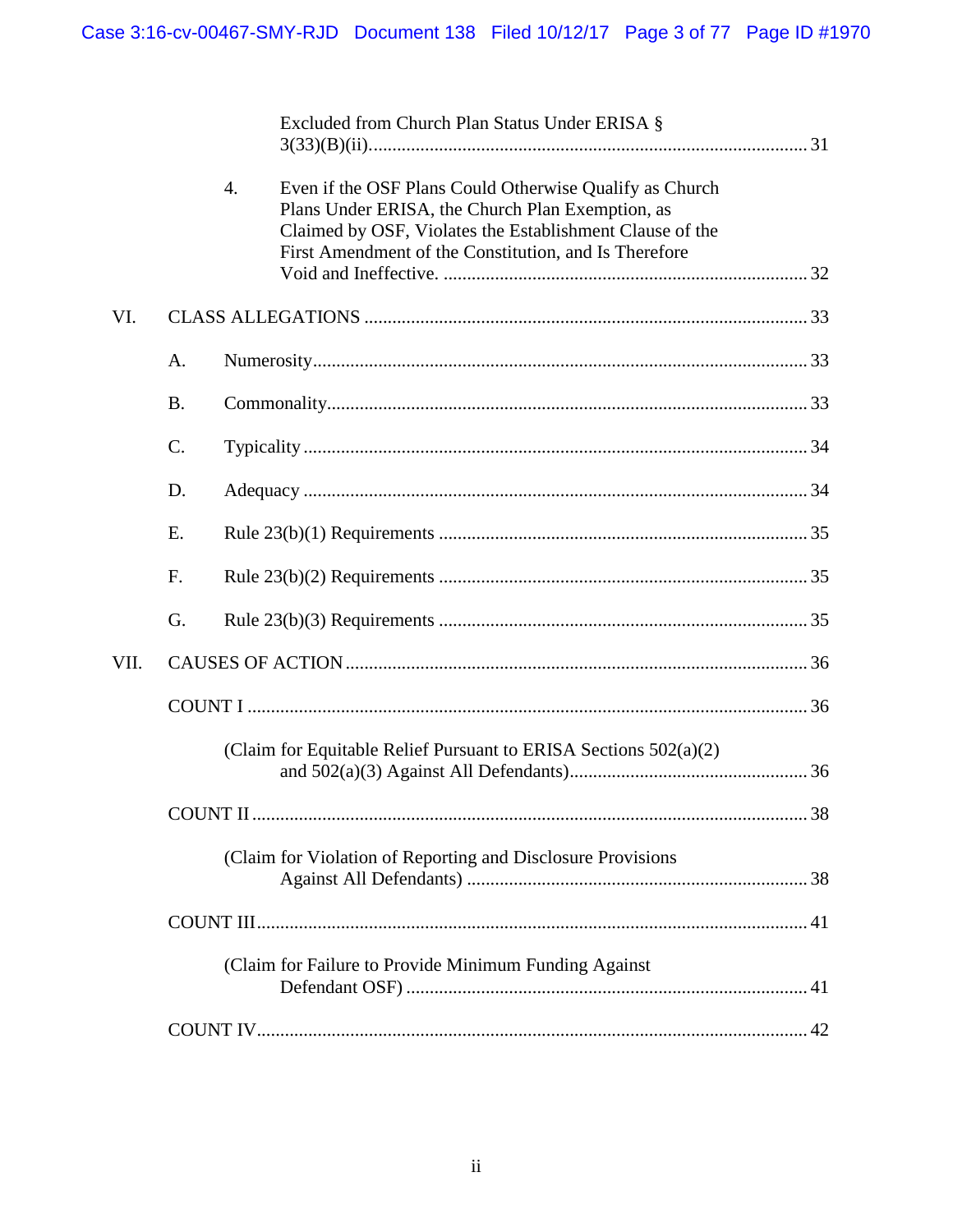Excluded from Church Plan Status Under ERISA § 3(33)(B)(ii) .......... 31

4. Even if the OSF Plans Could Otherwise Qualify as Church Plans Under ERISA, the Church Plan Exemption, as Claimed by OSF, Violates the Establishment Clause of the First Amendment of the Constitution, and Is Therefore Void and Ineffective. .......... 32

VI. CLASS ALLEGATIONS .......... 33

- A. Numerosity .......... 33
- B. Commonality .......... 33
- C. Typicality .......... 34
- D. Adequacy .......... 34
- E. Rule 23(b)(1) Requirements .......... 35
- F. Rule 23(b)(2) Requirements .......... 35
- G. Rule 23(b)(3) Requirements .......... 35

VII. CAUSES OF ACTION .......... 36

COUNT I .......... 36

(Claim for Equitable Relief Pursuant to ERISA Sections 502(a)(2) and 502(a)(3) Against All Defendants) .......... 36

COUNT II .......... 38

(Claim for Violation of Reporting and Disclosure Provisions Against All Defendants) .......... 38

COUNT III .......... 41

(Claim for Failure to Provide Minimum Funding Against Defendant OSF) .......... 41

COUNT IV .......... 42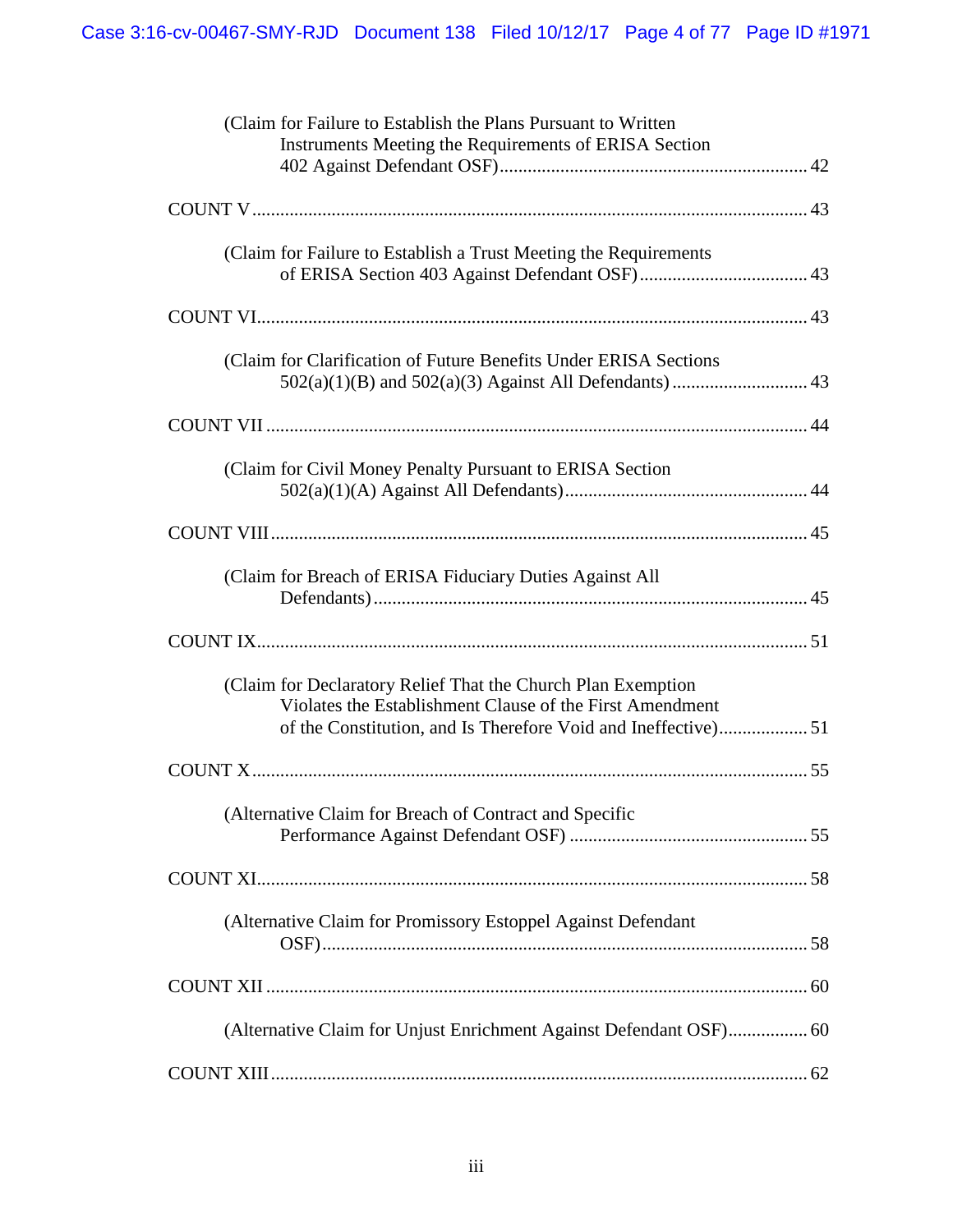(Claim for Failure to Establish the Plans Pursuant to Written Instruments Meeting the Requirements of ERISA Section 402 Against Defendant OSF)................................................................ 42

COUNT V....................................................................................................... 43

(Claim for Failure to Establish a Trust Meeting the Requirements of ERISA Section 403 Against Defendant OSF).................................... 43

COUNT VI...................................................................................................... 43

(Claim for Clarification of Future Benefits Under ERISA Sections 502(a)(1)(B) and 502(a)(3) Against All Defendants) ............................ 43

COUNT VII ..................................................................................................... 44

(Claim for Civil Money Penalty Pursuant to ERISA Section 502(a)(1)(A) Against All Defendants).................................................... 44

COUNT VIII.................................................................................................... 45

(Claim for Breach of ERISA Fiduciary Duties Against All Defendants)........................................................................................... 45

COUNT IX...................................................................................................... 51

(Claim for Declaratory Relief That the Church Plan Exemption Violates the Establishment Clause of the First Amendment of the Constitution, and Is Therefore Void and Ineffective).................. 51

COUNT X....................................................................................................... 55

(Alternative Claim for Breach of Contract and Specific Performance Against Defendant OSF) .................................................. 55

COUNT XI...................................................................................................... 58

(Alternative Claim for Promissory Estoppel Against Defendant OSF)......................................................................................................... 58

COUNT XII ..................................................................................................... 60

(Alternative Claim for Unjust Enrichment Against Defendant OSF)................. 60

COUNT XIII.................................................................................................... 62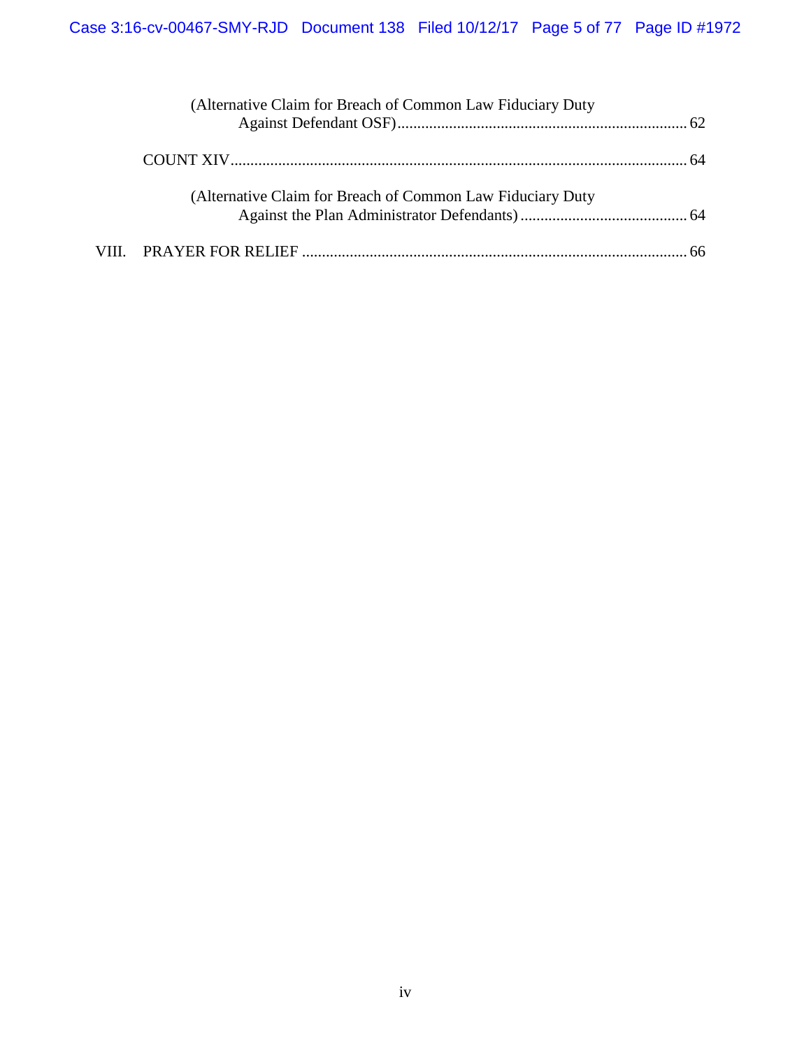(Alternative Claim for Breach of Common Law Fiduciary Duty Against Defendant OSF) ........................................................................ 62

COUNT XIV ................................................................................................................ 64

(Alternative Claim for Breach of Common Law Fiduciary Duty Against the Plan Administrator Defendants) .......................................... 64

VIII. PRAYER FOR RELIEF ................................................................................................ 66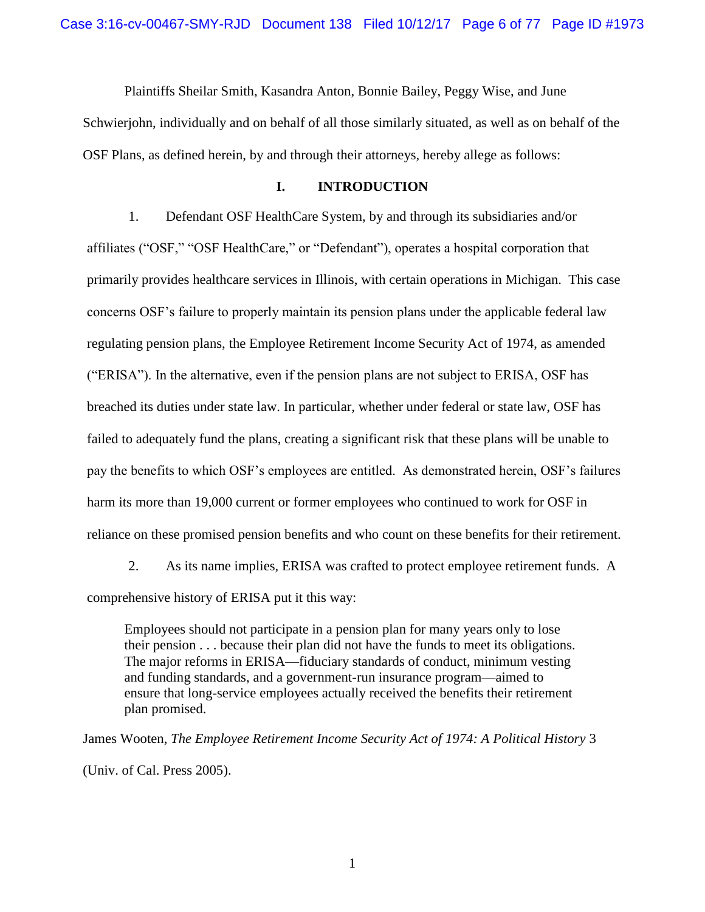Plaintiffs Sheilar Smith, Kasandra Anton, Bonnie Bailey, Peggy Wise, and June Schwierjohn, individually and on behalf of all those similarly situated, as well as on behalf of the OSF Plans, as defined herein, by and through their attorneys, hereby allege as follows:

## I. INTRODUCTION

1. Defendant OSF HealthCare System, by and through its subsidiaries and/or affiliates ("OSF," "OSF HealthCare," or "Defendant"), operates a hospital corporation that primarily provides healthcare services in Illinois, with certain operations in Michigan. This case concerns OSF's failure to properly maintain its pension plans under the applicable federal law regulating pension plans, the Employee Retirement Income Security Act of 1974, as amended ("ERISA"). In the alternative, even if the pension plans are not subject to ERISA, OSF has breached its duties under state law. In particular, whether under federal or state law, OSF has failed to adequately fund the plans, creating a significant risk that these plans will be unable to pay the benefits to which OSF's employees are entitled. As demonstrated herein, OSF's failures harm its more than 19,000 current or former employees who continued to work for OSF in reliance on these promised pension benefits and who count on these benefits for their retirement.

2. As its name implies, ERISA was crafted to protect employee retirement funds. A comprehensive history of ERISA put it this way:

> Employees should not participate in a pension plan for many years only to lose their pension . . . because their plan did not have the funds to meet its obligations. The major reforms in ERISA—fiduciary standards of conduct, minimum vesting and funding standards, and a government-run insurance program—aimed to ensure that long-service employees actually received the benefits their retirement plan promised.

James Wooten, *The Employee Retirement Income Security Act of 1974: A Political History* 3 (Univ. of Cal. Press 2005).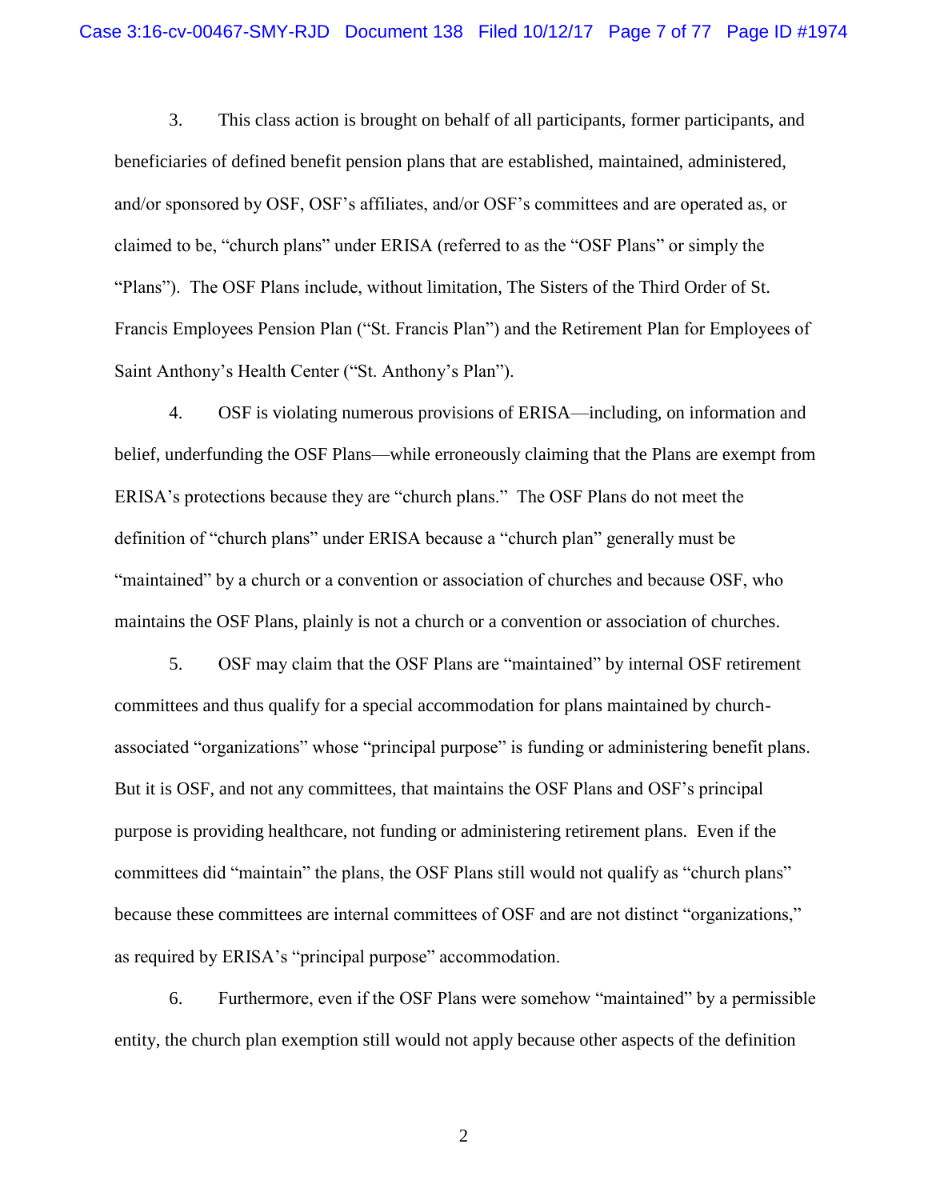3. This class action is brought on behalf of all participants, former participants, and beneficiaries of defined benefit pension plans that are established, maintained, administered, and/or sponsored by OSF, OSF's affiliates, and/or OSF's committees and are operated as, or claimed to be, "church plans" under ERISA (referred to as the "OSF Plans" or simply the "Plans"). The OSF Plans include, without limitation, The Sisters of the Third Order of St. Francis Employees Pension Plan ("St. Francis Plan") and the Retirement Plan for Employees of Saint Anthony's Health Center ("St. Anthony's Plan").

4. OSF is violating numerous provisions of ERISA—including, on information and belief, underfunding the OSF Plans—while erroneously claiming that the Plans are exempt from ERISA's protections because they are "church plans." The OSF Plans do not meet the definition of "church plans" under ERISA because a "church plan" generally must be "maintained" by a church or a convention or association of churches and because OSF, who maintains the OSF Plans, plainly is not a church or a convention or association of churches.

5. OSF may claim that the OSF Plans are "maintained" by internal OSF retirement committees and thus qualify for a special accommodation for plans maintained by church-associated "organizations" whose "principal purpose" is funding or administering benefit plans. But it is OSF, and not any committees, that maintains the OSF Plans and OSF's principal purpose is providing healthcare, not funding or administering retirement plans. Even if the committees did "maintain" the plans, the OSF Plans still would not qualify as "church plans" because these committees are internal committees of OSF and are not distinct "organizations," as required by ERISA's "principal purpose" accommodation.

6. Furthermore, even if the OSF Plans were somehow "maintained" by a permissible entity, the church plan exemption still would not apply because other aspects of the definition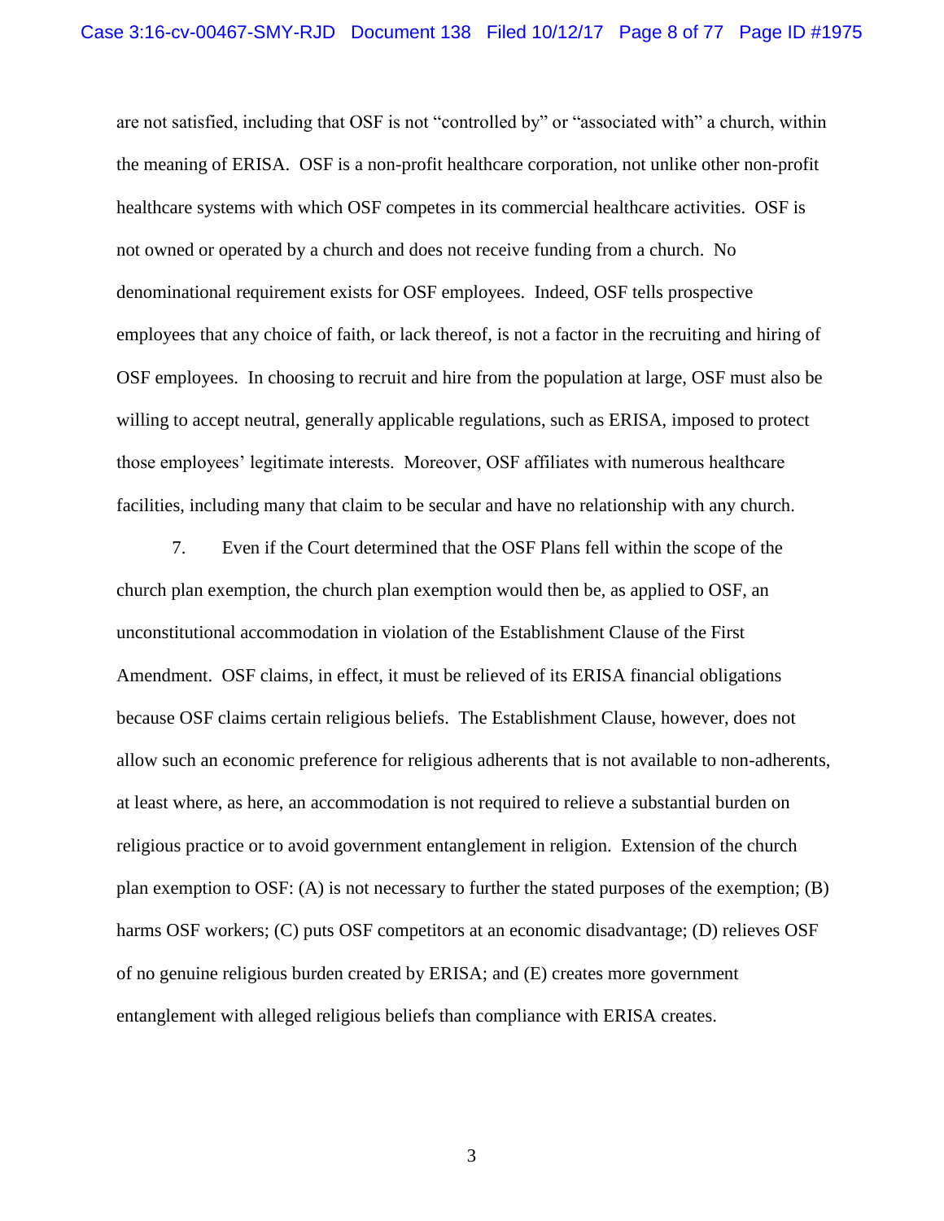are not satisfied, including that OSF is not "controlled by" or "associated with" a church, within the meaning of ERISA. OSF is a non-profit healthcare corporation, not unlike other non-profit healthcare systems with which OSF competes in its commercial healthcare activities. OSF is not owned or operated by a church and does not receive funding from a church. No denominational requirement exists for OSF employees. Indeed, OSF tells prospective employees that any choice of faith, or lack thereof, is not a factor in the recruiting and hiring of OSF employees. In choosing to recruit and hire from the population at large, OSF must also be willing to accept neutral, generally applicable regulations, such as ERISA, imposed to protect those employees' legitimate interests. Moreover, OSF affiliates with numerous healthcare facilities, including many that claim to be secular and have no relationship with any church.

7. Even if the Court determined that the OSF Plans fell within the scope of the church plan exemption, the church plan exemption would then be, as applied to OSF, an unconstitutional accommodation in violation of the Establishment Clause of the First Amendment. OSF claims, in effect, it must be relieved of its ERISA financial obligations because OSF claims certain religious beliefs. The Establishment Clause, however, does not allow such an economic preference for religious adherents that is not available to non-adherents, at least where, as here, an accommodation is not required to relieve a substantial burden on religious practice or to avoid government entanglement in religion. Extension of the church plan exemption to OSF: (A) is not necessary to further the stated purposes of the exemption; (B) harms OSF workers; (C) puts OSF competitors at an economic disadvantage; (D) relieves OSF of no genuine religious burden created by ERISA; and (E) creates more government entanglement with alleged religious beliefs than compliance with ERISA creates.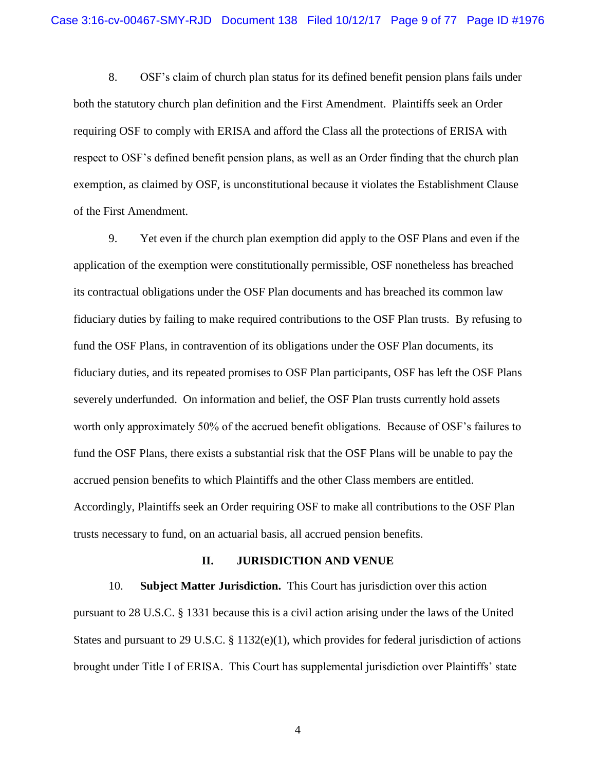8. OSF's claim of church plan status for its defined benefit pension plans fails under both the statutory church plan definition and the First Amendment. Plaintiffs seek an Order requiring OSF to comply with ERISA and afford the Class all the protections of ERISA with respect to OSF's defined benefit pension plans, as well as an Order finding that the church plan exemption, as claimed by OSF, is unconstitutional because it violates the Establishment Clause of the First Amendment.

9. Yet even if the church plan exemption did apply to the OSF Plans and even if the application of the exemption were constitutionally permissible, OSF nonetheless has breached its contractual obligations under the OSF Plan documents and has breached its common law fiduciary duties by failing to make required contributions to the OSF Plan trusts. By refusing to fund the OSF Plans, in contravention of its obligations under the OSF Plan documents, its fiduciary duties, and its repeated promises to OSF Plan participants, OSF has left the OSF Plans severely underfunded. On information and belief, the OSF Plan trusts currently hold assets worth only approximately 50% of the accrued benefit obligations. Because of OSF's failures to fund the OSF Plans, there exists a substantial risk that the OSF Plans will be unable to pay the accrued pension benefits to which Plaintiffs and the other Class members are entitled. Accordingly, Plaintiffs seek an Order requiring OSF to make all contributions to the OSF Plan trusts necessary to fund, on an actuarial basis, all accrued pension benefits.

## II. JURISDICTION AND VENUE

10. **Subject Matter Jurisdiction.** This Court has jurisdiction over this action pursuant to 28 U.S.C. § 1331 because this is a civil action arising under the laws of the United States and pursuant to 29 U.S.C. § 1132(e)(1), which provides for federal jurisdiction of actions brought under Title I of ERISA. This Court has supplemental jurisdiction over Plaintiffs' state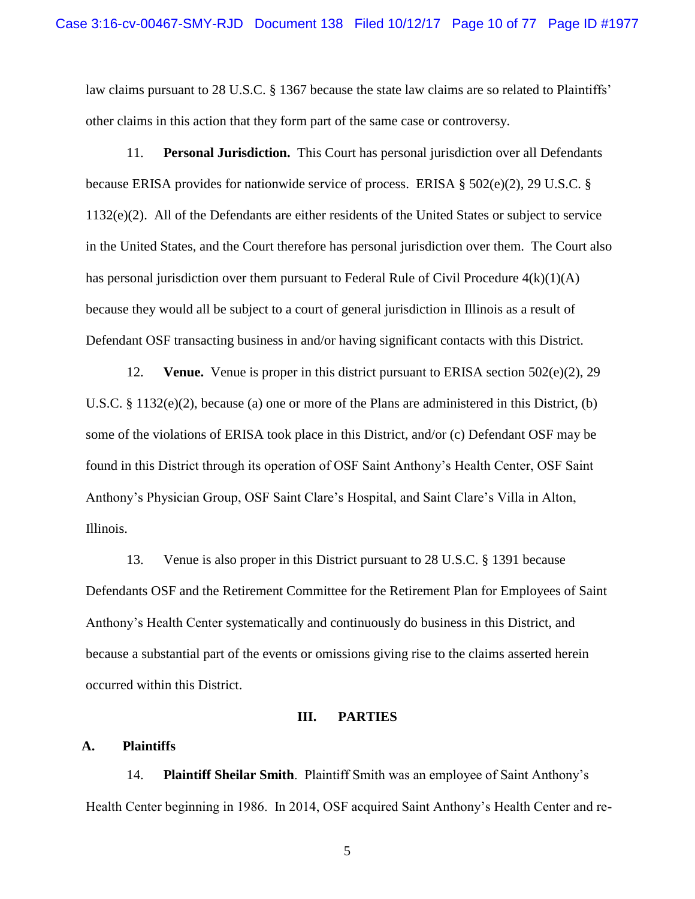law claims pursuant to 28 U.S.C. § 1367 because the state law claims are so related to Plaintiffs' other claims in this action that they form part of the same case or controversy.

11. **Personal Jurisdiction.** This Court has personal jurisdiction over all Defendants because ERISA provides for nationwide service of process. ERISA § 502(e)(2), 29 U.S.C. § 1132(e)(2). All of the Defendants are either residents of the United States or subject to service in the United States, and the Court therefore has personal jurisdiction over them. The Court also has personal jurisdiction over them pursuant to Federal Rule of Civil Procedure 4(k)(1)(A) because they would all be subject to a court of general jurisdiction in Illinois as a result of Defendant OSF transacting business in and/or having significant contacts with this District.

12. **Venue.** Venue is proper in this district pursuant to ERISA section 502(e)(2), 29 U.S.C. § 1132(e)(2), because (a) one or more of the Plans are administered in this District, (b) some of the violations of ERISA took place in this District, and/or (c) Defendant OSF may be found in this District through its operation of OSF Saint Anthony's Health Center, OSF Saint Anthony's Physician Group, OSF Saint Clare's Hospital, and Saint Clare's Villa in Alton, Illinois.

13. Venue is also proper in this District pursuant to 28 U.S.C. § 1391 because Defendants OSF and the Retirement Committee for the Retirement Plan for Employees of Saint Anthony's Health Center systematically and continuously do business in this District, and because a substantial part of the events or omissions giving rise to the claims asserted herein occurred within this District.

## III. PARTIES

### A. Plaintiffs

14. **Plaintiff Sheilar Smith**. Plaintiff Smith was an employee of Saint Anthony's Health Center beginning in 1986. In 2014, OSF acquired Saint Anthony's Health Center and re-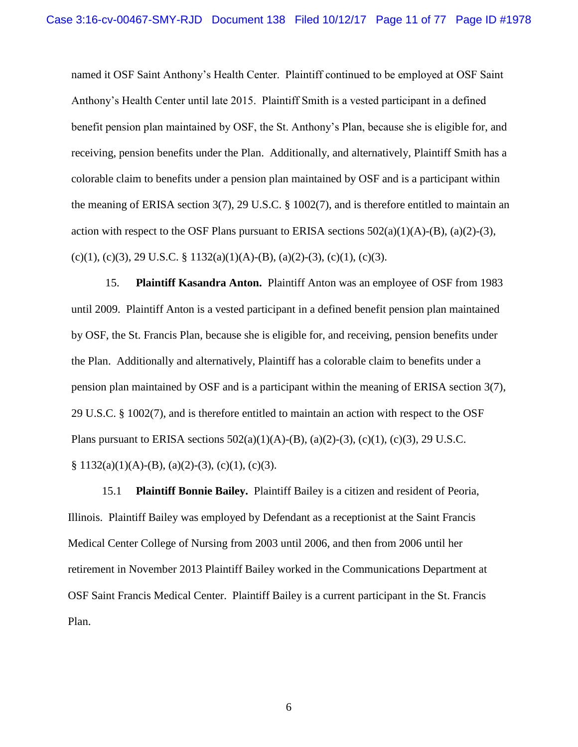named it OSF Saint Anthony's Health Center. Plaintiff continued to be employed at OSF Saint Anthony's Health Center until late 2015. Plaintiff Smith is a vested participant in a defined benefit pension plan maintained by OSF, the St. Anthony's Plan, because she is eligible for, and receiving, pension benefits under the Plan. Additionally, and alternatively, Plaintiff Smith has a colorable claim to benefits under a pension plan maintained by OSF and is a participant within the meaning of ERISA section 3(7), 29 U.S.C. § 1002(7), and is therefore entitled to maintain an action with respect to the OSF Plans pursuant to ERISA sections 502(a)(1)(A)-(B), (a)(2)-(3), (c)(1), (c)(3), 29 U.S.C. § 1132(a)(1)(A)-(B), (a)(2)-(3), (c)(1), (c)(3).

15. **Plaintiff Kasandra Anton.** Plaintiff Anton was an employee of OSF from 1983 until 2009. Plaintiff Anton is a vested participant in a defined benefit pension plan maintained by OSF, the St. Francis Plan, because she is eligible for, and receiving, pension benefits under the Plan. Additionally and alternatively, Plaintiff has a colorable claim to benefits under a pension plan maintained by OSF and is a participant within the meaning of ERISA section 3(7), 29 U.S.C. § 1002(7), and is therefore entitled to maintain an action with respect to the OSF Plans pursuant to ERISA sections 502(a)(1)(A)-(B), (a)(2)-(3), (c)(1), (c)(3), 29 U.S.C. § 1132(a)(1)(A)-(B), (a)(2)-(3), (c)(1), (c)(3).

15.1 **Plaintiff Bonnie Bailey.** Plaintiff Bailey is a citizen and resident of Peoria, Illinois. Plaintiff Bailey was employed by Defendant as a receptionist at the Saint Francis Medical Center College of Nursing from 2003 until 2006, and then from 2006 until her retirement in November 2013 Plaintiff Bailey worked in the Communications Department at OSF Saint Francis Medical Center. Plaintiff Bailey is a current participant in the St. Francis Plan.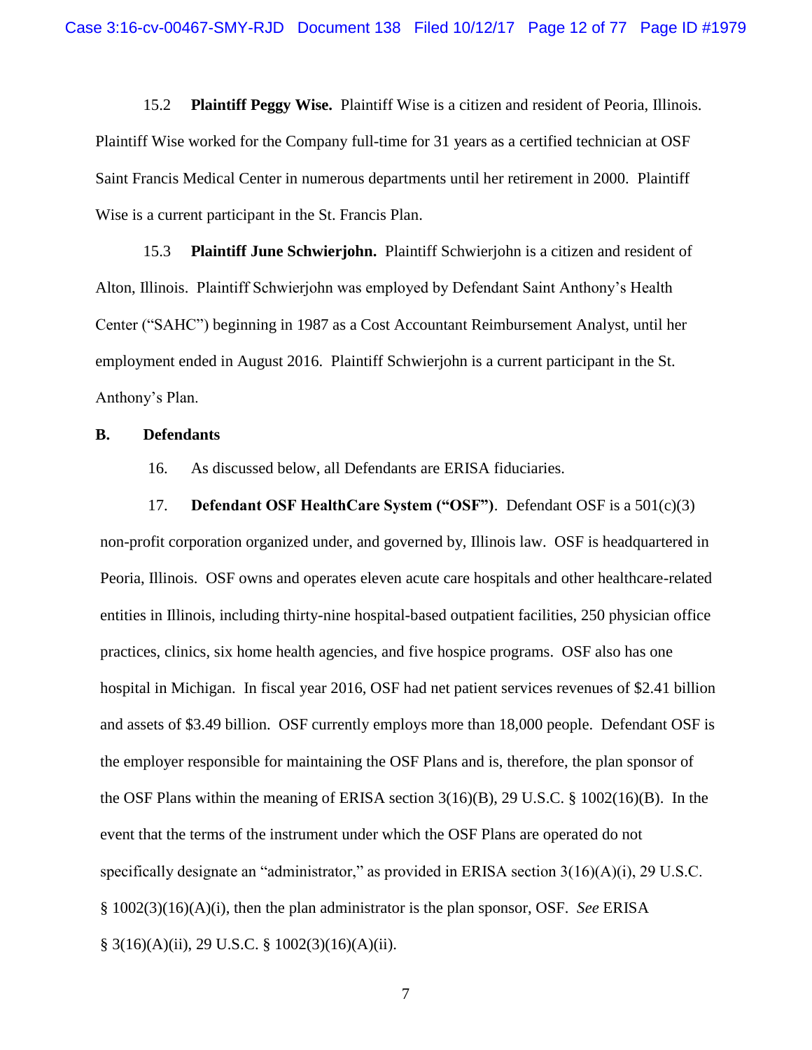15.2 **Plaintiff Peggy Wise.** Plaintiff Wise is a citizen and resident of Peoria, Illinois. Plaintiff Wise worked for the Company full-time for 31 years as a certified technician at OSF Saint Francis Medical Center in numerous departments until her retirement in 2000. Plaintiff Wise is a current participant in the St. Francis Plan.

15.3 **Plaintiff June Schwierjohn.** Plaintiff Schwierjohn is a citizen and resident of Alton, Illinois. Plaintiff Schwierjohn was employed by Defendant Saint Anthony's Health Center ("SAHC") beginning in 1987 as a Cost Accountant Reimbursement Analyst, until her employment ended in August 2016. Plaintiff Schwierjohn is a current participant in the St. Anthony's Plan.

## B. Defendants

16. As discussed below, all Defendants are ERISA fiduciaries.

17. **Defendant OSF HealthCare System ("OSF")**. Defendant OSF is a 501(c)(3) non-profit corporation organized under, and governed by, Illinois law. OSF is headquartered in Peoria, Illinois. OSF owns and operates eleven acute care hospitals and other healthcare-related entities in Illinois, including thirty-nine hospital-based outpatient facilities, 250 physician office practices, clinics, six home health agencies, and five hospice programs. OSF also has one hospital in Michigan. In fiscal year 2016, OSF had net patient services revenues of $2.41 billion and assets of $3.49 billion. OSF currently employs more than 18,000 people. Defendant OSF is the employer responsible for maintaining the OSF Plans and is, therefore, the plan sponsor of the OSF Plans within the meaning of ERISA section 3(16)(B), 29 U.S.C. § 1002(16)(B). In the event that the terms of the instrument under which the OSF Plans are operated do not specifically designate an "administrator," as provided in ERISA section 3(16)(A)(i), 29 U.S.C. § 1002(3)(16)(A)(i), then the plan administrator is the plan sponsor, OSF. *See* ERISA § 3(16)(A)(ii), 29 U.S.C. § 1002(3)(16)(A)(ii).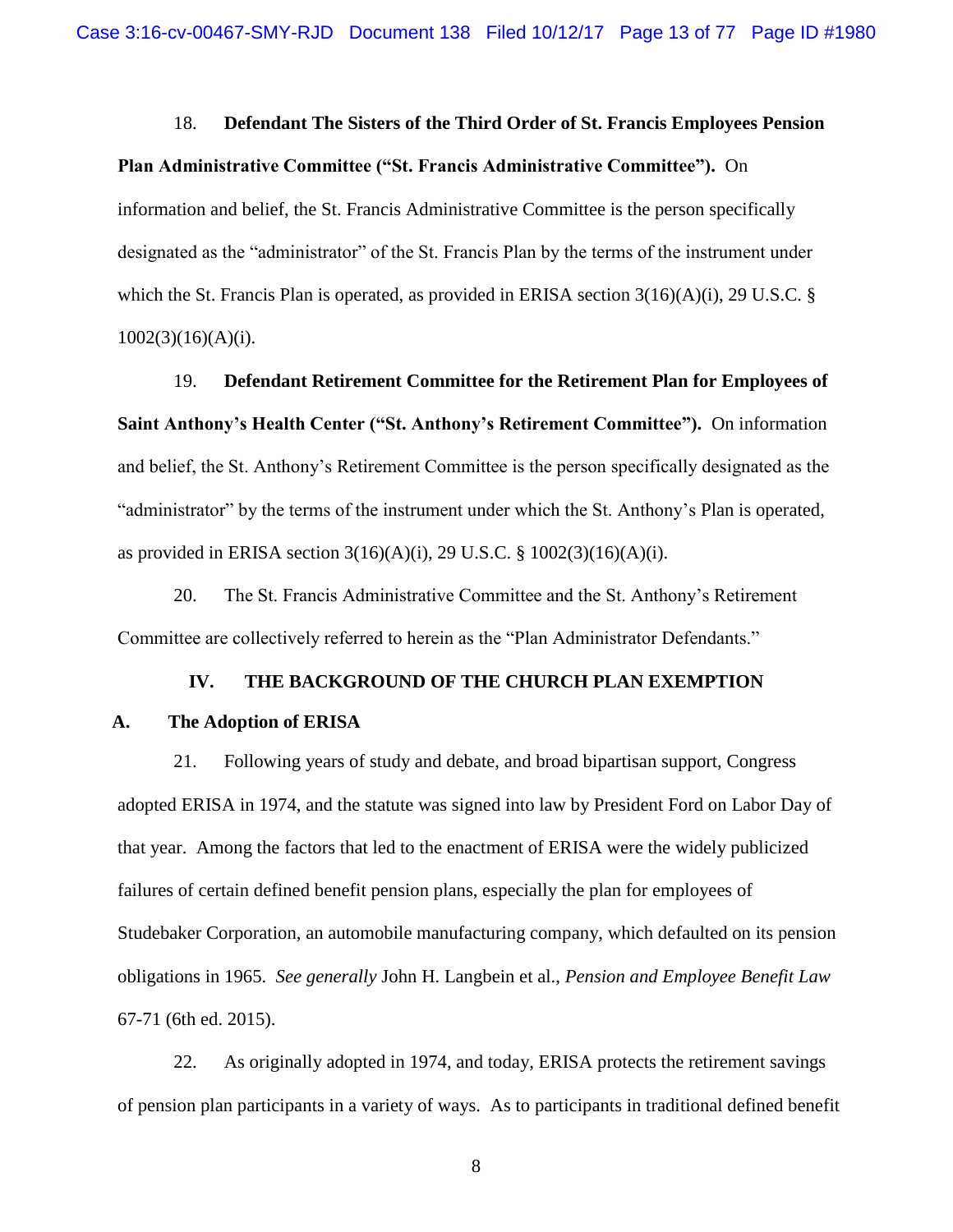18. **Defendant The Sisters of the Third Order of St. Francis Employees Pension Plan Administrative Committee ("St. Francis Administrative Committee").** On information and belief, the St. Francis Administrative Committee is the person specifically designated as the "administrator" of the St. Francis Plan by the terms of the instrument under which the St. Francis Plan is operated, as provided in ERISA section 3(16)(A)(i), 29 U.S.C. § 1002(3)(16)(A)(i).

19. **Defendant Retirement Committee for the Retirement Plan for Employees of Saint Anthony's Health Center ("St. Anthony's Retirement Committee").** On information and belief, the St. Anthony's Retirement Committee is the person specifically designated as the "administrator" by the terms of the instrument under which the St. Anthony's Plan is operated, as provided in ERISA section 3(16)(A)(i), 29 U.S.C. § 1002(3)(16)(A)(i).

20. The St. Francis Administrative Committee and the St. Anthony's Retirement Committee are collectively referred to herein as the "Plan Administrator Defendants."

## IV. THE BACKGROUND OF THE CHURCH PLAN EXEMPTION

### A. The Adoption of ERISA

21. Following years of study and debate, and broad bipartisan support, Congress adopted ERISA in 1974, and the statute was signed into law by President Ford on Labor Day of that year. Among the factors that led to the enactment of ERISA were the widely publicized failures of certain defined benefit pension plans, especially the plan for employees of Studebaker Corporation, an automobile manufacturing company, which defaulted on its pension obligations in 1965. *See generally* John H. Langbein et al., *Pension and Employee Benefit Law* 67-71 (6th ed. 2015).

22. As originally adopted in 1974, and today, ERISA protects the retirement savings of pension plan participants in a variety of ways. As to participants in traditional defined benefit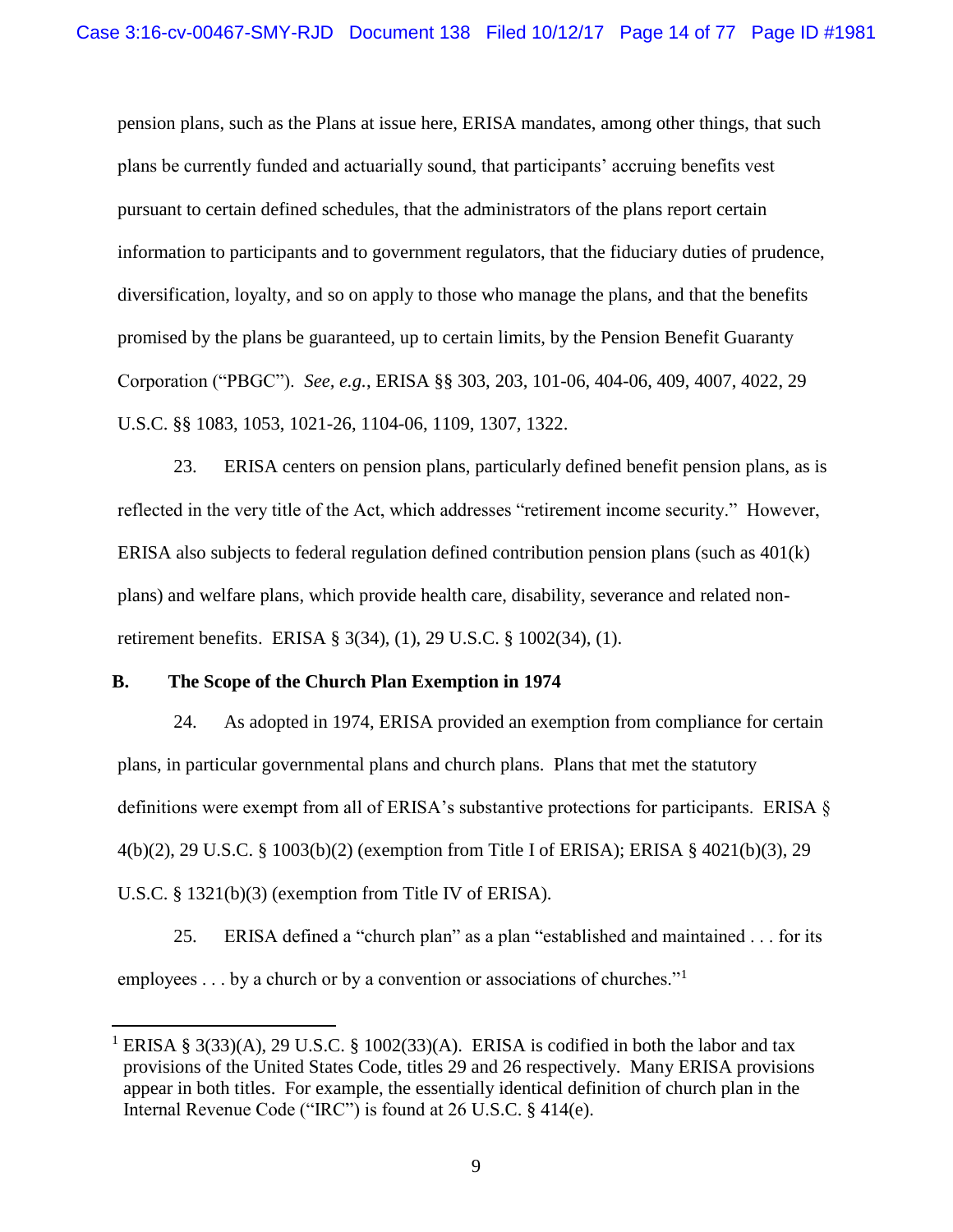pension plans, such as the Plans at issue here, ERISA mandates, among other things, that such plans be currently funded and actuarially sound, that participants' accruing benefits vest pursuant to certain defined schedules, that the administrators of the plans report certain information to participants and to government regulators, that the fiduciary duties of prudence, diversification, loyalty, and so on apply to those who manage the plans, and that the benefits promised by the plans be guaranteed, up to certain limits, by the Pension Benefit Guaranty Corporation ("PBGC"). *See, e.g.*, ERISA §§ 303, 203, 101-06, 404-06, 409, 4007, 4022, 29 U.S.C. §§ 1083, 1053, 1021-26, 1104-06, 1109, 1307, 1322.

23. ERISA centers on pension plans, particularly defined benefit pension plans, as is reflected in the very title of the Act, which addresses "retirement income security." However, ERISA also subjects to federal regulation defined contribution pension plans (such as 401(k) plans) and welfare plans, which provide health care, disability, severance and related non-retirement benefits. ERISA § 3(34), (1), 29 U.S.C. § 1002(34), (1).

### B. The Scope of the Church Plan Exemption in 1974

24. As adopted in 1974, ERISA provided an exemption from compliance for certain plans, in particular governmental plans and church plans. Plans that met the statutory definitions were exempt from all of ERISA's substantive protections for participants. ERISA § 4(b)(2), 29 U.S.C. § 1003(b)(2) (exemption from Title I of ERISA); ERISA § 4021(b)(3), 29 U.S.C. § 1321(b)(3) (exemption from Title IV of ERISA).

25. ERISA defined a "church plan" as a plan "established and maintained . . . for its employees . . . by a church or by a convention or associations of churches."[1]

---

[1] ERISA § 3(33)(A), 29 U.S.C. § 1002(33)(A). ERISA is codified in both the labor and tax provisions of the United States Code, titles 29 and 26 respectively. Many ERISA provisions appear in both titles. For example, the essentially identical definition of church plan in the Internal Revenue Code ("IRC") is found at 26 U.S.C. § 414(e).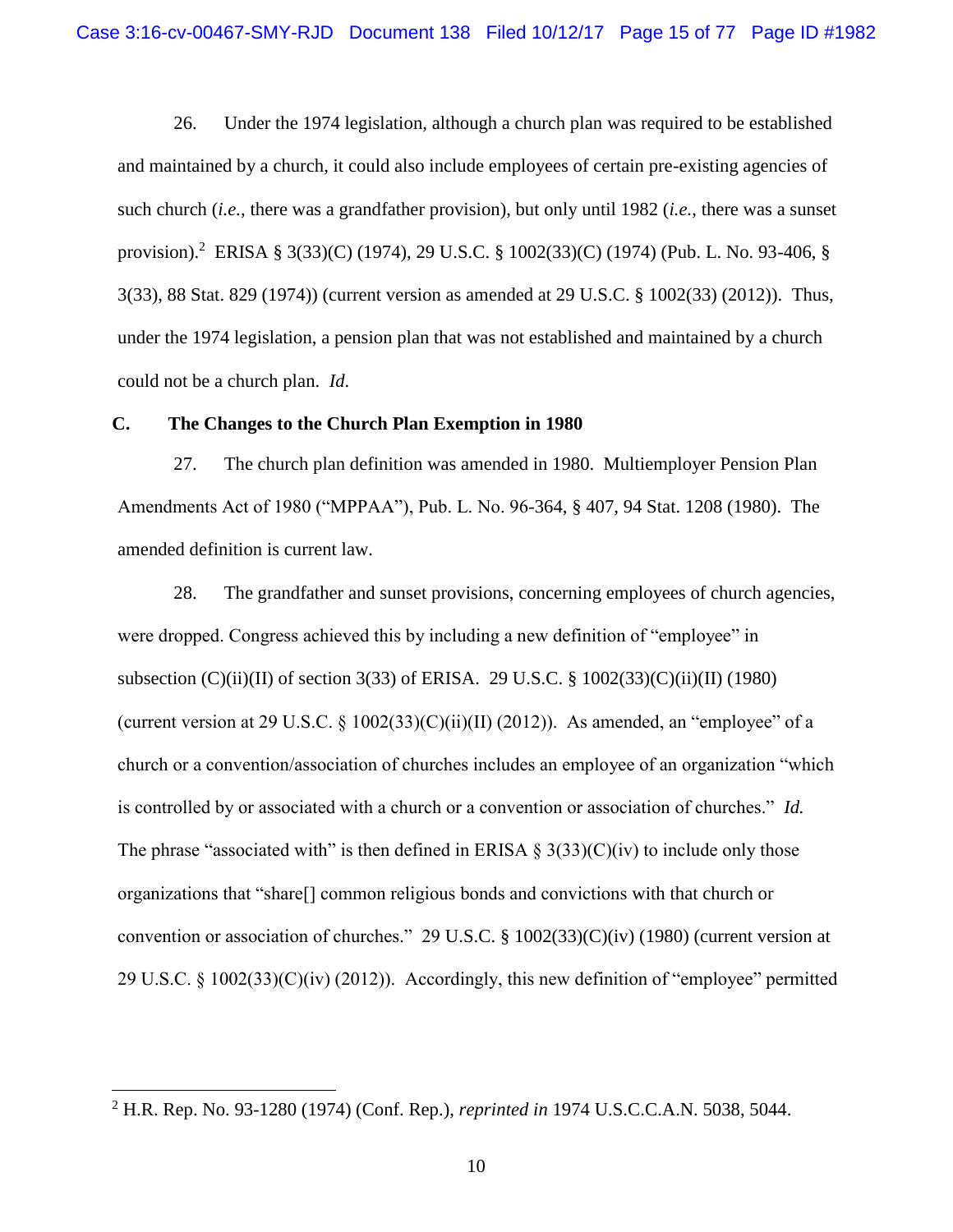26. Under the 1974 legislation, although a church plan was required to be established and maintained by a church, it could also include employees of certain pre-existing agencies of such church (*i.e.*, there was a grandfather provision), but only until 1982 (*i.e.*, there was a sunset provision).[2] ERISA § 3(33)(C) (1974), 29 U.S.C. § 1002(33)(C) (1974) (Pub. L. No. 93-406, § 3(33), 88 Stat. 829 (1974)) (current version as amended at 29 U.S.C. § 1002(33) (2012)). Thus, under the 1974 legislation, a pension plan that was not established and maintained by a church could not be a church plan. *Id.*

### C. The Changes to the Church Plan Exemption in 1980

27. The church plan definition was amended in 1980. Multiemployer Pension Plan Amendments Act of 1980 ("MPPAA"), Pub. L. No. 96-364, § 407, 94 Stat. 1208 (1980). The amended definition is current law.

28. The grandfather and sunset provisions, concerning employees of church agencies, were dropped. Congress achieved this by including a new definition of "employee" in subsection (C)(ii)(II) of section 3(33) of ERISA. 29 U.S.C. § 1002(33)(C)(ii)(II) (1980) (current version at 29 U.S.C. § 1002(33)(C)(ii)(II) (2012)). As amended, an "employee" of a church or a convention/association of churches includes an employee of an organization "which is controlled by or associated with a church or a convention or association of churches." *Id.* The phrase "associated with" is then defined in ERISA § 3(33)(C)(iv) to include only those organizations that "share[] common religious bonds and convictions with that church or convention or association of churches." 29 U.S.C. § 1002(33)(C)(iv) (1980) (current version at 29 U.S.C. § 1002(33)(C)(iv) (2012)). Accordingly, this new definition of "employee" permitted

---

[2] H.R. Rep. No. 93-1280 (1974) (Conf. Rep.), *reprinted in* 1974 U.S.C.C.A.N. 5038, 5044.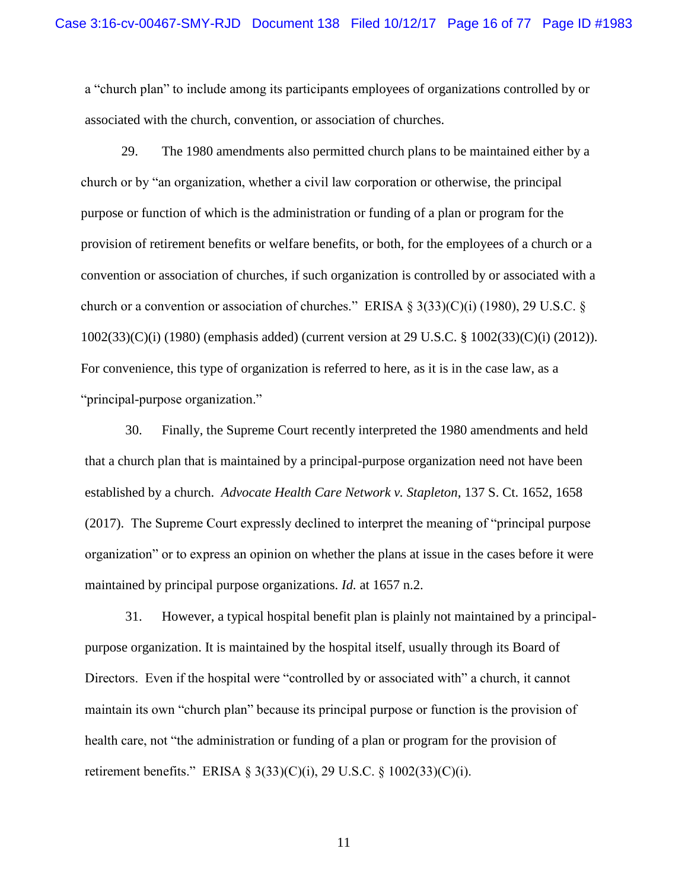a "church plan" to include among its participants employees of organizations controlled by or associated with the church, convention, or association of churches.

29. The 1980 amendments also permitted church plans to be maintained either by a church or by "an organization, whether a civil law corporation or otherwise, the principal purpose or function of which is the administration or funding of a plan or program for the provision of retirement benefits or welfare benefits, or both, for the employees of a church or a convention or association of churches, if such organization is controlled by or associated with a church or a convention or association of churches." ERISA § 3(33)(C)(i) (1980), 29 U.S.C. § 1002(33)(C)(i) (1980) (emphasis added) (current version at 29 U.S.C. § 1002(33)(C)(i) (2012)). For convenience, this type of organization is referred to here, as it is in the case law, as a "principal-purpose organization."

30. Finally, the Supreme Court recently interpreted the 1980 amendments and held that a church plan that is maintained by a principal-purpose organization need not have been established by a church. *Advocate Health Care Network v. Stapleton*, 137 S. Ct. 1652, 1658 (2017). The Supreme Court expressly declined to interpret the meaning of "principal purpose organization" or to express an opinion on whether the plans at issue in the cases before it were maintained by principal purpose organizations. *Id.* at 1657 n.2.

31. However, a typical hospital benefit plan is plainly not maintained by a principal-purpose organization. It is maintained by the hospital itself, usually through its Board of Directors. Even if the hospital were "controlled by or associated with" a church, it cannot maintain its own "church plan" because its principal purpose or function is the provision of health care, not "the administration or funding of a plan or program for the provision of retirement benefits." ERISA § 3(33)(C)(i), 29 U.S.C. § 1002(33)(C)(i).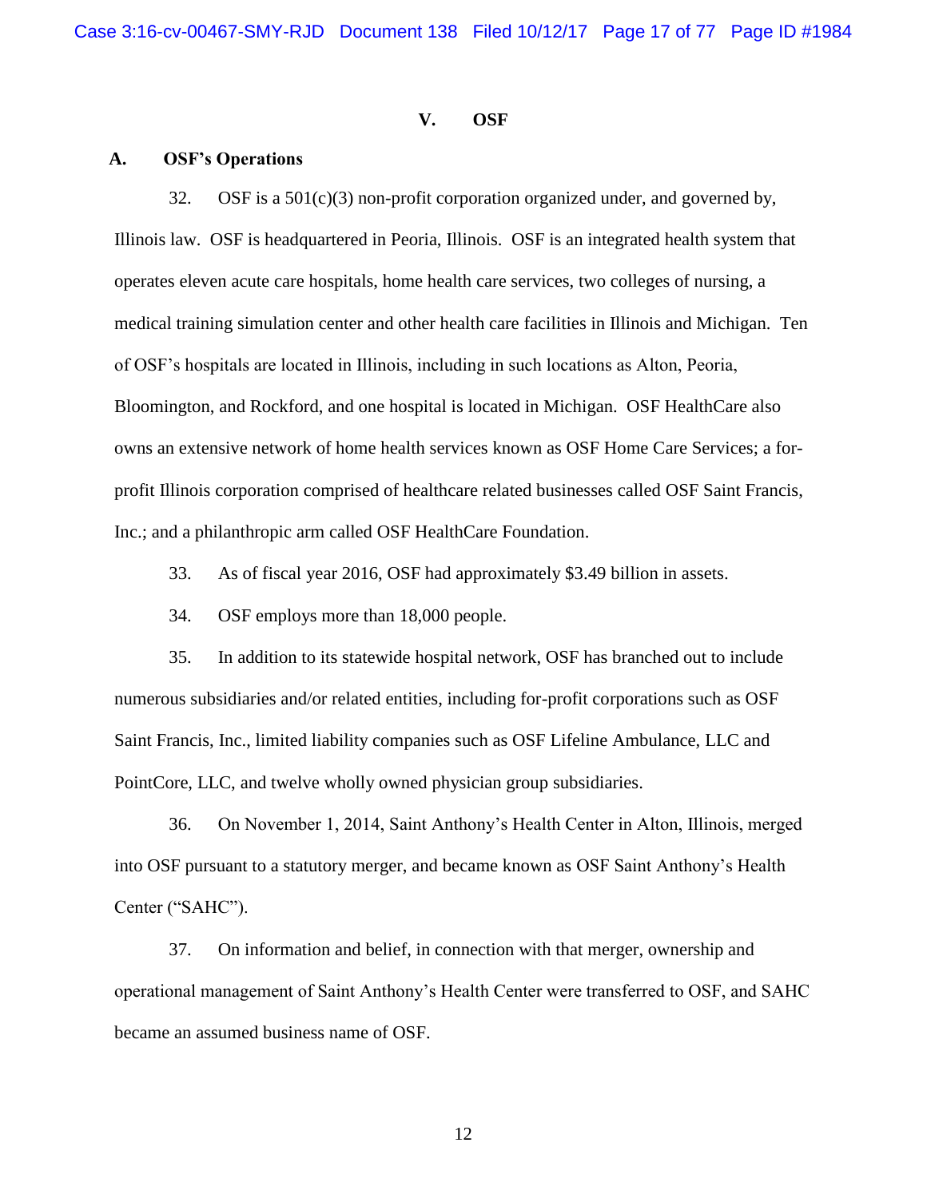## V. OSF

### A. OSF's Operations

32. OSF is a 501(c)(3) non-profit corporation organized under, and governed by, Illinois law. OSF is headquartered in Peoria, Illinois. OSF is an integrated health system that operates eleven acute care hospitals, home health care services, two colleges of nursing, a medical training simulation center and other health care facilities in Illinois and Michigan. Ten of OSF's hospitals are located in Illinois, including in such locations as Alton, Peoria, Bloomington, and Rockford, and one hospital is located in Michigan. OSF HealthCare also owns an extensive network of home health services known as OSF Home Care Services; a for-profit Illinois corporation comprised of healthcare related businesses called OSF Saint Francis, Inc.; and a philanthropic arm called OSF HealthCare Foundation.

33. As of fiscal year 2016, OSF had approximately $3.49 billion in assets.

34. OSF employs more than 18,000 people.

35. In addition to its statewide hospital network, OSF has branched out to include numerous subsidiaries and/or related entities, including for-profit corporations such as OSF Saint Francis, Inc., limited liability companies such as OSF Lifeline Ambulance, LLC and PointCore, LLC, and twelve wholly owned physician group subsidiaries.

36. On November 1, 2014, Saint Anthony's Health Center in Alton, Illinois, merged into OSF pursuant to a statutory merger, and became known as OSF Saint Anthony's Health Center ("SAHC").

37. On information and belief, in connection with that merger, ownership and operational management of Saint Anthony's Health Center were transferred to OSF, and SAHC became an assumed business name of OSF.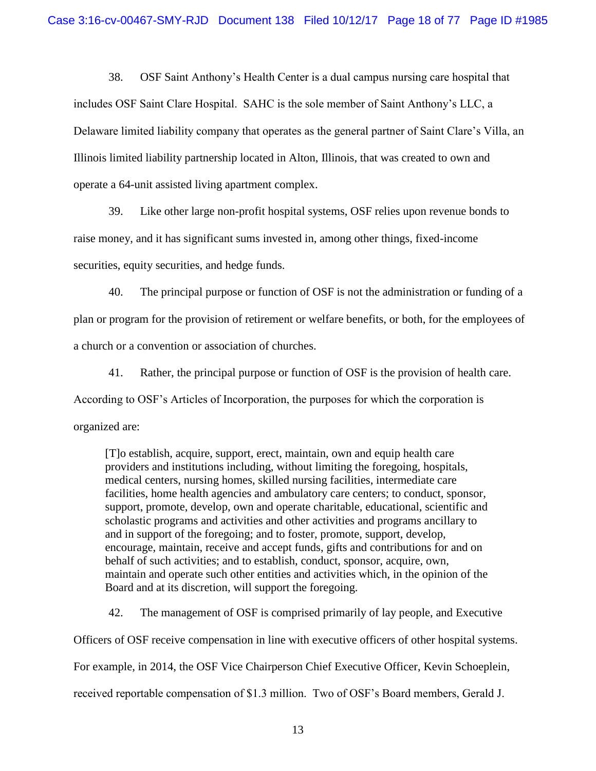38. OSF Saint Anthony's Health Center is a dual campus nursing care hospital that includes OSF Saint Clare Hospital. SAHC is the sole member of Saint Anthony's LLC, a Delaware limited liability company that operates as the general partner of Saint Clare's Villa, an Illinois limited liability partnership located in Alton, Illinois, that was created to own and operate a 64-unit assisted living apartment complex.

39. Like other large non-profit hospital systems, OSF relies upon revenue bonds to raise money, and it has significant sums invested in, among other things, fixed-income securities, equity securities, and hedge funds.

40. The principal purpose or function of OSF is not the administration or funding of a plan or program for the provision of retirement or welfare benefits, or both, for the employees of a church or a convention or association of churches.

41. Rather, the principal purpose or function of OSF is the provision of health care. According to OSF's Articles of Incorporation, the purposes for which the corporation is organized are:

> [T]o establish, acquire, support, erect, maintain, own and equip health care providers and institutions including, without limiting the foregoing, hospitals, medical centers, nursing homes, skilled nursing facilities, intermediate care facilities, home health agencies and ambulatory care centers; to conduct, sponsor, support, promote, develop, own and operate charitable, educational, scientific and scholastic programs and activities and other activities and programs ancillary to and in support of the foregoing; and to foster, promote, support, develop, encourage, maintain, receive and accept funds, gifts and contributions for and on behalf of such activities; and to establish, conduct, sponsor, acquire, own, maintain and operate such other entities and activities which, in the opinion of the Board and at its discretion, will support the foregoing.

42. The management of OSF is comprised primarily of lay people, and Executive Officers of OSF receive compensation in line with executive officers of other hospital systems. For example, in 2014, the OSF Vice Chairperson Chief Executive Officer, Kevin Schoeplein, received reportable compensation of $1.3 million. Two of OSF's Board members, Gerald J.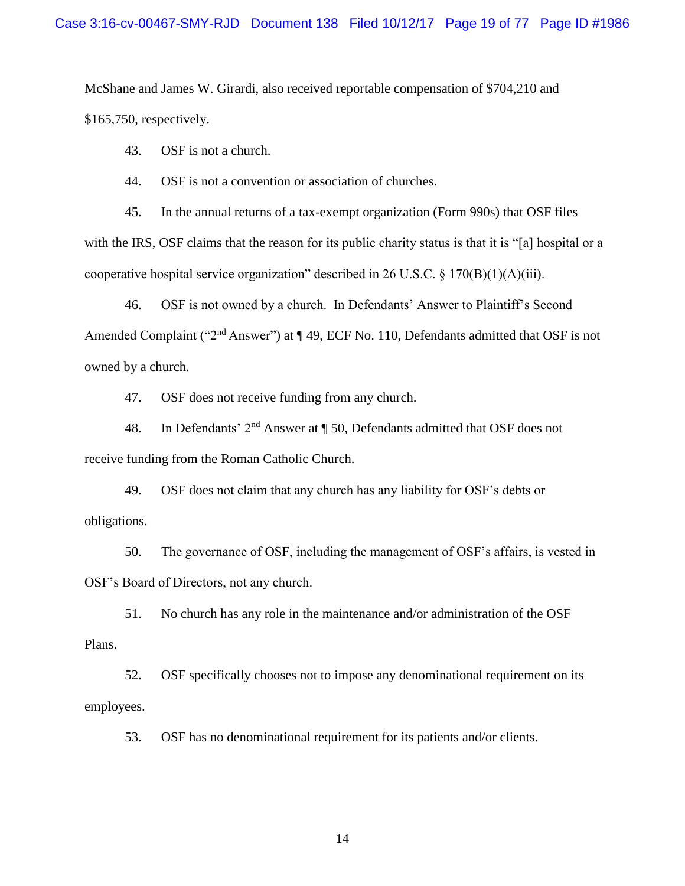McShane and James W. Girardi, also received reportable compensation of $704,210 and $165,750, respectively.

43. OSF is not a church.

44. OSF is not a convention or association of churches.

45. In the annual returns of a tax-exempt organization (Form 990s) that OSF files with the IRS, OSF claims that the reason for its public charity status is that it is "[a] hospital or a cooperative hospital service organization" described in 26 U.S.C. § 170(B)(1)(A)(iii).

46. OSF is not owned by a church. In Defendants' Answer to Plaintiff's Second Amended Complaint ("2nd Answer") at ¶ 49, ECF No. 110, Defendants admitted that OSF is not owned by a church.

47. OSF does not receive funding from any church.

48. In Defendants' 2nd Answer at ¶ 50, Defendants admitted that OSF does not receive funding from the Roman Catholic Church.

49. OSF does not claim that any church has any liability for OSF's debts or obligations.

50. The governance of OSF, including the management of OSF's affairs, is vested in OSF's Board of Directors, not any church.

51. No church has any role in the maintenance and/or administration of the OSF Plans.

52. OSF specifically chooses not to impose any denominational requirement on its employees.

53. OSF has no denominational requirement for its patients and/or clients.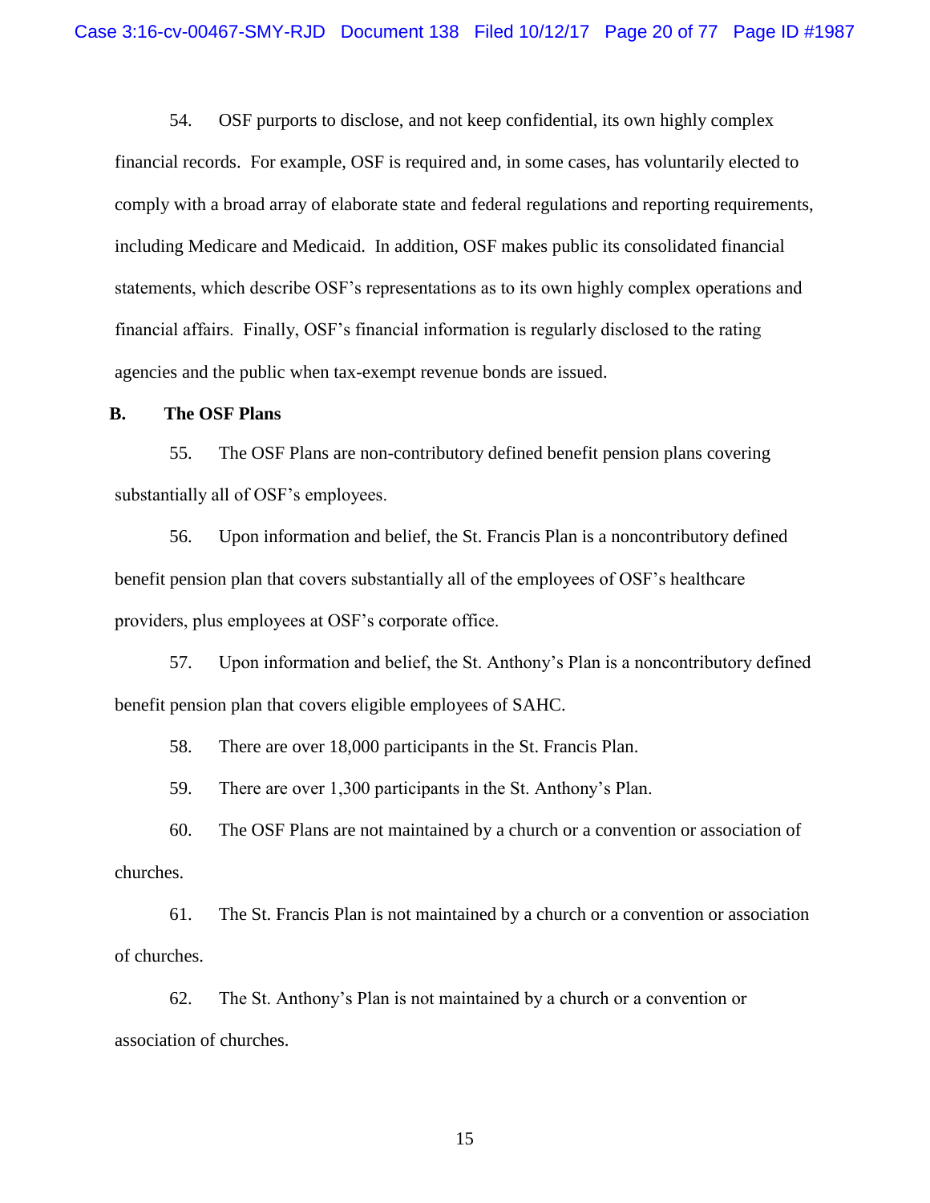54. OSF purports to disclose, and not keep confidential, its own highly complex financial records. For example, OSF is required and, in some cases, has voluntarily elected to comply with a broad array of elaborate state and federal regulations and reporting requirements, including Medicare and Medicaid. In addition, OSF makes public its consolidated financial statements, which describe OSF's representations as to its own highly complex operations and financial affairs. Finally, OSF's financial information is regularly disclosed to the rating agencies and the public when tax-exempt revenue bonds are issued.

**B. The OSF Plans**

55. The OSF Plans are non-contributory defined benefit pension plans covering substantially all of OSF's employees.

56. Upon information and belief, the St. Francis Plan is a noncontributory defined benefit pension plan that covers substantially all of the employees of OSF's healthcare providers, plus employees at OSF's corporate office.

57. Upon information and belief, the St. Anthony's Plan is a noncontributory defined benefit pension plan that covers eligible employees of SAHC.

58. There are over 18,000 participants in the St. Francis Plan.

59. There are over 1,300 participants in the St. Anthony's Plan.

60. The OSF Plans are not maintained by a church or a convention or association of churches.

61. The St. Francis Plan is not maintained by a church or a convention or association of churches.

62. The St. Anthony's Plan is not maintained by a church or a convention or association of churches.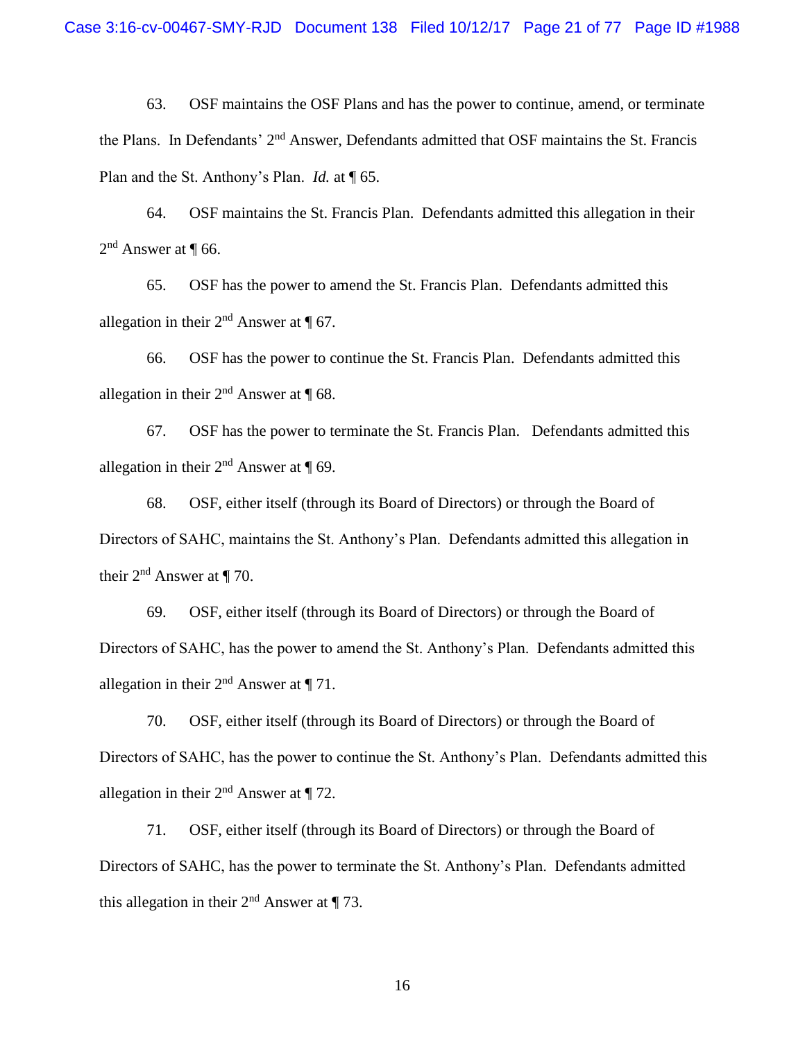63. OSF maintains the OSF Plans and has the power to continue, amend, or terminate the Plans. In Defendants' 2nd Answer, Defendants admitted that OSF maintains the St. Francis Plan and the St. Anthony's Plan. *Id.* at ¶ 65.

64. OSF maintains the St. Francis Plan. Defendants admitted this allegation in their 2nd Answer at ¶ 66.

65. OSF has the power to amend the St. Francis Plan. Defendants admitted this allegation in their 2nd Answer at ¶ 67.

66. OSF has the power to continue the St. Francis Plan. Defendants admitted this allegation in their 2nd Answer at ¶ 68.

67. OSF has the power to terminate the St. Francis Plan. Defendants admitted this allegation in their 2nd Answer at ¶ 69.

68. OSF, either itself (through its Board of Directors) or through the Board of Directors of SAHC, maintains the St. Anthony's Plan. Defendants admitted this allegation in their 2nd Answer at ¶ 70.

69. OSF, either itself (through its Board of Directors) or through the Board of Directors of SAHC, has the power to amend the St. Anthony's Plan. Defendants admitted this allegation in their 2nd Answer at ¶ 71.

70. OSF, either itself (through its Board of Directors) or through the Board of Directors of SAHC, has the power to continue the St. Anthony's Plan. Defendants admitted this allegation in their 2nd Answer at ¶ 72.

71. OSF, either itself (through its Board of Directors) or through the Board of Directors of SAHC, has the power to terminate the St. Anthony's Plan. Defendants admitted this allegation in their 2nd Answer at ¶ 73.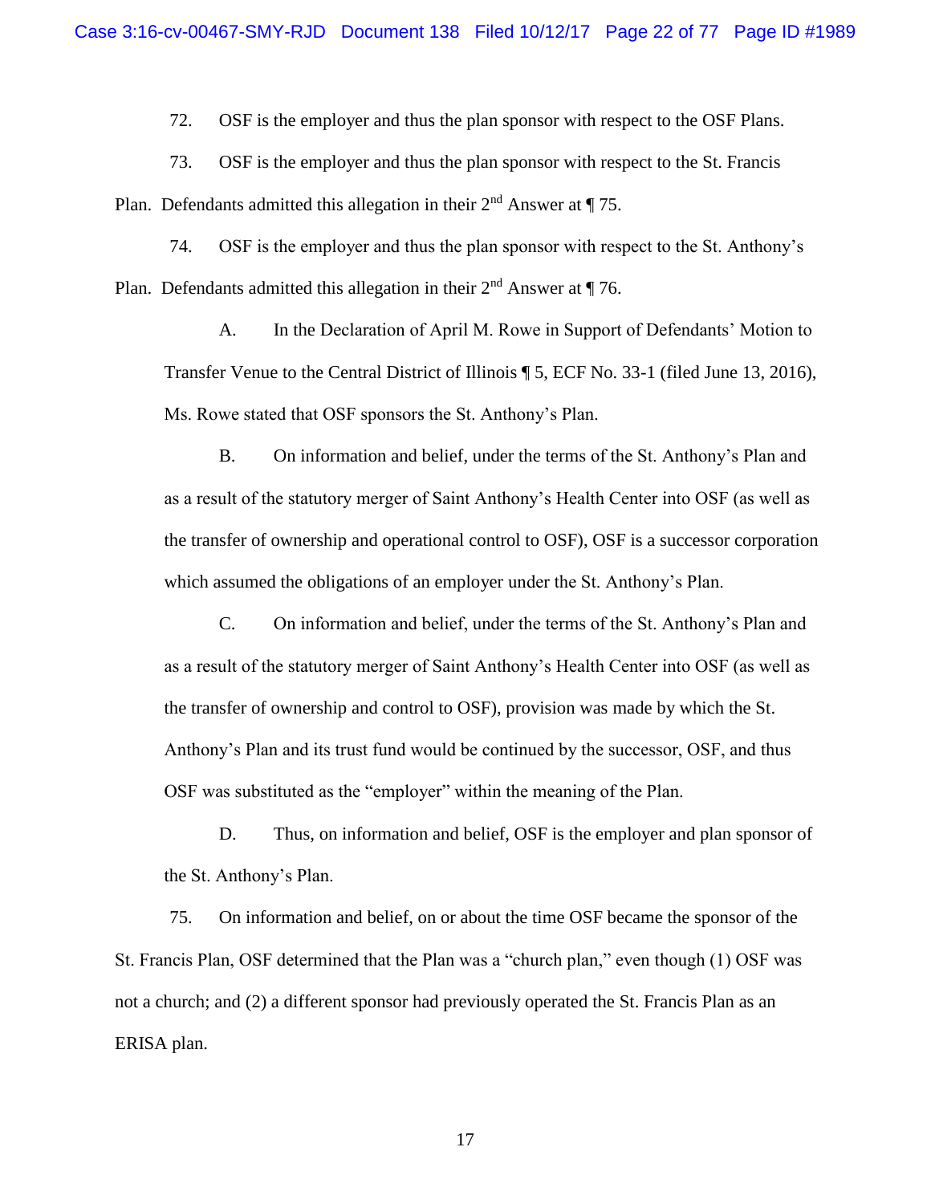72. OSF is the employer and thus the plan sponsor with respect to the OSF Plans.

73. OSF is the employer and thus the plan sponsor with respect to the St. Francis Plan. Defendants admitted this allegation in their 2nd Answer at ¶ 75.

74. OSF is the employer and thus the plan sponsor with respect to the St. Anthony's Plan. Defendants admitted this allegation in their 2nd Answer at ¶ 76.

A. In the Declaration of April M. Rowe in Support of Defendants' Motion to Transfer Venue to the Central District of Illinois ¶ 5, ECF No. 33-1 (filed June 13, 2016), Ms. Rowe stated that OSF sponsors the St. Anthony's Plan.

B. On information and belief, under the terms of the St. Anthony's Plan and as a result of the statutory merger of Saint Anthony's Health Center into OSF (as well as the transfer of ownership and operational control to OSF), OSF is a successor corporation which assumed the obligations of an employer under the St. Anthony's Plan.

C. On information and belief, under the terms of the St. Anthony's Plan and as a result of the statutory merger of Saint Anthony's Health Center into OSF (as well as the transfer of ownership and control to OSF), provision was made by which the St. Anthony's Plan and its trust fund would be continued by the successor, OSF, and thus OSF was substituted as the "employer" within the meaning of the Plan.

D. Thus, on information and belief, OSF is the employer and plan sponsor of the St. Anthony's Plan.

75. On information and belief, on or about the time OSF became the sponsor of the St. Francis Plan, OSF determined that the Plan was a "church plan," even though (1) OSF was not a church; and (2) a different sponsor had previously operated the St. Francis Plan as an ERISA plan.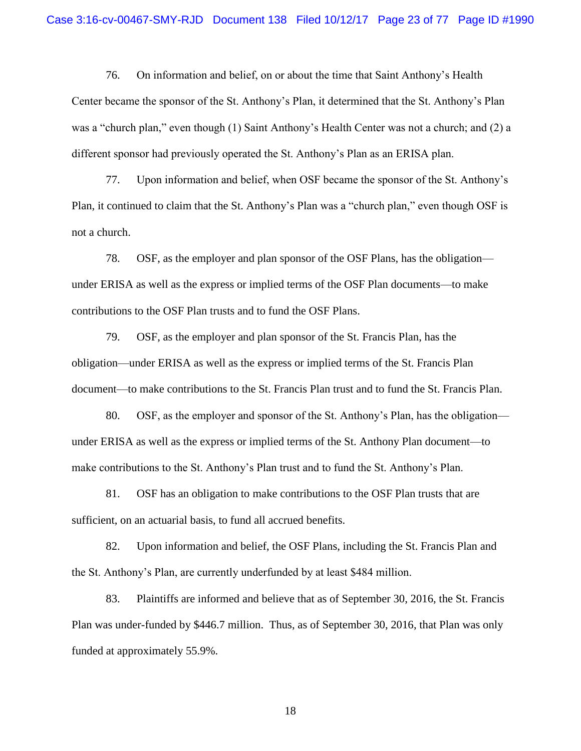76. On information and belief, on or about the time that Saint Anthony's Health Center became the sponsor of the St. Anthony's Plan, it determined that the St. Anthony's Plan was a "church plan," even though (1) Saint Anthony's Health Center was not a church; and (2) a different sponsor had previously operated the St. Anthony's Plan as an ERISA plan.

77. Upon information and belief, when OSF became the sponsor of the St. Anthony's Plan, it continued to claim that the St. Anthony's Plan was a "church plan," even though OSF is not a church.

78. OSF, as the employer and plan sponsor of the OSF Plans, has the obligation—under ERISA as well as the express or implied terms of the OSF Plan documents—to make contributions to the OSF Plan trusts and to fund the OSF Plans.

79. OSF, as the employer and plan sponsor of the St. Francis Plan, has the obligation—under ERISA as well as the express or implied terms of the St. Francis Plan document—to make contributions to the St. Francis Plan trust and to fund the St. Francis Plan.

80. OSF, as the employer and sponsor of the St. Anthony's Plan, has the obligation—under ERISA as well as the express or implied terms of the St. Anthony Plan document—to make contributions to the St. Anthony's Plan trust and to fund the St. Anthony's Plan.

81. OSF has an obligation to make contributions to the OSF Plan trusts that are sufficient, on an actuarial basis, to fund all accrued benefits.

82. Upon information and belief, the OSF Plans, including the St. Francis Plan and the St. Anthony's Plan, are currently underfunded by at least $484 million.

83. Plaintiffs are informed and believe that as of September 30, 2016, the St. Francis Plan was under-funded by $446.7 million. Thus, as of September 30, 2016, that Plan was only funded at approximately 55.9%.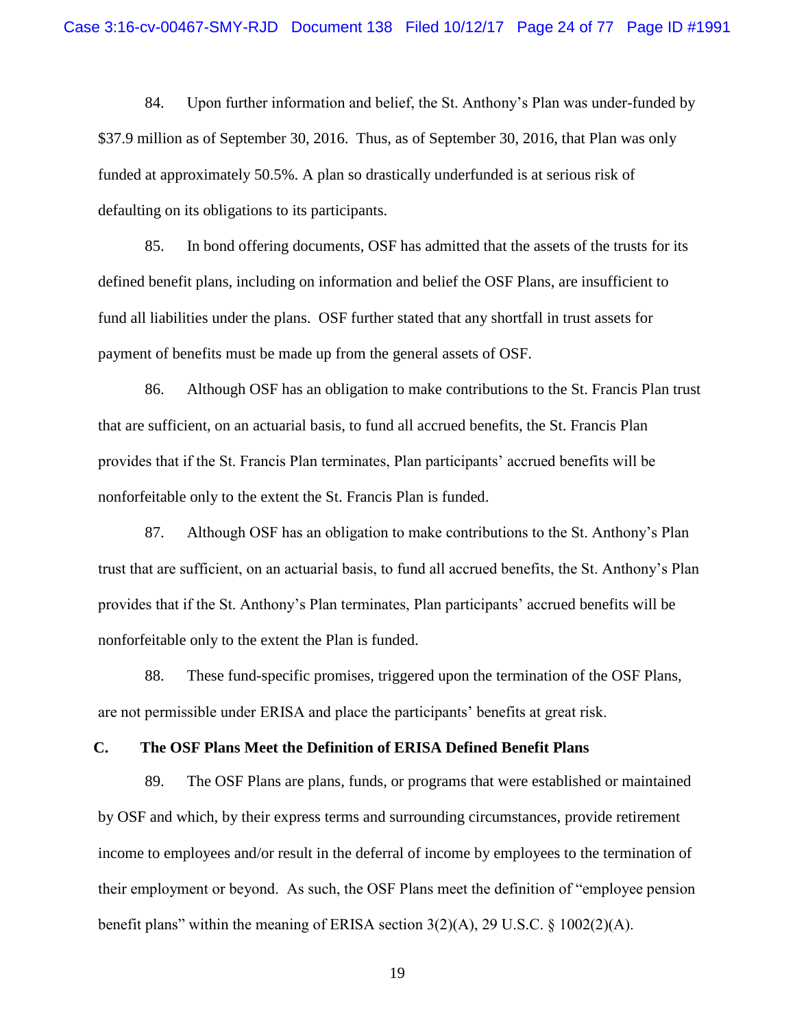84. Upon further information and belief, the St. Anthony's Plan was under-funded by $37.9 million as of September 30, 2016. Thus, as of September 30, 2016, that Plan was only funded at approximately 50.5%. A plan so drastically underfunded is at serious risk of defaulting on its obligations to its participants.

85. In bond offering documents, OSF has admitted that the assets of the trusts for its defined benefit plans, including on information and belief the OSF Plans, are insufficient to fund all liabilities under the plans. OSF further stated that any shortfall in trust assets for payment of benefits must be made up from the general assets of OSF.

86. Although OSF has an obligation to make contributions to the St. Francis Plan trust that are sufficient, on an actuarial basis, to fund all accrued benefits, the St. Francis Plan provides that if the St. Francis Plan terminates, Plan participants' accrued benefits will be nonforfeitable only to the extent the St. Francis Plan is funded.

87. Although OSF has an obligation to make contributions to the St. Anthony's Plan trust that are sufficient, on an actuarial basis, to fund all accrued benefits, the St. Anthony's Plan provides that if the St. Anthony's Plan terminates, Plan participants' accrued benefits will be nonforfeitable only to the extent the Plan is funded.

88. These fund-specific promises, triggered upon the termination of the OSF Plans, are not permissible under ERISA and place the participants' benefits at great risk.

### C. The OSF Plans Meet the Definition of ERISA Defined Benefit Plans

89. The OSF Plans are plans, funds, or programs that were established or maintained by OSF and which, by their express terms and surrounding circumstances, provide retirement income to employees and/or result in the deferral of income by employees to the termination of their employment or beyond. As such, the OSF Plans meet the definition of "employee pension benefit plans" within the meaning of ERISA section 3(2)(A), 29 U.S.C. § 1002(2)(A).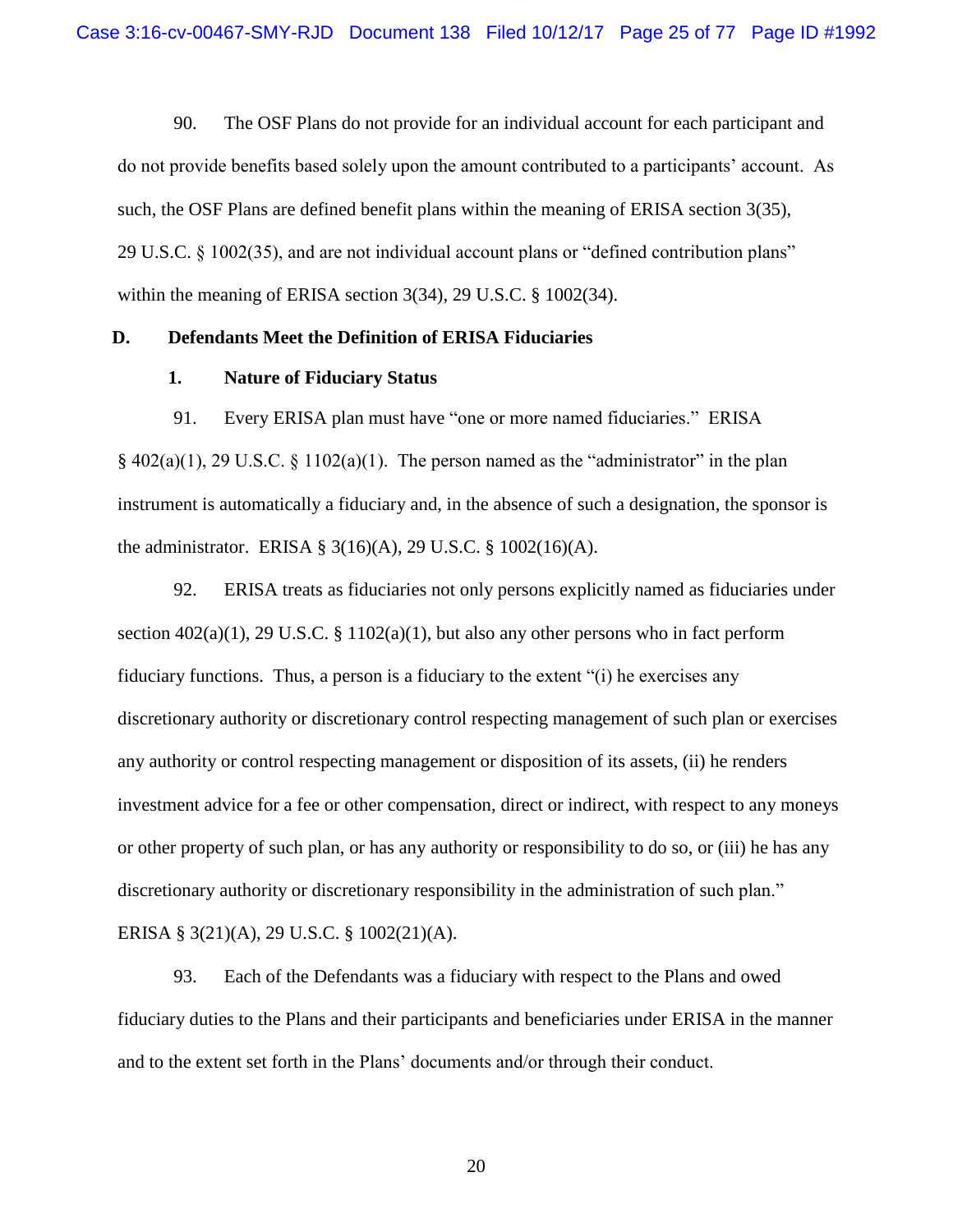90. The OSF Plans do not provide for an individual account for each participant and do not provide benefits based solely upon the amount contributed to a participants' account. As such, the OSF Plans are defined benefit plans within the meaning of ERISA section 3(35), 29 U.S.C. § 1002(35), and are not individual account plans or "defined contribution plans" within the meaning of ERISA section 3(34), 29 U.S.C. § 1002(34).

### D. Defendants Meet the Definition of ERISA Fiduciaries

#### 1. Nature of Fiduciary Status

91. Every ERISA plan must have "one or more named fiduciaries." ERISA § 402(a)(1), 29 U.S.C. § 1102(a)(1). The person named as the "administrator" in the plan instrument is automatically a fiduciary and, in the absence of such a designation, the sponsor is the administrator. ERISA § 3(16)(A), 29 U.S.C. § 1002(16)(A).

92. ERISA treats as fiduciaries not only persons explicitly named as fiduciaries under section 402(a)(1), 29 U.S.C. § 1102(a)(1), but also any other persons who in fact perform fiduciary functions. Thus, a person is a fiduciary to the extent "(i) he exercises any discretionary authority or discretionary control respecting management of such plan or exercises any authority or control respecting management or disposition of its assets, (ii) he renders investment advice for a fee or other compensation, direct or indirect, with respect to any moneys or other property of such plan, or has any authority or responsibility to do so, or (iii) he has any discretionary authority or discretionary responsibility in the administration of such plan." ERISA § 3(21)(A), 29 U.S.C. § 1002(21)(A).

93. Each of the Defendants was a fiduciary with respect to the Plans and owed fiduciary duties to the Plans and their participants and beneficiaries under ERISA in the manner and to the extent set forth in the Plans' documents and/or through their conduct.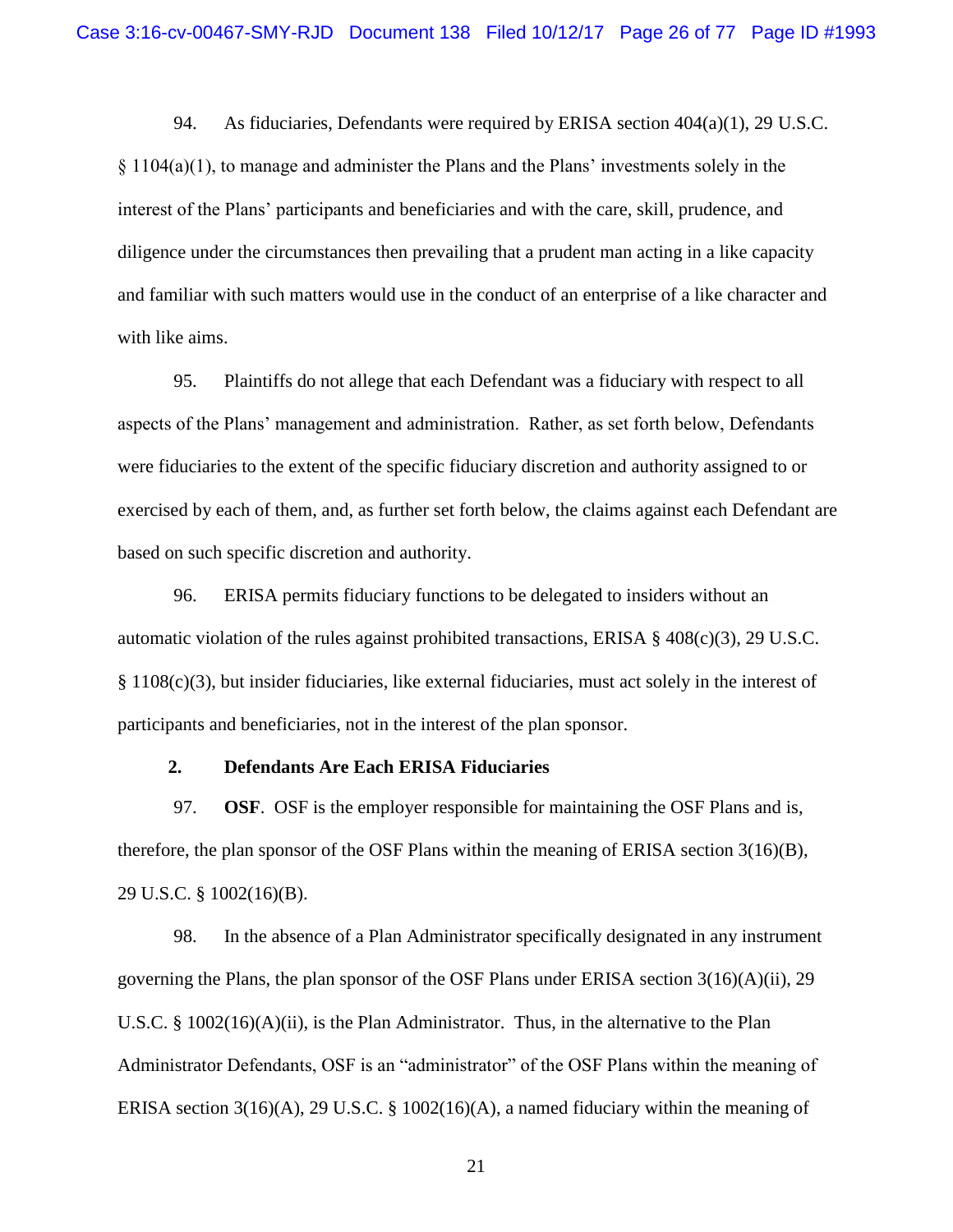94. As fiduciaries, Defendants were required by ERISA section 404(a)(1), 29 U.S.C. § 1104(a)(1), to manage and administer the Plans and the Plans' investments solely in the interest of the Plans' participants and beneficiaries and with the care, skill, prudence, and diligence under the circumstances then prevailing that a prudent man acting in a like capacity and familiar with such matters would use in the conduct of an enterprise of a like character and with like aims.

95. Plaintiffs do not allege that each Defendant was a fiduciary with respect to all aspects of the Plans' management and administration. Rather, as set forth below, Defendants were fiduciaries to the extent of the specific fiduciary discretion and authority assigned to or exercised by each of them, and, as further set forth below, the claims against each Defendant are based on such specific discretion and authority.

96. ERISA permits fiduciary functions to be delegated to insiders without an automatic violation of the rules against prohibited transactions, ERISA § 408(c)(3), 29 U.S.C. § 1108(c)(3), but insider fiduciaries, like external fiduciaries, must act solely in the interest of participants and beneficiaries, not in the interest of the plan sponsor.

**2. Defendants Are Each ERISA Fiduciaries**

97. **OSF**. OSF is the employer responsible for maintaining the OSF Plans and is, therefore, the plan sponsor of the OSF Plans within the meaning of ERISA section 3(16)(B), 29 U.S.C. § 1002(16)(B).

98. In the absence of a Plan Administrator specifically designated in any instrument governing the Plans, the plan sponsor of the OSF Plans under ERISA section 3(16)(A)(ii), 29 U.S.C. § 1002(16)(A)(ii), is the Plan Administrator. Thus, in the alternative to the Plan Administrator Defendants, OSF is an "administrator" of the OSF Plans within the meaning of ERISA section 3(16)(A), 29 U.S.C. § 1002(16)(A), a named fiduciary within the meaning of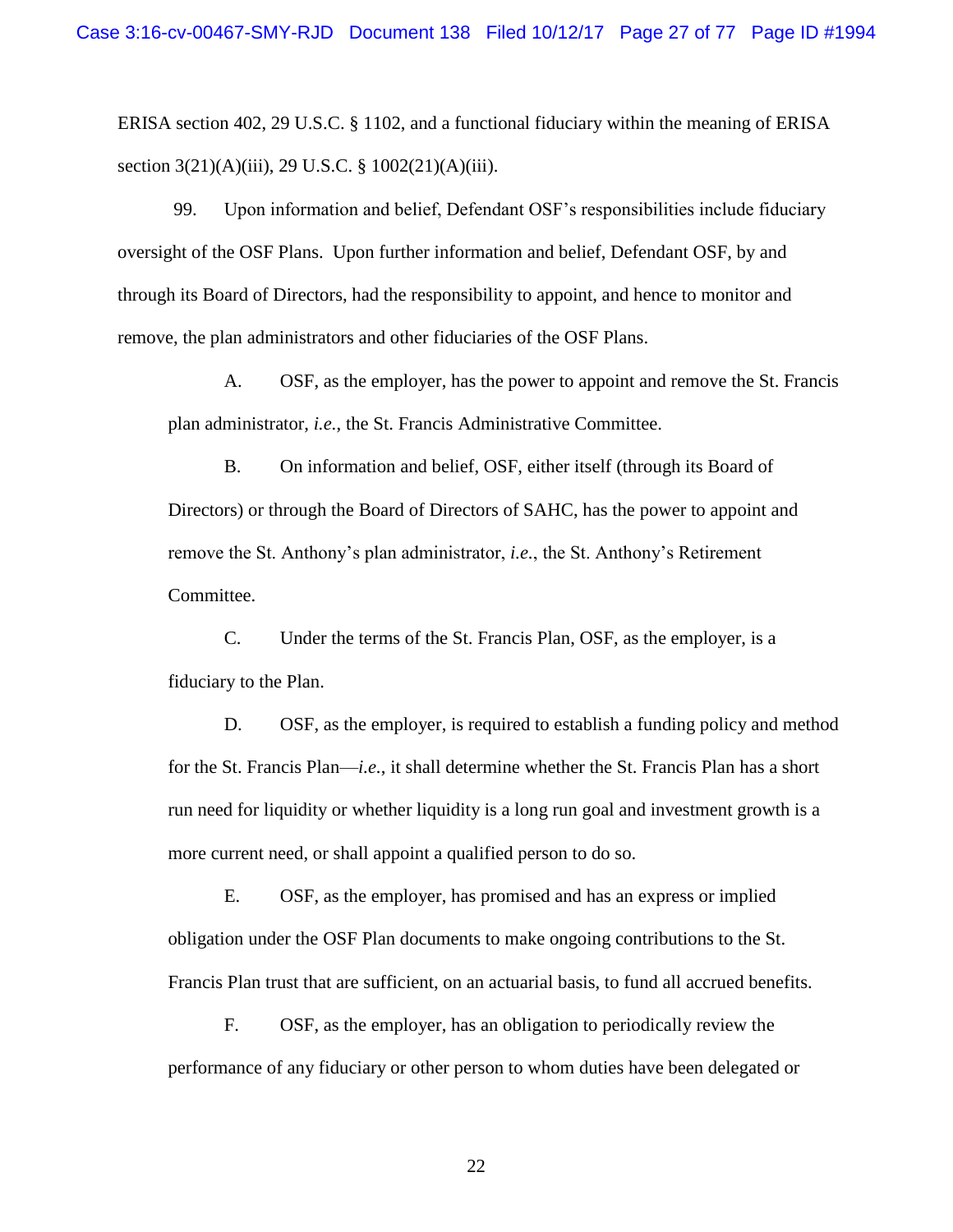ERISA section 402, 29 U.S.C. § 1102, and a functional fiduciary within the meaning of ERISA section 3(21)(A)(iii), 29 U.S.C. § 1002(21)(A)(iii).

99. Upon information and belief, Defendant OSF's responsibilities include fiduciary oversight of the OSF Plans. Upon further information and belief, Defendant OSF, by and through its Board of Directors, had the responsibility to appoint, and hence to monitor and remove, the plan administrators and other fiduciaries of the OSF Plans.

A. OSF, as the employer, has the power to appoint and remove the St. Francis plan administrator, *i.e.*, the St. Francis Administrative Committee.

B. On information and belief, OSF, either itself (through its Board of Directors) or through the Board of Directors of SAHC, has the power to appoint and remove the St. Anthony's plan administrator, *i.e.*, the St. Anthony's Retirement Committee.

C. Under the terms of the St. Francis Plan, OSF, as the employer, is a fiduciary to the Plan.

D. OSF, as the employer, is required to establish a funding policy and method for the St. Francis Plan—*i.e.*, it shall determine whether the St. Francis Plan has a short run need for liquidity or whether liquidity is a long run goal and investment growth is a more current need, or shall appoint a qualified person to do so.

E. OSF, as the employer, has promised and has an express or implied obligation under the OSF Plan documents to make ongoing contributions to the St. Francis Plan trust that are sufficient, on an actuarial basis, to fund all accrued benefits.

F. OSF, as the employer, has an obligation to periodically review the performance of any fiduciary or other person to whom duties have been delegated or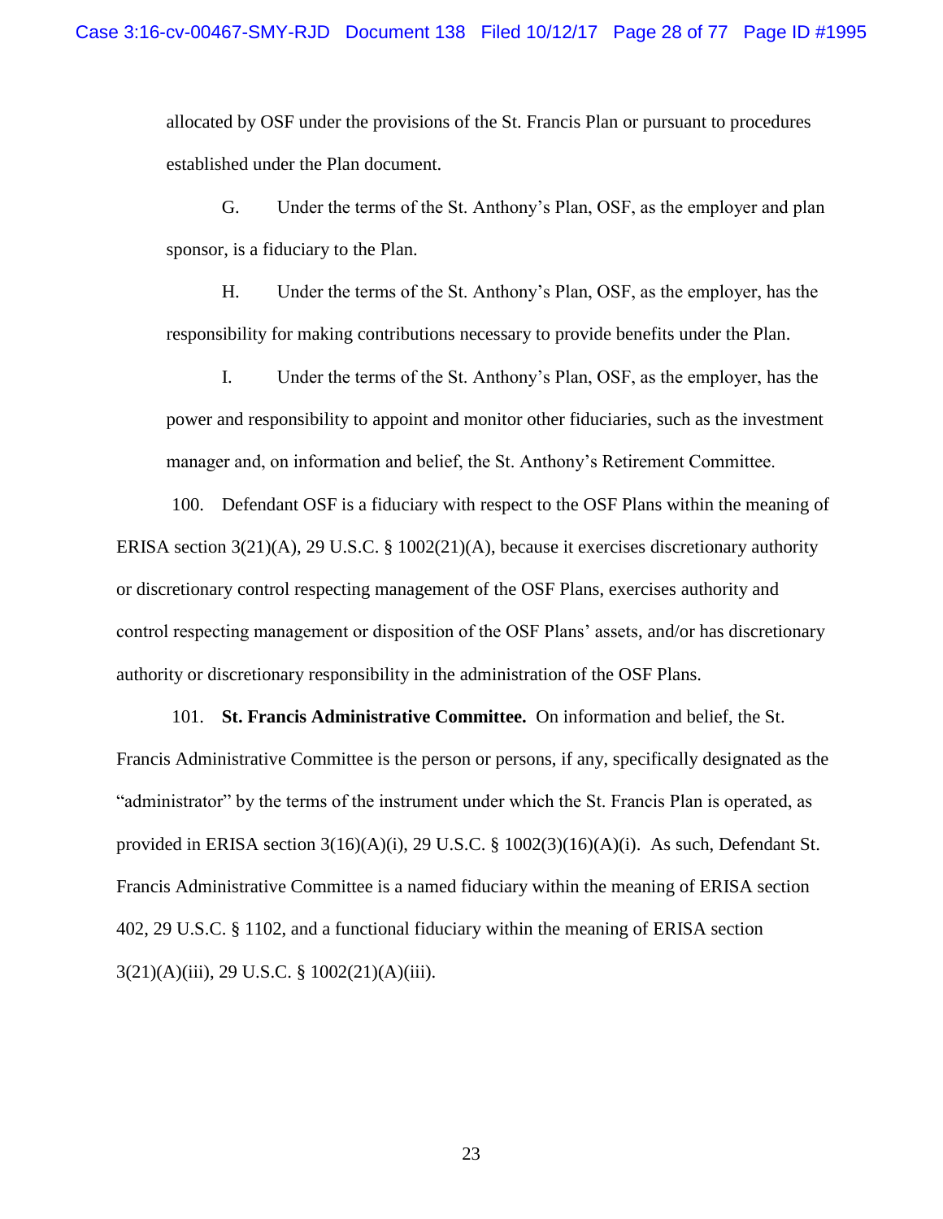allocated by OSF under the provisions of the St. Francis Plan or pursuant to procedures established under the Plan document.

G. Under the terms of the St. Anthony's Plan, OSF, as the employer and plan sponsor, is a fiduciary to the Plan.

H. Under the terms of the St. Anthony's Plan, OSF, as the employer, has the responsibility for making contributions necessary to provide benefits under the Plan.

I. Under the terms of the St. Anthony's Plan, OSF, as the employer, has the power and responsibility to appoint and monitor other fiduciaries, such as the investment manager and, on information and belief, the St. Anthony's Retirement Committee.

100. Defendant OSF is a fiduciary with respect to the OSF Plans within the meaning of ERISA section 3(21)(A), 29 U.S.C. § 1002(21)(A), because it exercises discretionary authority or discretionary control respecting management of the OSF Plans, exercises authority and control respecting management or disposition of the OSF Plans' assets, and/or has discretionary authority or discretionary responsibility in the administration of the OSF Plans.

101. **St. Francis Administrative Committee.** On information and belief, the St. Francis Administrative Committee is the person or persons, if any, specifically designated as the "administrator" by the terms of the instrument under which the St. Francis Plan is operated, as provided in ERISA section 3(16)(A)(i), 29 U.S.C. § 1002(3)(16)(A)(i). As such, Defendant St. Francis Administrative Committee is a named fiduciary within the meaning of ERISA section 402, 29 U.S.C. § 1102, and a functional fiduciary within the meaning of ERISA section 3(21)(A)(iii), 29 U.S.C. § 1002(21)(A)(iii).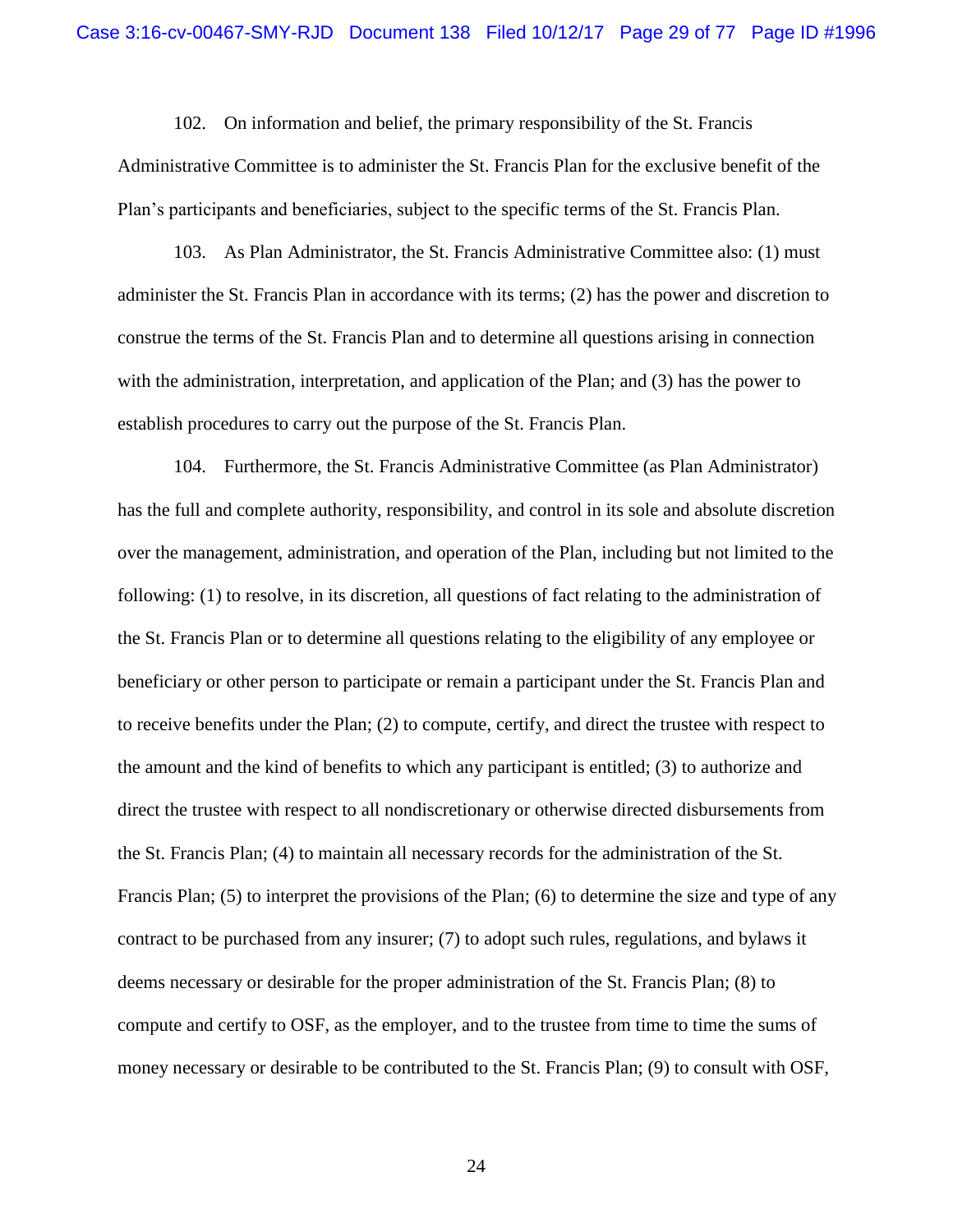102. On information and belief, the primary responsibility of the St. Francis Administrative Committee is to administer the St. Francis Plan for the exclusive benefit of the Plan's participants and beneficiaries, subject to the specific terms of the St. Francis Plan.

103. As Plan Administrator, the St. Francis Administrative Committee also: (1) must administer the St. Francis Plan in accordance with its terms; (2) has the power and discretion to construe the terms of the St. Francis Plan and to determine all questions arising in connection with the administration, interpretation, and application of the Plan; and (3) has the power to establish procedures to carry out the purpose of the St. Francis Plan.

104. Furthermore, the St. Francis Administrative Committee (as Plan Administrator) has the full and complete authority, responsibility, and control in its sole and absolute discretion over the management, administration, and operation of the Plan, including but not limited to the following: (1) to resolve, in its discretion, all questions of fact relating to the administration of the St. Francis Plan or to determine all questions relating to the eligibility of any employee or beneficiary or other person to participate or remain a participant under the St. Francis Plan and to receive benefits under the Plan; (2) to compute, certify, and direct the trustee with respect to the amount and the kind of benefits to which any participant is entitled; (3) to authorize and direct the trustee with respect to all nondiscretionary or otherwise directed disbursements from the St. Francis Plan; (4) to maintain all necessary records for the administration of the St. Francis Plan; (5) to interpret the provisions of the Plan; (6) to determine the size and type of any contract to be purchased from any insurer; (7) to adopt such rules, regulations, and bylaws it deems necessary or desirable for the proper administration of the St. Francis Plan; (8) to compute and certify to OSF, as the employer, and to the trustee from time to time the sums of money necessary or desirable to be contributed to the St. Francis Plan; (9) to consult with OSF,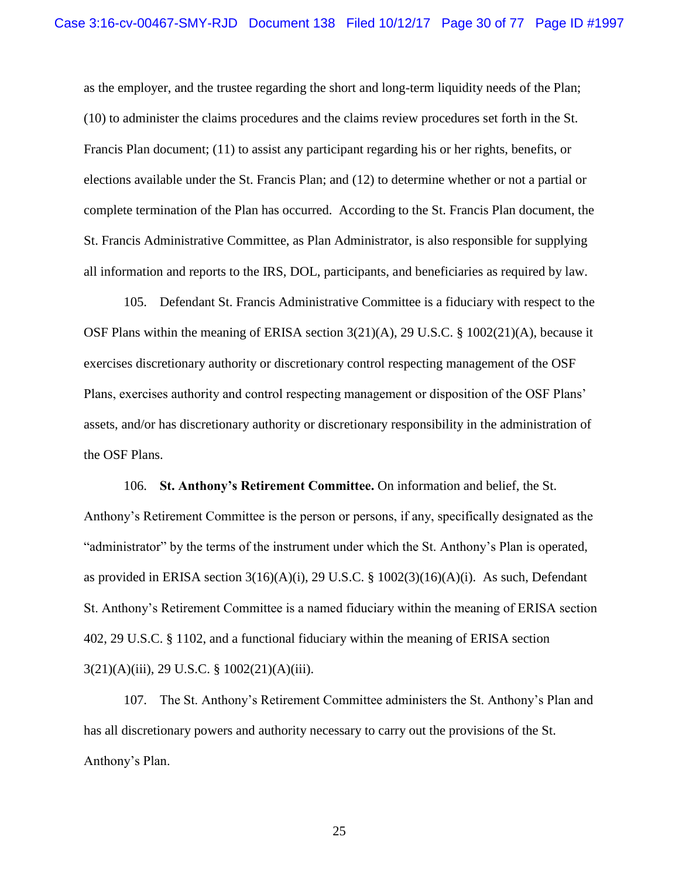as the employer, and the trustee regarding the short and long-term liquidity needs of the Plan; (10) to administer the claims procedures and the claims review procedures set forth in the St. Francis Plan document; (11) to assist any participant regarding his or her rights, benefits, or elections available under the St. Francis Plan; and (12) to determine whether or not a partial or complete termination of the Plan has occurred. According to the St. Francis Plan document, the St. Francis Administrative Committee, as Plan Administrator, is also responsible for supplying all information and reports to the IRS, DOL, participants, and beneficiaries as required by law.

105. Defendant St. Francis Administrative Committee is a fiduciary with respect to the OSF Plans within the meaning of ERISA section 3(21)(A), 29 U.S.C. § 1002(21)(A), because it exercises discretionary authority or discretionary control respecting management of the OSF Plans, exercises authority and control respecting management or disposition of the OSF Plans' assets, and/or has discretionary authority or discretionary responsibility in the administration of the OSF Plans.

106. **St. Anthony's Retirement Committee.** On information and belief, the St. Anthony's Retirement Committee is the person or persons, if any, specifically designated as the "administrator" by the terms of the instrument under which the St. Anthony's Plan is operated, as provided in ERISA section 3(16)(A)(i), 29 U.S.C. § 1002(3)(16)(A)(i). As such, Defendant St. Anthony's Retirement Committee is a named fiduciary within the meaning of ERISA section 402, 29 U.S.C. § 1102, and a functional fiduciary within the meaning of ERISA section 3(21)(A)(iii), 29 U.S.C. § 1002(21)(A)(iii).

107. The St. Anthony's Retirement Committee administers the St. Anthony's Plan and has all discretionary powers and authority necessary to carry out the provisions of the St. Anthony's Plan.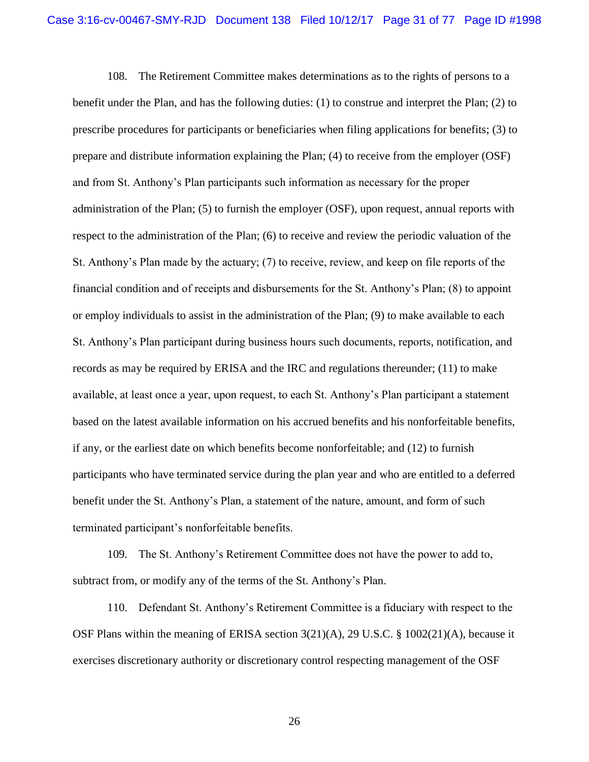108. The Retirement Committee makes determinations as to the rights of persons to a benefit under the Plan, and has the following duties: (1) to construe and interpret the Plan; (2) to prescribe procedures for participants or beneficiaries when filing applications for benefits; (3) to prepare and distribute information explaining the Plan; (4) to receive from the employer (OSF) and from St. Anthony's Plan participants such information as necessary for the proper administration of the Plan; (5) to furnish the employer (OSF), upon request, annual reports with respect to the administration of the Plan; (6) to receive and review the periodic valuation of the St. Anthony's Plan made by the actuary; (7) to receive, review, and keep on file reports of the financial condition and of receipts and disbursements for the St. Anthony's Plan; (8) to appoint or employ individuals to assist in the administration of the Plan; (9) to make available to each St. Anthony's Plan participant during business hours such documents, reports, notification, and records as may be required by ERISA and the IRC and regulations thereunder; (11) to make available, at least once a year, upon request, to each St. Anthony's Plan participant a statement based on the latest available information on his accrued benefits and his nonforfeitable benefits, if any, or the earliest date on which benefits become nonforfeitable; and (12) to furnish participants who have terminated service during the plan year and who are entitled to a deferred benefit under the St. Anthony's Plan, a statement of the nature, amount, and form of such terminated participant's nonforfeitable benefits.

109. The St. Anthony's Retirement Committee does not have the power to add to, subtract from, or modify any of the terms of the St. Anthony's Plan.

110. Defendant St. Anthony's Retirement Committee is a fiduciary with respect to the OSF Plans within the meaning of ERISA section 3(21)(A), 29 U.S.C. § 1002(21)(A), because it exercises discretionary authority or discretionary control respecting management of the OSF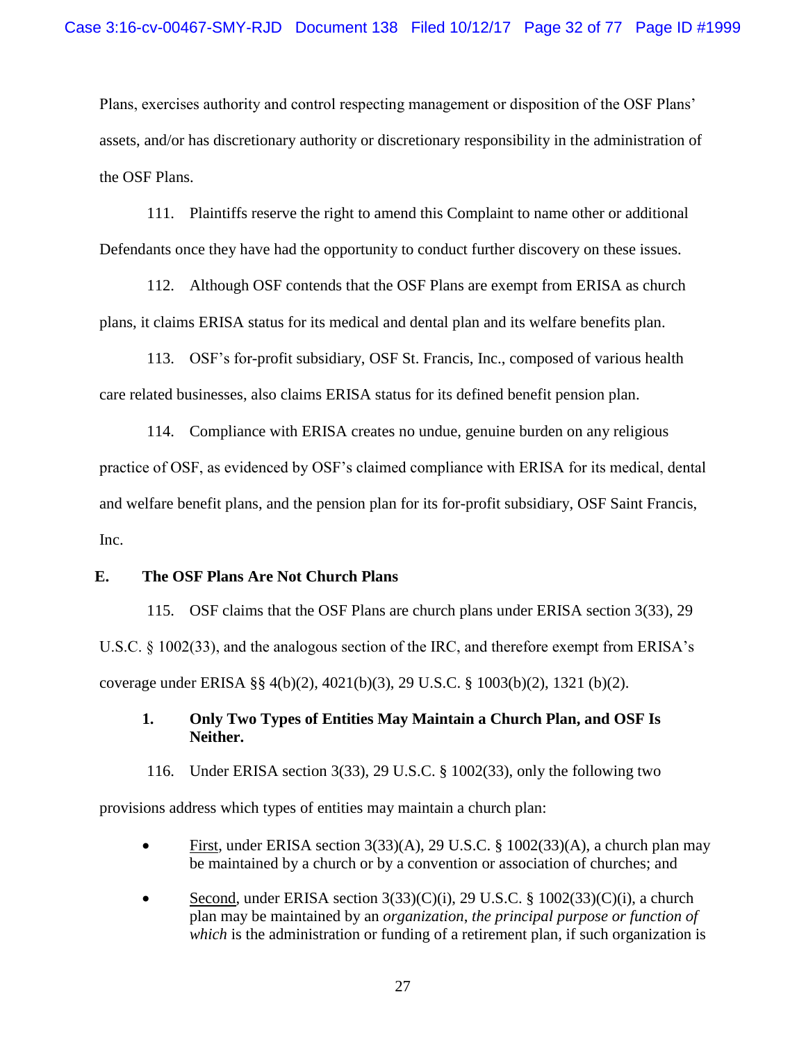Plans, exercises authority and control respecting management or disposition of the OSF Plans' assets, and/or has discretionary authority or discretionary responsibility in the administration of the OSF Plans.

111. Plaintiffs reserve the right to amend this Complaint to name other or additional Defendants once they have had the opportunity to conduct further discovery on these issues.

112. Although OSF contends that the OSF Plans are exempt from ERISA as church plans, it claims ERISA status for its medical and dental plan and its welfare benefits plan.

113. OSF's for-profit subsidiary, OSF St. Francis, Inc., composed of various health care related businesses, also claims ERISA status for its defined benefit pension plan.

114. Compliance with ERISA creates no undue, genuine burden on any religious practice of OSF, as evidenced by OSF's claimed compliance with ERISA for its medical, dental and welfare benefit plans, and the pension plan for its for-profit subsidiary, OSF Saint Francis, Inc.

## E. The OSF Plans Are Not Church Plans

115. OSF claims that the OSF Plans are church plans under ERISA section 3(33), 29 U.S.C. § 1002(33), and the analogous section of the IRC, and therefore exempt from ERISA's coverage under ERISA §§ 4(b)(2), 4021(b)(3), 29 U.S.C. § 1003(b)(2), 1321 (b)(2).

### 1. Only Two Types of Entities May Maintain a Church Plan, and OSF Is Neither.

116. Under ERISA section 3(33), 29 U.S.C. § 1002(33), only the following two provisions address which types of entities may maintain a church plan:

- First, under ERISA section 3(33)(A), 29 U.S.C. § 1002(33)(A), a church plan may be maintained by a church or by a convention or association of churches; and
- Second, under ERISA section 3(33)(C)(i), 29 U.S.C. § 1002(33)(C)(i), a church plan may be maintained by an *organization, the principal purpose or function of which* is the administration or funding of a retirement plan, if such organization is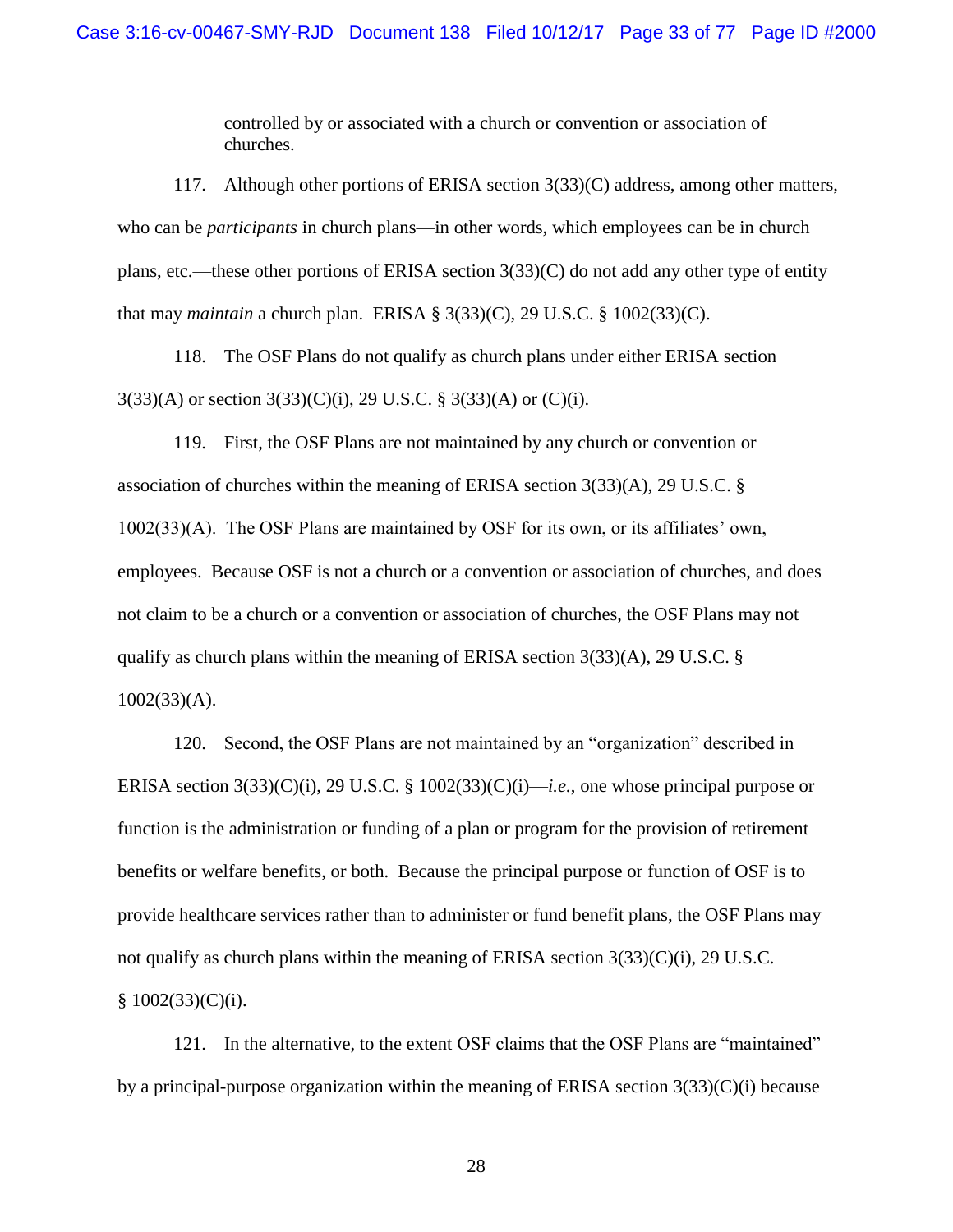> controlled by or associated with a church or convention or association of churches.

117. Although other portions of ERISA section 3(33)(C) address, among other matters, who can be *participants* in church plans—in other words, which employees can be in church plans, etc.—these other portions of ERISA section 3(33)(C) do not add any other type of entity that may *maintain* a church plan. ERISA § 3(33)(C), 29 U.S.C. § 1002(33)(C).

118. The OSF Plans do not qualify as church plans under either ERISA section 3(33)(A) or section 3(33)(C)(i), 29 U.S.C. § 3(33)(A) or (C)(i).

119. First, the OSF Plans are not maintained by any church or convention or association of churches within the meaning of ERISA section 3(33)(A), 29 U.S.C. § 1002(33)(A). The OSF Plans are maintained by OSF for its own, or its affiliates' own, employees. Because OSF is not a church or a convention or association of churches, and does not claim to be a church or a convention or association of churches, the OSF Plans may not qualify as church plans within the meaning of ERISA section 3(33)(A), 29 U.S.C. § 1002(33)(A).

120. Second, the OSF Plans are not maintained by an "organization" described in ERISA section 3(33)(C)(i), 29 U.S.C. § 1002(33)(C)(i)—*i.e.*, one whose principal purpose or function is the administration or funding of a plan or program for the provision of retirement benefits or welfare benefits, or both. Because the principal purpose or function of OSF is to provide healthcare services rather than to administer or fund benefit plans, the OSF Plans may not qualify as church plans within the meaning of ERISA section 3(33)(C)(i), 29 U.S.C. § 1002(33)(C)(i).

121. In the alternative, to the extent OSF claims that the OSF Plans are "maintained" by a principal-purpose organization within the meaning of ERISA section 3(33)(C)(i) because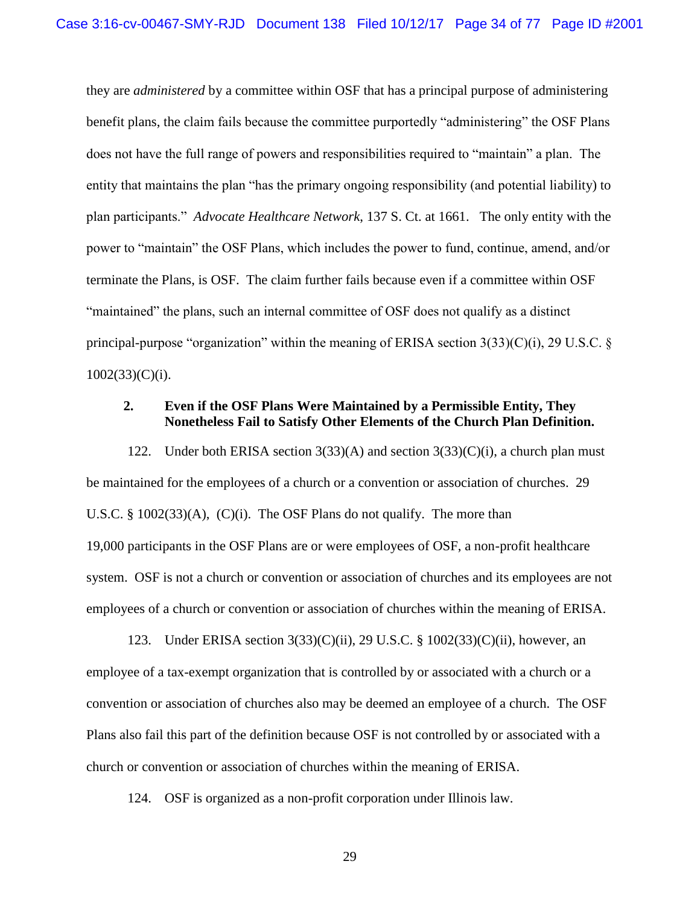they are *administered* by a committee within OSF that has a principal purpose of administering benefit plans, the claim fails because the committee purportedly "administering" the OSF Plans does not have the full range of powers and responsibilities required to "maintain" a plan. The entity that maintains the plan "has the primary ongoing responsibility (and potential liability) to plan participants." *Advocate Healthcare Network*, 137 S. Ct. at 1661. The only entity with the power to "maintain" the OSF Plans, which includes the power to fund, continue, amend, and/or terminate the Plans, is OSF. The claim further fails because even if a committee within OSF "maintained" the plans, such an internal committee of OSF does not qualify as a distinct principal-purpose "organization" within the meaning of ERISA section 3(33)(C)(i), 29 U.S.C. § 1002(33)(C)(i).

### 2. Even if the OSF Plans Were Maintained by a Permissible Entity, They Nonetheless Fail to Satisfy Other Elements of the Church Plan Definition.

122. Under both ERISA section 3(33)(A) and section 3(33)(C)(i), a church plan must be maintained for the employees of a church or a convention or association of churches. 29 U.S.C. § 1002(33)(A), (C)(i). The OSF Plans do not qualify. The more than 19,000 participants in the OSF Plans are or were employees of OSF, a non-profit healthcare system. OSF is not a church or convention or association of churches and its employees are not employees of a church or convention or association of churches within the meaning of ERISA.

123. Under ERISA section 3(33)(C)(ii), 29 U.S.C. § 1002(33)(C)(ii), however, an employee of a tax-exempt organization that is controlled by or associated with a church or a convention or association of churches also may be deemed an employee of a church. The OSF Plans also fail this part of the definition because OSF is not controlled by or associated with a church or convention or association of churches within the meaning of ERISA.

124. OSF is organized as a non-profit corporation under Illinois law.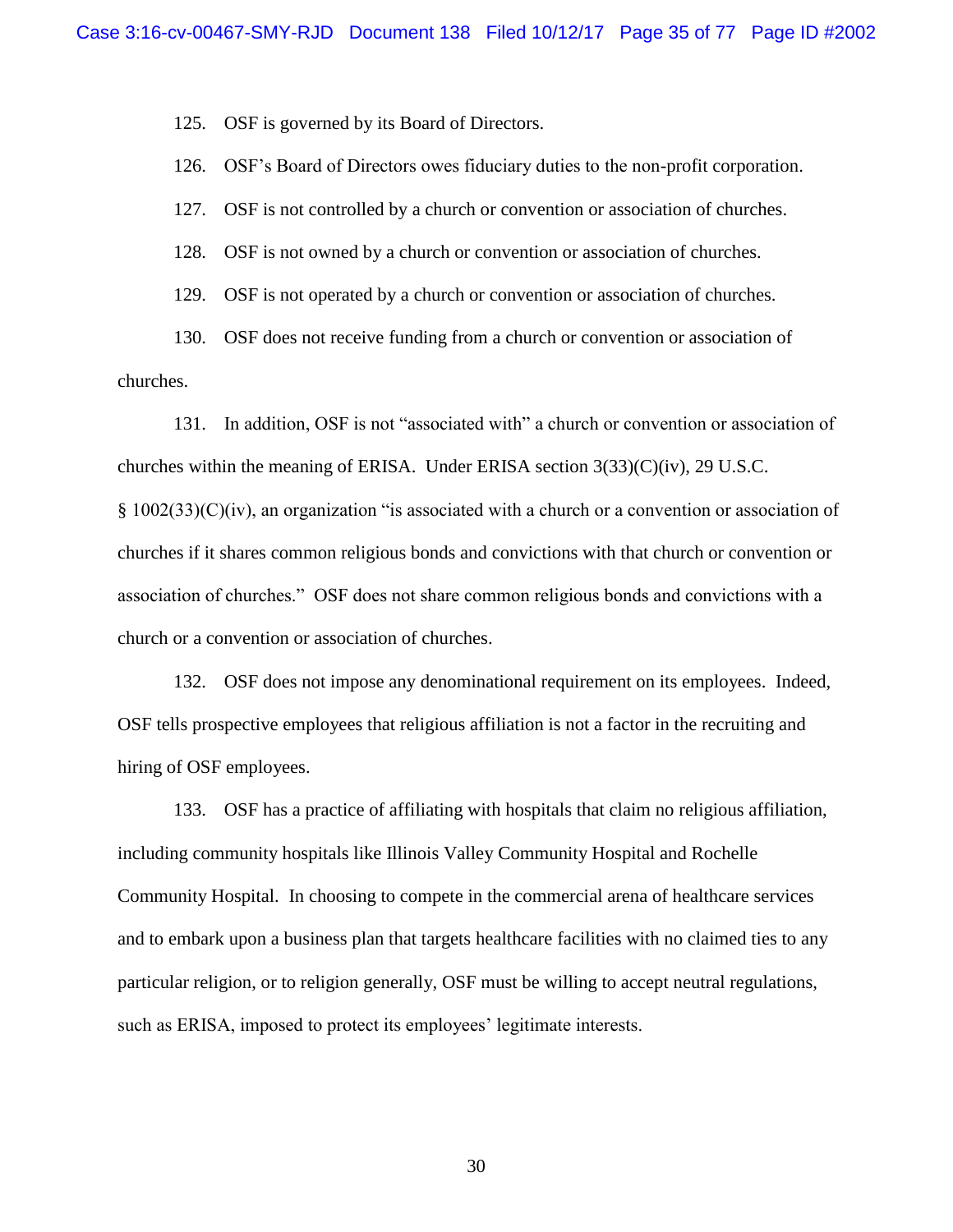125. OSF is governed by its Board of Directors.

126. OSF's Board of Directors owes fiduciary duties to the non-profit corporation.

127. OSF is not controlled by a church or convention or association of churches.

128. OSF is not owned by a church or convention or association of churches.

129. OSF is not operated by a church or convention or association of churches.

130. OSF does not receive funding from a church or convention or association of churches.

131. In addition, OSF is not "associated with" a church or convention or association of churches within the meaning of ERISA. Under ERISA section 3(33)(C)(iv), 29 U.S.C. § 1002(33)(C)(iv), an organization "is associated with a church or a convention or association of churches if it shares common religious bonds and convictions with that church or convention or association of churches." OSF does not share common religious bonds and convictions with a church or a convention or association of churches.

132. OSF does not impose any denominational requirement on its employees. Indeed, OSF tells prospective employees that religious affiliation is not a factor in the recruiting and hiring of OSF employees.

133. OSF has a practice of affiliating with hospitals that claim no religious affiliation, including community hospitals like Illinois Valley Community Hospital and Rochelle Community Hospital. In choosing to compete in the commercial arena of healthcare services and to embark upon a business plan that targets healthcare facilities with no claimed ties to any particular religion, or to religion generally, OSF must be willing to accept neutral regulations, such as ERISA, imposed to protect its employees' legitimate interests.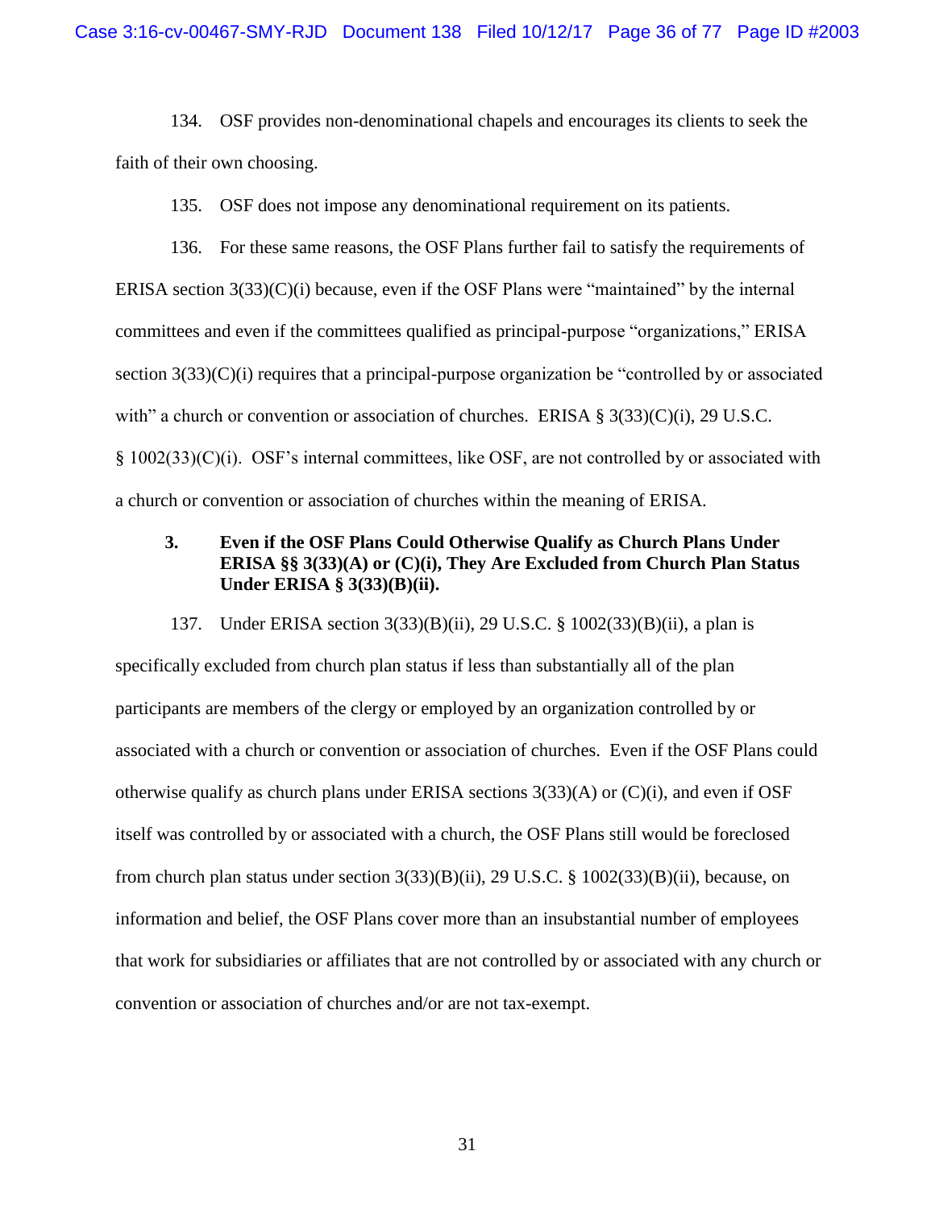134. OSF provides non-denominational chapels and encourages its clients to seek the faith of their own choosing.

135. OSF does not impose any denominational requirement on its patients.

136. For these same reasons, the OSF Plans further fail to satisfy the requirements of ERISA section 3(33)(C)(i) because, even if the OSF Plans were "maintained" by the internal committees and even if the committees qualified as principal-purpose "organizations," ERISA section 3(33)(C)(i) requires that a principal-purpose organization be "controlled by or associated with" a church or convention or association of churches. ERISA § 3(33)(C)(i), 29 U.S.C. § 1002(33)(C)(i). OSF's internal committees, like OSF, are not controlled by or associated with a church or convention or association of churches within the meaning of ERISA.

### 3. Even if the OSF Plans Could Otherwise Qualify as Church Plans Under ERISA §§ 3(33)(A) or (C)(i), They Are Excluded from Church Plan Status Under ERISA § 3(33)(B)(ii).

137. Under ERISA section 3(33)(B)(ii), 29 U.S.C. § 1002(33)(B)(ii), a plan is specifically excluded from church plan status if less than substantially all of the plan participants are members of the clergy or employed by an organization controlled by or associated with a church or convention or association of churches. Even if the OSF Plans could otherwise qualify as church plans under ERISA sections 3(33)(A) or (C)(i), and even if OSF itself was controlled by or associated with a church, the OSF Plans still would be foreclosed from church plan status under section 3(33)(B)(ii), 29 U.S.C. § 1002(33)(B)(ii), because, on information and belief, the OSF Plans cover more than an insubstantial number of employees that work for subsidiaries or affiliates that are not controlled by or associated with any church or convention or association of churches and/or are not tax-exempt.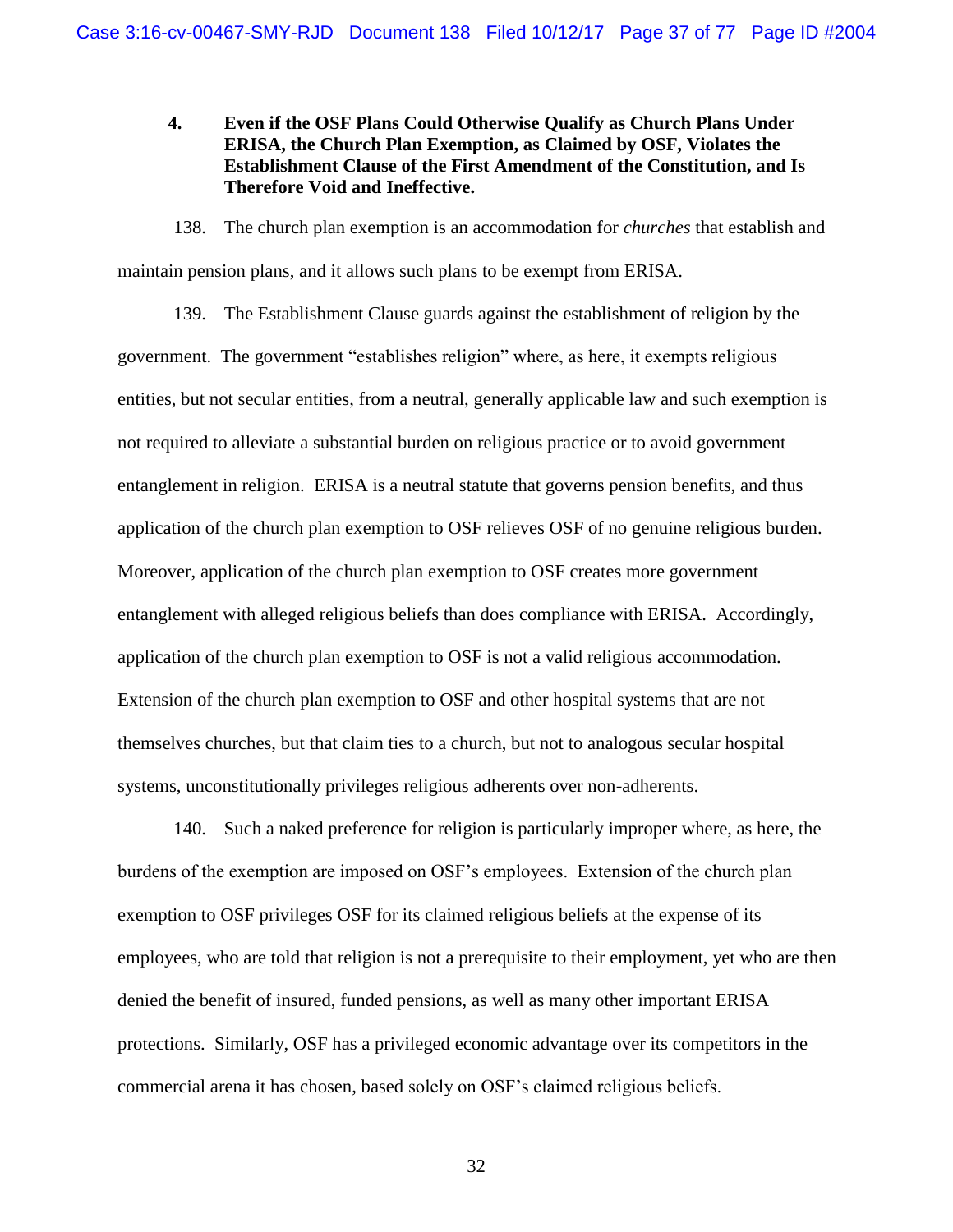#### 4. Even if the OSF Plans Could Otherwise Qualify as Church Plans Under ERISA, the Church Plan Exemption, as Claimed by OSF, Violates the Establishment Clause of the First Amendment of the Constitution, and Is Therefore Void and Ineffective.

138. The church plan exemption is an accommodation for *churches* that establish and maintain pension plans, and it allows such plans to be exempt from ERISA.

139. The Establishment Clause guards against the establishment of religion by the government. The government "establishes religion" where, as here, it exempts religious entities, but not secular entities, from a neutral, generally applicable law and such exemption is not required to alleviate a substantial burden on religious practice or to avoid government entanglement in religion. ERISA is a neutral statute that governs pension benefits, and thus application of the church plan exemption to OSF relieves OSF of no genuine religious burden. Moreover, application of the church plan exemption to OSF creates more government entanglement with alleged religious beliefs than does compliance with ERISA. Accordingly, application of the church plan exemption to OSF is not a valid religious accommodation. Extension of the church plan exemption to OSF and other hospital systems that are not themselves churches, but that claim ties to a church, but not to analogous secular hospital systems, unconstitutionally privileges religious adherents over non-adherents.

140. Such a naked preference for religion is particularly improper where, as here, the burdens of the exemption are imposed on OSF's employees. Extension of the church plan exemption to OSF privileges OSF for its claimed religious beliefs at the expense of its employees, who are told that religion is not a prerequisite to their employment, yet who are then denied the benefit of insured, funded pensions, as well as many other important ERISA protections. Similarly, OSF has a privileged economic advantage over its competitors in the commercial arena it has chosen, based solely on OSF's claimed religious beliefs.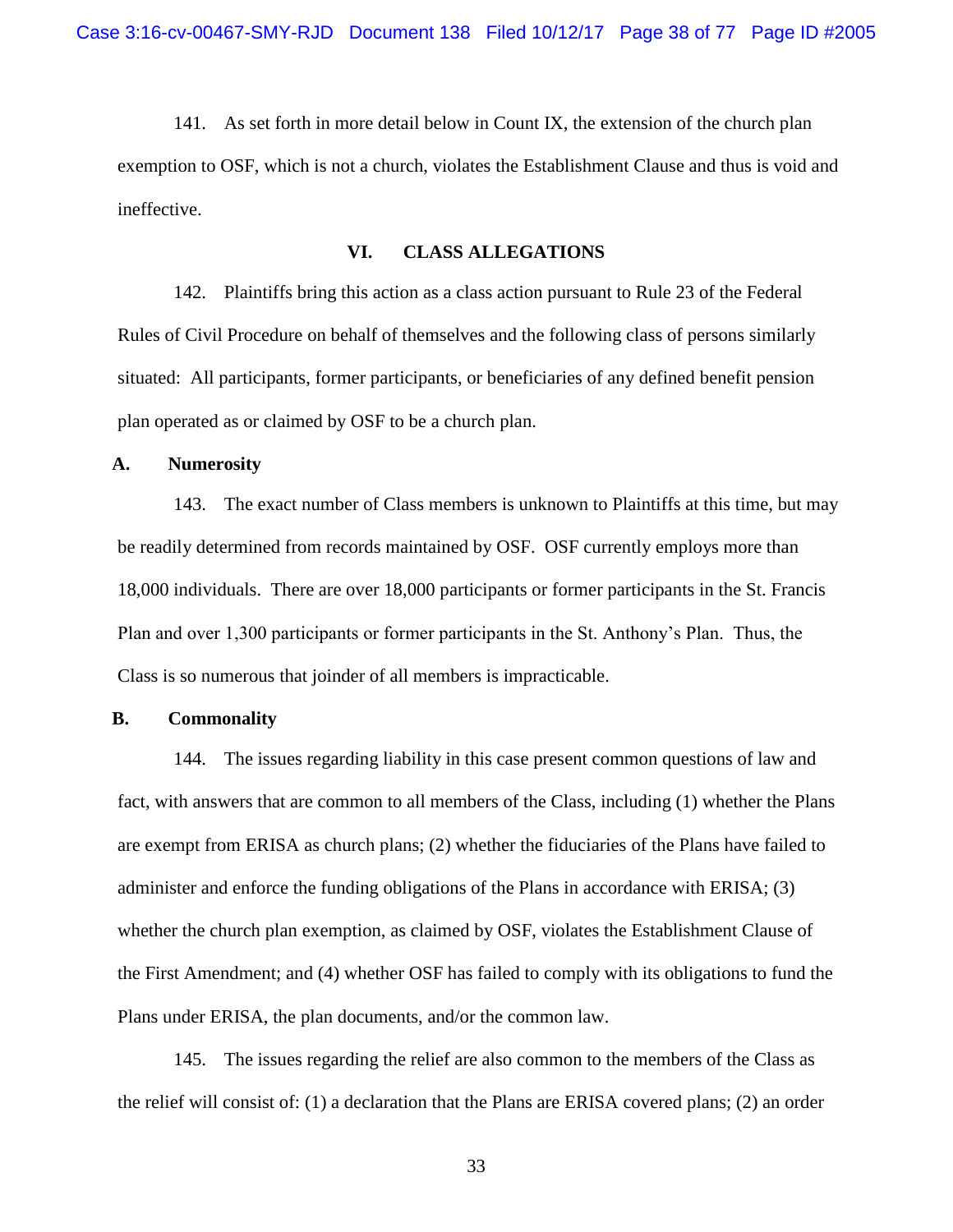141. As set forth in more detail below in Count IX, the extension of the church plan exemption to OSF, which is not a church, violates the Establishment Clause and thus is void and ineffective.

## VI. CLASS ALLEGATIONS

142. Plaintiffs bring this action as a class action pursuant to Rule 23 of the Federal Rules of Civil Procedure on behalf of themselves and the following class of persons similarly situated: All participants, former participants, or beneficiaries of any defined benefit pension plan operated as or claimed by OSF to be a church plan.

### A. Numerosity

143. The exact number of Class members is unknown to Plaintiffs at this time, but may be readily determined from records maintained by OSF. OSF currently employs more than 18,000 individuals. There are over 18,000 participants or former participants in the St. Francis Plan and over 1,300 participants or former participants in the St. Anthony's Plan. Thus, the Class is so numerous that joinder of all members is impracticable.

### B. Commonality

144. The issues regarding liability in this case present common questions of law and fact, with answers that are common to all members of the Class, including (1) whether the Plans are exempt from ERISA as church plans; (2) whether the fiduciaries of the Plans have failed to administer and enforce the funding obligations of the Plans in accordance with ERISA; (3) whether the church plan exemption, as claimed by OSF, violates the Establishment Clause of the First Amendment; and (4) whether OSF has failed to comply with its obligations to fund the Plans under ERISA, the plan documents, and/or the common law.

145. The issues regarding the relief are also common to the members of the Class as the relief will consist of: (1) a declaration that the Plans are ERISA covered plans; (2) an order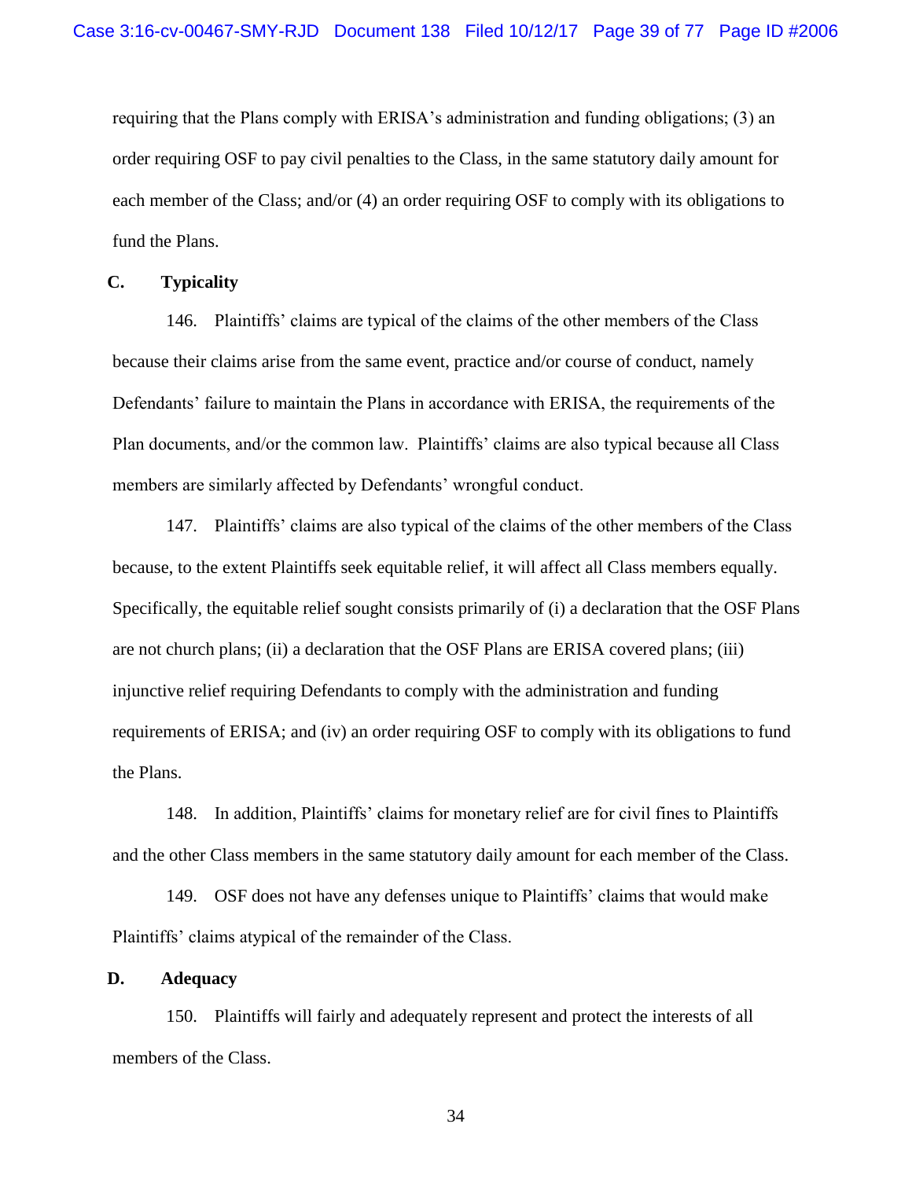requiring that the Plans comply with ERISA's administration and funding obligations; (3) an order requiring OSF to pay civil penalties to the Class, in the same statutory daily amount for each member of the Class; and/or (4) an order requiring OSF to comply with its obligations to fund the Plans.

### C. Typicality

146. Plaintiffs' claims are typical of the claims of the other members of the Class because their claims arise from the same event, practice and/or course of conduct, namely Defendants' failure to maintain the Plans in accordance with ERISA, the requirements of the Plan documents, and/or the common law. Plaintiffs' claims are also typical because all Class members are similarly affected by Defendants' wrongful conduct.

147. Plaintiffs' claims are also typical of the claims of the other members of the Class because, to the extent Plaintiffs seek equitable relief, it will affect all Class members equally. Specifically, the equitable relief sought consists primarily of (i) a declaration that the OSF Plans are not church plans; (ii) a declaration that the OSF Plans are ERISA covered plans; (iii) injunctive relief requiring Defendants to comply with the administration and funding requirements of ERISA; and (iv) an order requiring OSF to comply with its obligations to fund the Plans.

148. In addition, Plaintiffs' claims for monetary relief are for civil fines to Plaintiffs and the other Class members in the same statutory daily amount for each member of the Class.

149. OSF does not have any defenses unique to Plaintiffs' claims that would make Plaintiffs' claims atypical of the remainder of the Class.

### D. Adequacy

150. Plaintiffs will fairly and adequately represent and protect the interests of all members of the Class.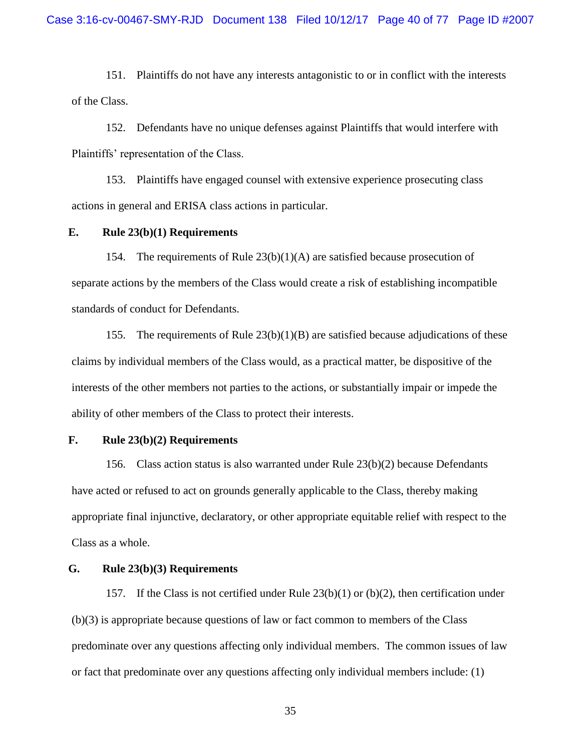151. Plaintiffs do not have any interests antagonistic to or in conflict with the interests of the Class.

152. Defendants have no unique defenses against Plaintiffs that would interfere with Plaintiffs' representation of the Class.

153. Plaintiffs have engaged counsel with extensive experience prosecuting class actions in general and ERISA class actions in particular.

### E. Rule 23(b)(1) Requirements

154. The requirements of Rule 23(b)(1)(A) are satisfied because prosecution of separate actions by the members of the Class would create a risk of establishing incompatible standards of conduct for Defendants.

155. The requirements of Rule 23(b)(1)(B) are satisfied because adjudications of these claims by individual members of the Class would, as a practical matter, be dispositive of the interests of the other members not parties to the actions, or substantially impair or impede the ability of other members of the Class to protect their interests.

### F. Rule 23(b)(2) Requirements

156. Class action status is also warranted under Rule 23(b)(2) because Defendants have acted or refused to act on grounds generally applicable to the Class, thereby making appropriate final injunctive, declaratory, or other appropriate equitable relief with respect to the Class as a whole.

### G. Rule 23(b)(3) Requirements

157. If the Class is not certified under Rule 23(b)(1) or (b)(2), then certification under (b)(3) is appropriate because questions of law or fact common to members of the Class predominate over any questions affecting only individual members. The common issues of law or fact that predominate over any questions affecting only individual members include: (1)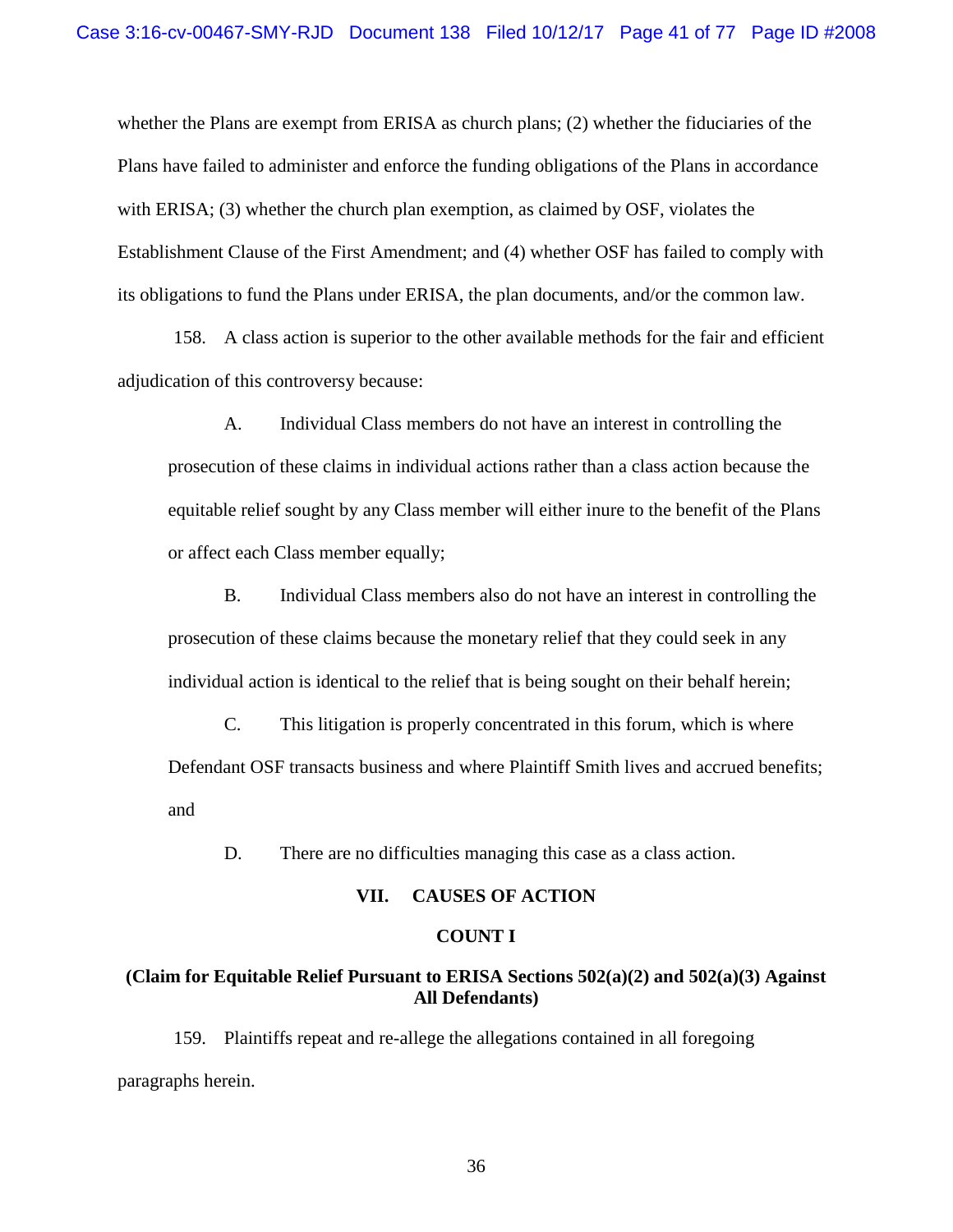whether the Plans are exempt from ERISA as church plans; (2) whether the fiduciaries of the Plans have failed to administer and enforce the funding obligations of the Plans in accordance with ERISA; (3) whether the church plan exemption, as claimed by OSF, violates the Establishment Clause of the First Amendment; and (4) whether OSF has failed to comply with its obligations to fund the Plans under ERISA, the plan documents, and/or the common law.

158. A class action is superior to the other available methods for the fair and efficient adjudication of this controversy because:

A. Individual Class members do not have an interest in controlling the prosecution of these claims in individual actions rather than a class action because the equitable relief sought by any Class member will either inure to the benefit of the Plans or affect each Class member equally;

B. Individual Class members also do not have an interest in controlling the prosecution of these claims because the monetary relief that they could seek in any individual action is identical to the relief that is being sought on their behalf herein;

C. This litigation is properly concentrated in this forum, which is where Defendant OSF transacts business and where Plaintiff Smith lives and accrued benefits; and

D. There are no difficulties managing this case as a class action.

## VII. CAUSES OF ACTION

### COUNT I

### (Claim for Equitable Relief Pursuant to ERISA Sections 502(a)(2) and 502(a)(3) Against All Defendants)

159. Plaintiffs repeat and re-allege the allegations contained in all foregoing paragraphs herein.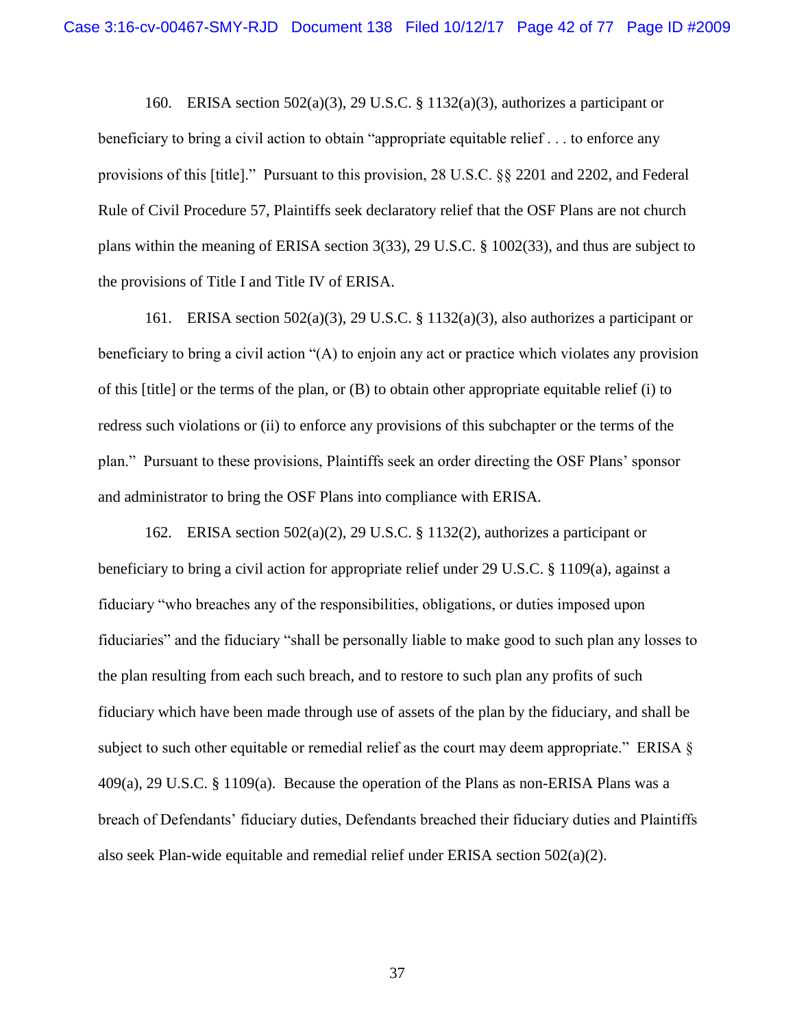160. ERISA section 502(a)(3), 29 U.S.C. § 1132(a)(3), authorizes a participant or beneficiary to bring a civil action to obtain "appropriate equitable relief . . . to enforce any provisions of this [title]." Pursuant to this provision, 28 U.S.C. §§ 2201 and 2202, and Federal Rule of Civil Procedure 57, Plaintiffs seek declaratory relief that the OSF Plans are not church plans within the meaning of ERISA section 3(33), 29 U.S.C. § 1002(33), and thus are subject to the provisions of Title I and Title IV of ERISA.

161. ERISA section 502(a)(3), 29 U.S.C. § 1132(a)(3), also authorizes a participant or beneficiary to bring a civil action "(A) to enjoin any act or practice which violates any provision of this [title] or the terms of the plan, or (B) to obtain other appropriate equitable relief (i) to redress such violations or (ii) to enforce any provisions of this subchapter or the terms of the plan." Pursuant to these provisions, Plaintiffs seek an order directing the OSF Plans' sponsor and administrator to bring the OSF Plans into compliance with ERISA.

162. ERISA section 502(a)(2), 29 U.S.C. § 1132(2), authorizes a participant or beneficiary to bring a civil action for appropriate relief under 29 U.S.C. § 1109(a), against a fiduciary "who breaches any of the responsibilities, obligations, or duties imposed upon fiduciaries" and the fiduciary "shall be personally liable to make good to such plan any losses to the plan resulting from each such breach, and to restore to such plan any profits of such fiduciary which have been made through use of assets of the plan by the fiduciary, and shall be subject to such other equitable or remedial relief as the court may deem appropriate." ERISA § 409(a), 29 U.S.C. § 1109(a). Because the operation of the Plans as non-ERISA Plans was a breach of Defendants' fiduciary duties, Defendants breached their fiduciary duties and Plaintiffs also seek Plan-wide equitable and remedial relief under ERISA section 502(a)(2).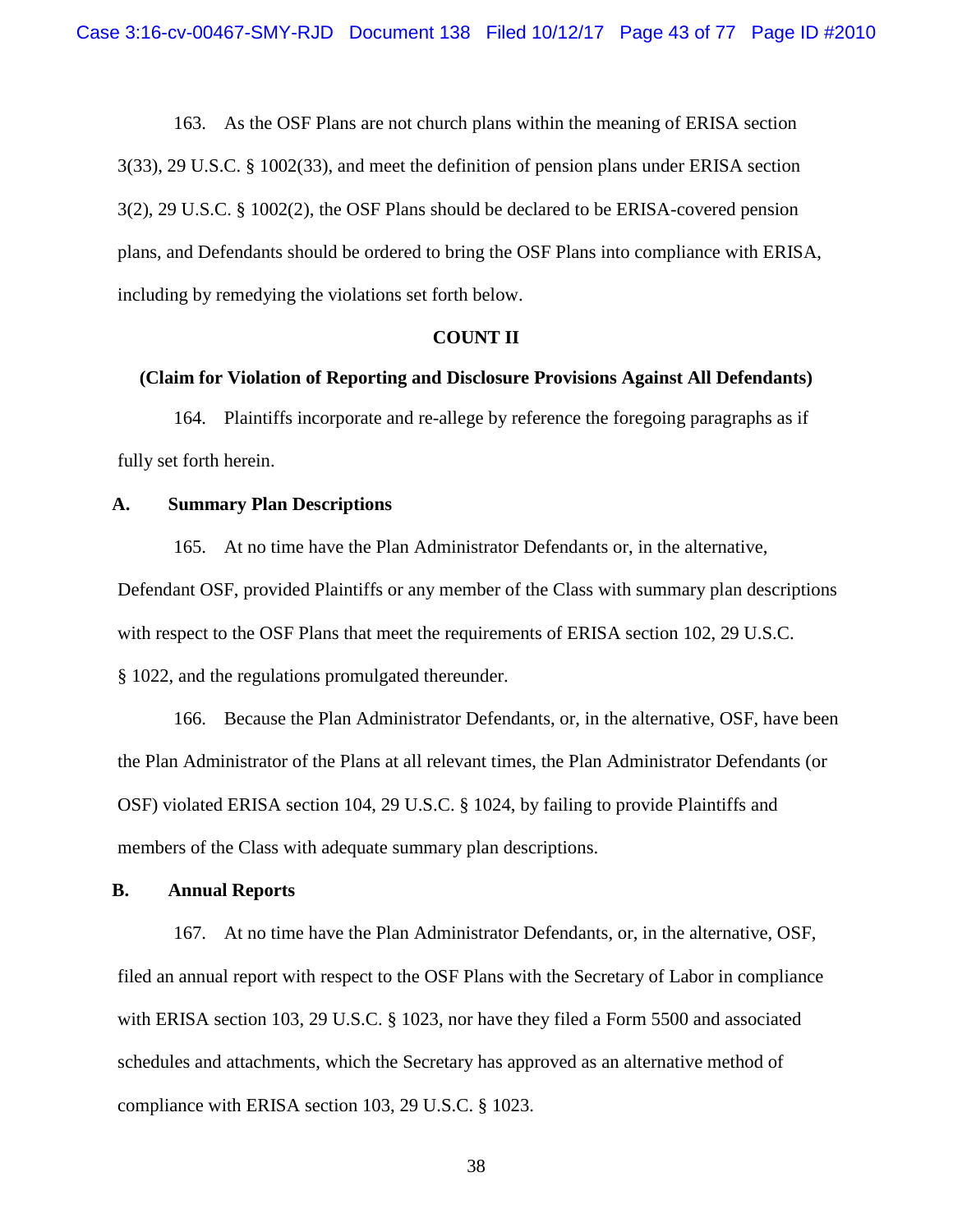163. As the OSF Plans are not church plans within the meaning of ERISA section 3(33), 29 U.S.C. § 1002(33), and meet the definition of pension plans under ERISA section 3(2), 29 U.S.C. § 1002(2), the OSF Plans should be declared to be ERISA-covered pension plans, and Defendants should be ordered to bring the OSF Plans into compliance with ERISA, including by remedying the violations set forth below.

## COUNT II

### (Claim for Violation of Reporting and Disclosure Provisions Against All Defendants)

164. Plaintiffs incorporate and re-allege by reference the foregoing paragraphs as if fully set forth herein.

### A. Summary Plan Descriptions

165. At no time have the Plan Administrator Defendants or, in the alternative, Defendant OSF, provided Plaintiffs or any member of the Class with summary plan descriptions with respect to the OSF Plans that meet the requirements of ERISA section 102, 29 U.S.C. § 1022, and the regulations promulgated thereunder.

166. Because the Plan Administrator Defendants, or, in the alternative, OSF, have been the Plan Administrator of the Plans at all relevant times, the Plan Administrator Defendants (or OSF) violated ERISA section 104, 29 U.S.C. § 1024, by failing to provide Plaintiffs and members of the Class with adequate summary plan descriptions.

### B. Annual Reports

167. At no time have the Plan Administrator Defendants, or, in the alternative, OSF, filed an annual report with respect to the OSF Plans with the Secretary of Labor in compliance with ERISA section 103, 29 U.S.C. § 1023, nor have they filed a Form 5500 and associated schedules and attachments, which the Secretary has approved as an alternative method of compliance with ERISA section 103, 29 U.S.C. § 1023.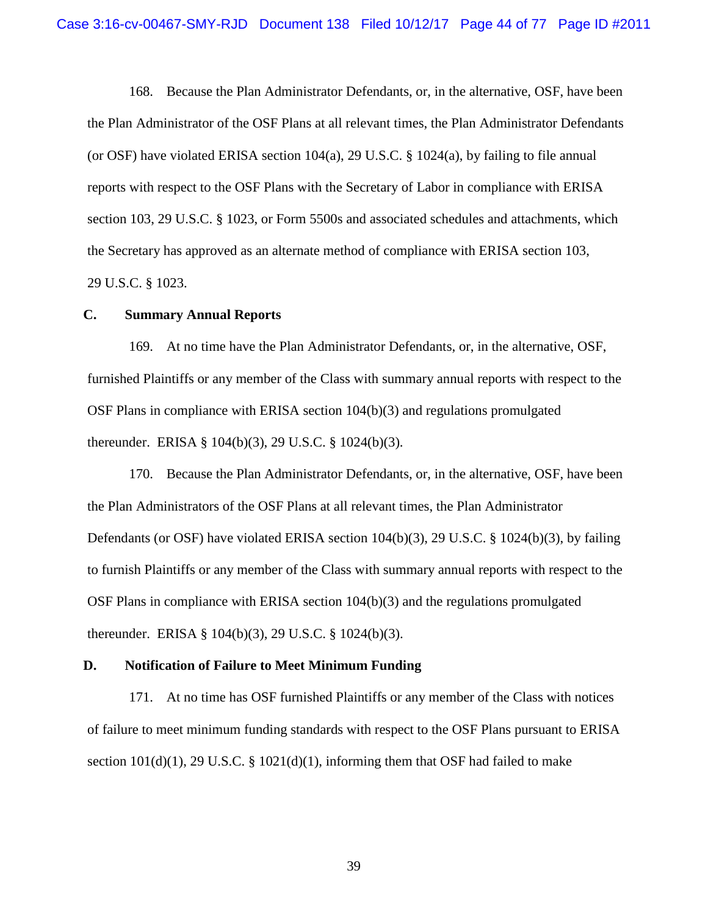168. Because the Plan Administrator Defendants, or, in the alternative, OSF, have been the Plan Administrator of the OSF Plans at all relevant times, the Plan Administrator Defendants (or OSF) have violated ERISA section 104(a), 29 U.S.C. § 1024(a), by failing to file annual reports with respect to the OSF Plans with the Secretary of Labor in compliance with ERISA section 103, 29 U.S.C. § 1023, or Form 5500s and associated schedules and attachments, which the Secretary has approved as an alternate method of compliance with ERISA section 103, 29 U.S.C. § 1023.

### C. Summary Annual Reports

169. At no time have the Plan Administrator Defendants, or, in the alternative, OSF, furnished Plaintiffs or any member of the Class with summary annual reports with respect to the OSF Plans in compliance with ERISA section 104(b)(3) and regulations promulgated thereunder. ERISA § 104(b)(3), 29 U.S.C. § 1024(b)(3).

170. Because the Plan Administrator Defendants, or, in the alternative, OSF, have been the Plan Administrators of the OSF Plans at all relevant times, the Plan Administrator Defendants (or OSF) have violated ERISA section 104(b)(3), 29 U.S.C. § 1024(b)(3), by failing to furnish Plaintiffs or any member of the Class with summary annual reports with respect to the OSF Plans in compliance with ERISA section 104(b)(3) and the regulations promulgated thereunder. ERISA § 104(b)(3), 29 U.S.C. § 1024(b)(3).

### D. Notification of Failure to Meet Minimum Funding

171. At no time has OSF furnished Plaintiffs or any member of the Class with notices of failure to meet minimum funding standards with respect to the OSF Plans pursuant to ERISA section 101(d)(1), 29 U.S.C. § 1021(d)(1), informing them that OSF had failed to make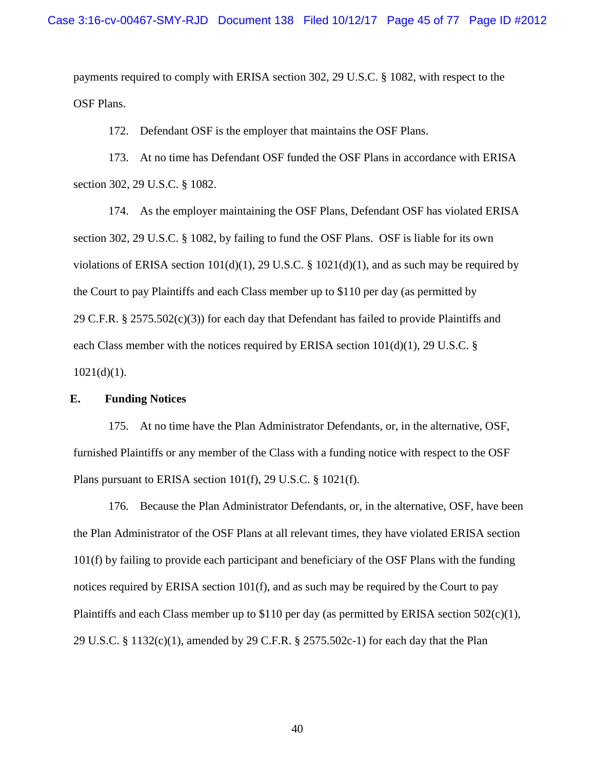payments required to comply with ERISA section 302, 29 U.S.C. § 1082, with respect to the OSF Plans.

172. Defendant OSF is the employer that maintains the OSF Plans.

173. At no time has Defendant OSF funded the OSF Plans in accordance with ERISA section 302, 29 U.S.C. § 1082.

174. As the employer maintaining the OSF Plans, Defendant OSF has violated ERISA section 302, 29 U.S.C. § 1082, by failing to fund the OSF Plans. OSF is liable for its own violations of ERISA section 101(d)(1), 29 U.S.C. § 1021(d)(1), and as such may be required by the Court to pay Plaintiffs and each Class member up to $110 per day (as permitted by 29 C.F.R. § 2575.502(c)(3)) for each day that Defendant has failed to provide Plaintiffs and each Class member with the notices required by ERISA section 101(d)(1), 29 U.S.C. § 1021(d)(1).

## E. Funding Notices

175. At no time have the Plan Administrator Defendants, or, in the alternative, OSF, furnished Plaintiffs or any member of the Class with a funding notice with respect to the OSF Plans pursuant to ERISA section 101(f), 29 U.S.C. § 1021(f).

176. Because the Plan Administrator Defendants, or, in the alternative, OSF, have been the Plan Administrator of the OSF Plans at all relevant times, they have violated ERISA section 101(f) by failing to provide each participant and beneficiary of the OSF Plans with the funding notices required by ERISA section 101(f), and as such may be required by the Court to pay Plaintiffs and each Class member up to $110 per day (as permitted by ERISA section 502(c)(1), 29 U.S.C. § 1132(c)(1), amended by 29 C.F.R. § 2575.502c-1) for each day that the Plan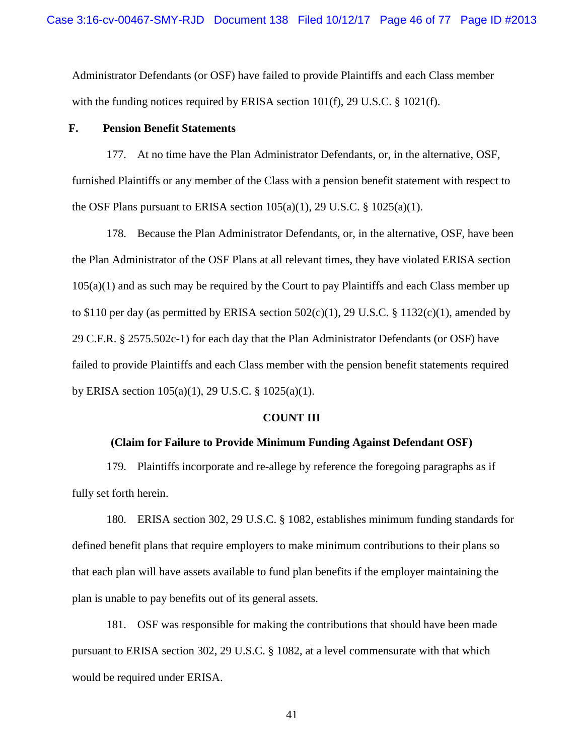Administrator Defendants (or OSF) have failed to provide Plaintiffs and each Class member with the funding notices required by ERISA section 101(f), 29 U.S.C. § 1021(f).

### F. Pension Benefit Statements

177. At no time have the Plan Administrator Defendants, or, in the alternative, OSF, furnished Plaintiffs or any member of the Class with a pension benefit statement with respect to the OSF Plans pursuant to ERISA section 105(a)(1), 29 U.S.C. § 1025(a)(1).

178. Because the Plan Administrator Defendants, or, in the alternative, OSF, have been the Plan Administrator of the OSF Plans at all relevant times, they have violated ERISA section 105(a)(1) and as such may be required by the Court to pay Plaintiffs and each Class member up to $110 per day (as permitted by ERISA section 502(c)(1), 29 U.S.C. § 1132(c)(1), amended by 29 C.F.R. § 2575.502c-1) for each day that the Plan Administrator Defendants (or OSF) have failed to provide Plaintiffs and each Class member with the pension benefit statements required by ERISA section 105(a)(1), 29 U.S.C. § 1025(a)(1).

## COUNT III

**(Claim for Failure to Provide Minimum Funding Against Defendant OSF)**

179. Plaintiffs incorporate and re-allege by reference the foregoing paragraphs as if fully set forth herein.

180. ERISA section 302, 29 U.S.C. § 1082, establishes minimum funding standards for defined benefit plans that require employers to make minimum contributions to their plans so that each plan will have assets available to fund plan benefits if the employer maintaining the plan is unable to pay benefits out of its general assets.

181. OSF was responsible for making the contributions that should have been made pursuant to ERISA section 302, 29 U.S.C. § 1082, at a level commensurate with that which would be required under ERISA.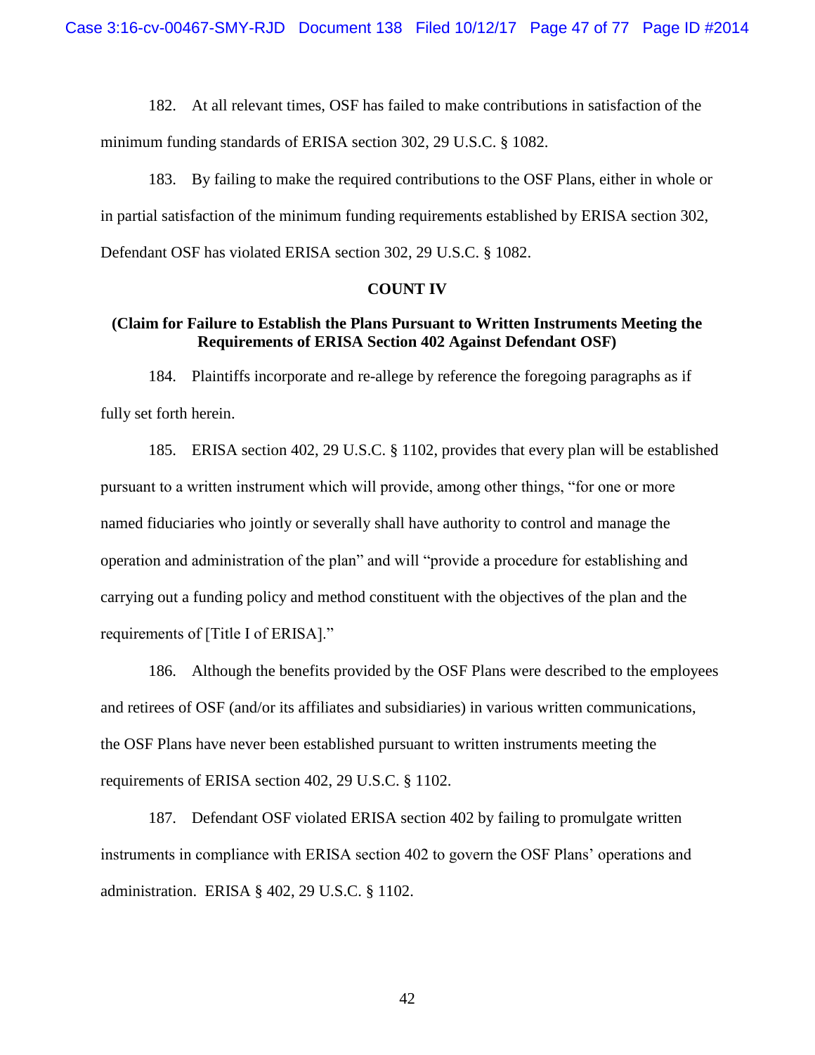182. At all relevant times, OSF has failed to make contributions in satisfaction of the minimum funding standards of ERISA section 302, 29 U.S.C. § 1082.

183. By failing to make the required contributions to the OSF Plans, either in whole or in partial satisfaction of the minimum funding requirements established by ERISA section 302, Defendant OSF has violated ERISA section 302, 29 U.S.C. § 1082.

**COUNT IV**

**(Claim for Failure to Establish the Plans Pursuant to Written Instruments Meeting the Requirements of ERISA Section 402 Against Defendant OSF)**

184. Plaintiffs incorporate and re-allege by reference the foregoing paragraphs as if fully set forth herein.

185. ERISA section 402, 29 U.S.C. § 1102, provides that every plan will be established pursuant to a written instrument which will provide, among other things, "for one or more named fiduciaries who jointly or severally shall have authority to control and manage the operation and administration of the plan" and will "provide a procedure for establishing and carrying out a funding policy and method constituent with the objectives of the plan and the requirements of [Title I of ERISA]."

186. Although the benefits provided by the OSF Plans were described to the employees and retirees of OSF (and/or its affiliates and subsidiaries) in various written communications, the OSF Plans have never been established pursuant to written instruments meeting the requirements of ERISA section 402, 29 U.S.C. § 1102.

187. Defendant OSF violated ERISA section 402 by failing to promulgate written instruments in compliance with ERISA section 402 to govern the OSF Plans' operations and administration. ERISA § 402, 29 U.S.C. § 1102.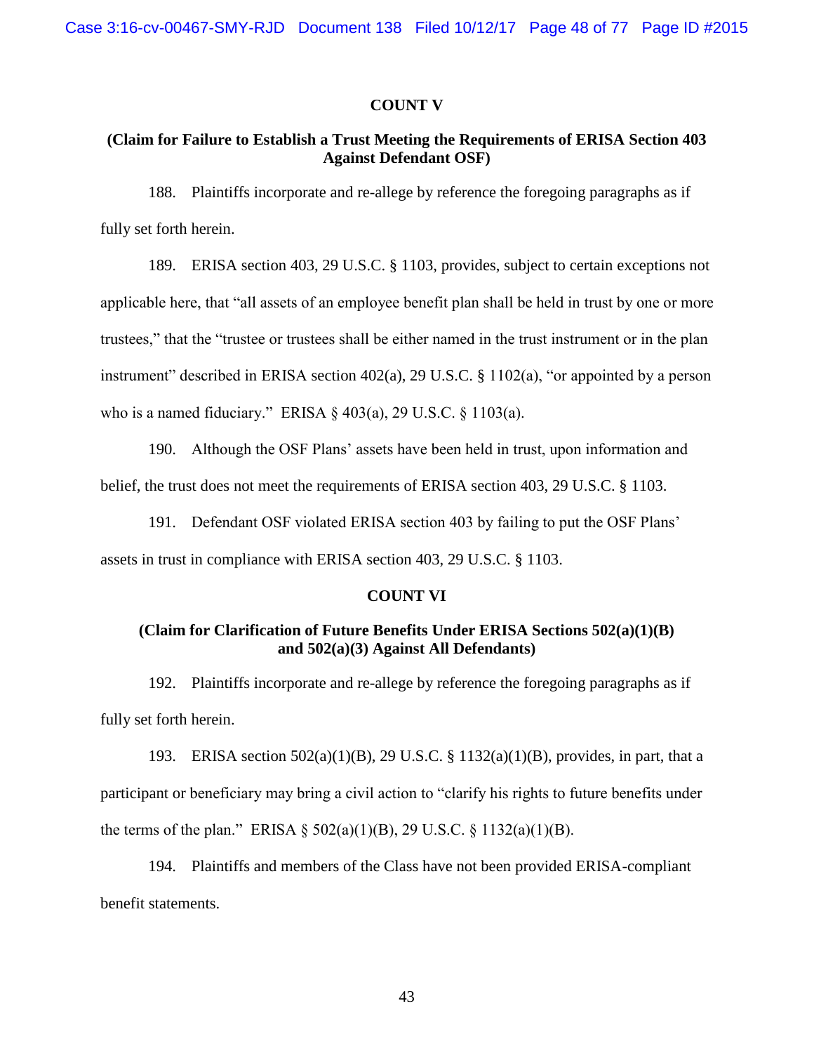**COUNT V**

**(Claim for Failure to Establish a Trust Meeting the Requirements of ERISA Section 403 Against Defendant OSF)**

188. Plaintiffs incorporate and re-allege by reference the foregoing paragraphs as if fully set forth herein.

189. ERISA section 403, 29 U.S.C. § 1103, provides, subject to certain exceptions not applicable here, that "all assets of an employee benefit plan shall be held in trust by one or more trustees," that the "trustee or trustees shall be either named in the trust instrument or in the plan instrument" described in ERISA section 402(a), 29 U.S.C. § 1102(a), "or appointed by a person who is a named fiduciary." ERISA § 403(a), 29 U.S.C. § 1103(a).

190. Although the OSF Plans' assets have been held in trust, upon information and belief, the trust does not meet the requirements of ERISA section 403, 29 U.S.C. § 1103.

191. Defendant OSF violated ERISA section 403 by failing to put the OSF Plans' assets in trust in compliance with ERISA section 403, 29 U.S.C. § 1103.

**COUNT VI**

**(Claim for Clarification of Future Benefits Under ERISA Sections 502(a)(1)(B) and 502(a)(3) Against All Defendants)**

192. Plaintiffs incorporate and re-allege by reference the foregoing paragraphs as if fully set forth herein.

193. ERISA section 502(a)(1)(B), 29 U.S.C. § 1132(a)(1)(B), provides, in part, that a participant or beneficiary may bring a civil action to "clarify his rights to future benefits under the terms of the plan." ERISA § 502(a)(1)(B), 29 U.S.C. § 1132(a)(1)(B).

194. Plaintiffs and members of the Class have not been provided ERISA-compliant benefit statements.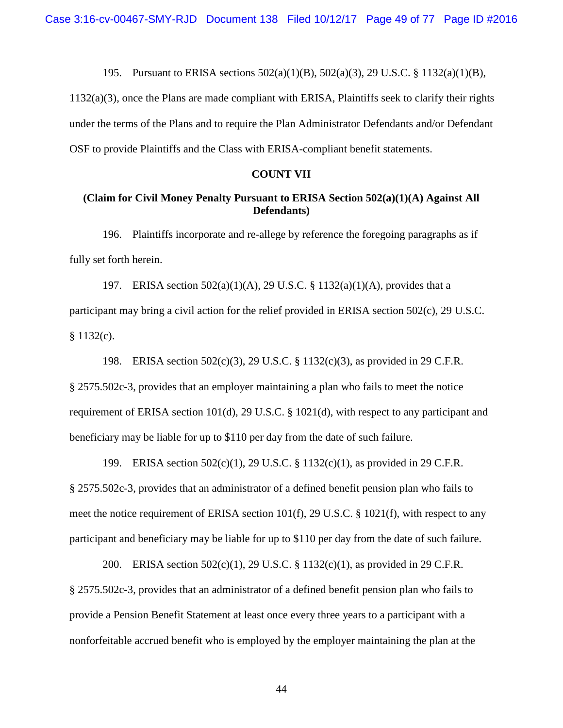195. Pursuant to ERISA sections 502(a)(1)(B), 502(a)(3), 29 U.S.C. § 1132(a)(1)(B), 1132(a)(3), once the Plans are made compliant with ERISA, Plaintiffs seek to clarify their rights under the terms of the Plans and to require the Plan Administrator Defendants and/or Defendant OSF to provide Plaintiffs and the Class with ERISA-compliant benefit statements.

**COUNT VII**

**(Claim for Civil Money Penalty Pursuant to ERISA Section 502(a)(1)(A) Against All Defendants)**

196. Plaintiffs incorporate and re-allege by reference the foregoing paragraphs as if fully set forth herein.

197. ERISA section 502(a)(1)(A), 29 U.S.C. § 1132(a)(1)(A), provides that a participant may bring a civil action for the relief provided in ERISA section 502(c), 29 U.S.C. § 1132(c).

198. ERISA section 502(c)(3), 29 U.S.C. § 1132(c)(3), as provided in 29 C.F.R. § 2575.502c-3, provides that an employer maintaining a plan who fails to meet the notice requirement of ERISA section 101(d), 29 U.S.C. § 1021(d), with respect to any participant and beneficiary may be liable for up to $110 per day from the date of such failure.

199. ERISA section 502(c)(1), 29 U.S.C. § 1132(c)(1), as provided in 29 C.F.R. § 2575.502c-3, provides that an administrator of a defined benefit pension plan who fails to meet the notice requirement of ERISA section 101(f), 29 U.S.C. § 1021(f), with respect to any participant and beneficiary may be liable for up to $110 per day from the date of such failure.

200. ERISA section 502(c)(1), 29 U.S.C. § 1132(c)(1), as provided in 29 C.F.R. § 2575.502c-3, provides that an administrator of a defined benefit pension plan who fails to provide a Pension Benefit Statement at least once every three years to a participant with a nonforfeitable accrued benefit who is employed by the employer maintaining the plan at the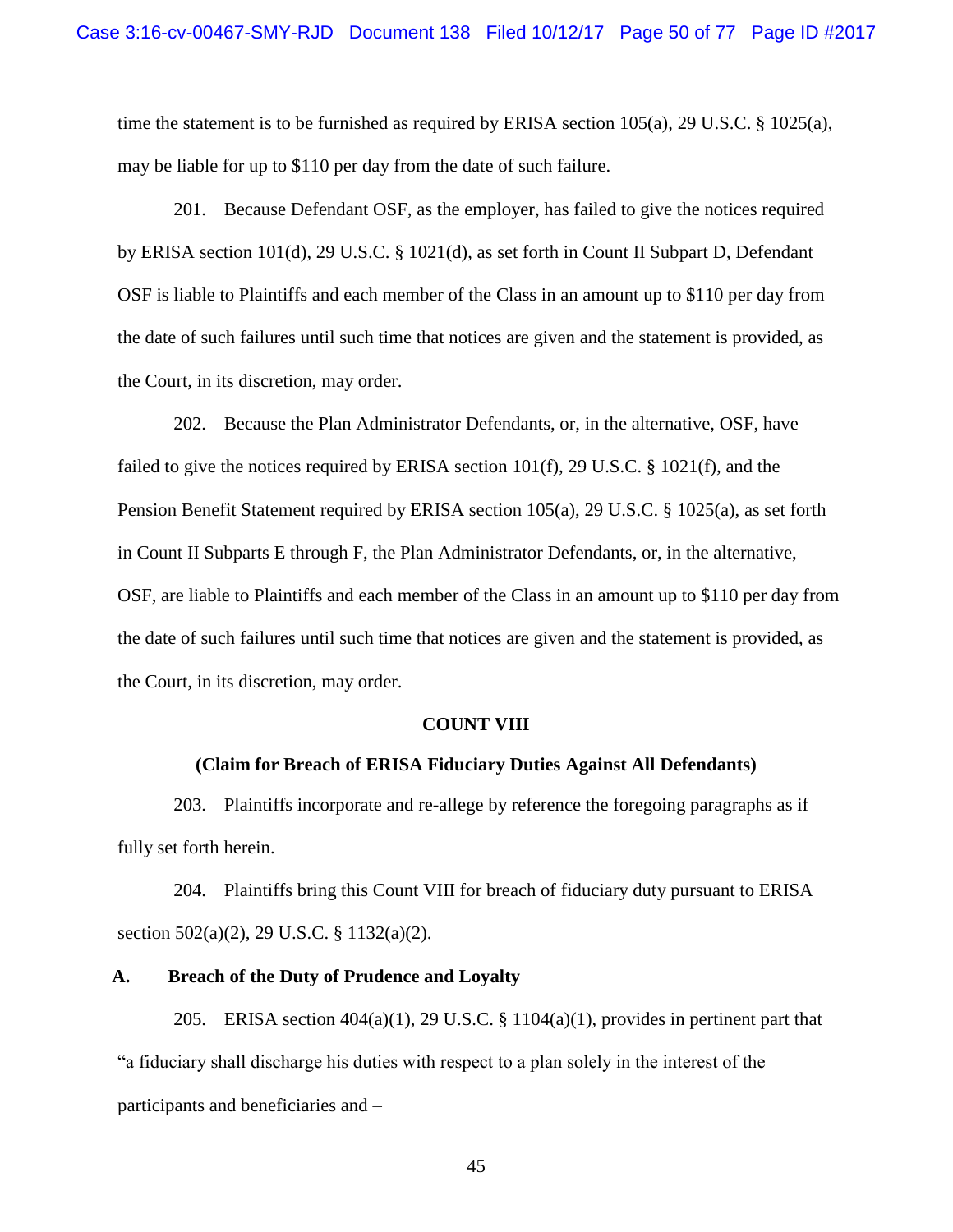time the statement is to be furnished as required by ERISA section 105(a), 29 U.S.C. § 1025(a), may be liable for up to $110 per day from the date of such failure.

201. Because Defendant OSF, as the employer, has failed to give the notices required by ERISA section 101(d), 29 U.S.C. § 1021(d), as set forth in Count II Subpart D, Defendant OSF is liable to Plaintiffs and each member of the Class in an amount up to $110 per day from the date of such failures until such time that notices are given and the statement is provided, as the Court, in its discretion, may order.

202. Because the Plan Administrator Defendants, or, in the alternative, OSF, have failed to give the notices required by ERISA section 101(f), 29 U.S.C. § 1021(f), and the Pension Benefit Statement required by ERISA section 105(a), 29 U.S.C. § 1025(a), as set forth in Count II Subparts E through F, the Plan Administrator Defendants, or, in the alternative, OSF, are liable to Plaintiffs and each member of the Class in an amount up to $110 per day from the date of such failures until such time that notices are given and the statement is provided, as the Court, in its discretion, may order.

## COUNT VIII

### (Claim for Breach of ERISA Fiduciary Duties Against All Defendants)

203. Plaintiffs incorporate and re-allege by reference the foregoing paragraphs as if fully set forth herein.

204. Plaintiffs bring this Count VIII for breach of fiduciary duty pursuant to ERISA section 502(a)(2), 29 U.S.C. § 1132(a)(2).

### A. Breach of the Duty of Prudence and Loyalty

205. ERISA section 404(a)(1), 29 U.S.C. § 1104(a)(1), provides in pertinent part that "a fiduciary shall discharge his duties with respect to a plan solely in the interest of the participants and beneficiaries and –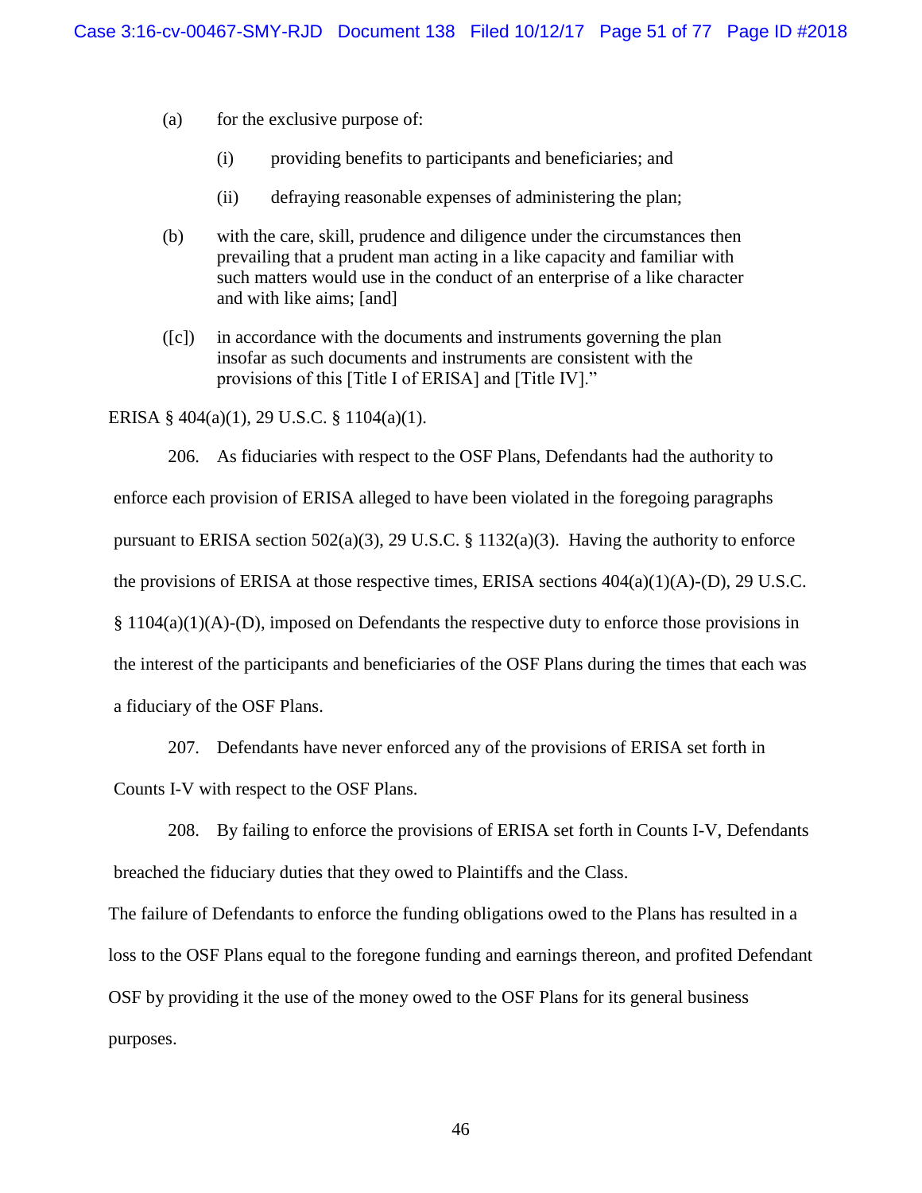> (a) for the exclusive purpose of:
>
> > (i) providing benefits to participants and beneficiaries; and
> >
> > (ii) defraying reasonable expenses of administering the plan;
>
> (b) with the care, skill, prudence and diligence under the circumstances then prevailing that a prudent man acting in a like capacity and familiar with such matters would use in the conduct of an enterprise of a like character and with like aims; [and]
>
> ([c]) in accordance with the documents and instruments governing the plan insofar as such documents and instruments are consistent with the provisions of this [Title I of ERISA] and [Title IV]."

ERISA § 404(a)(1), 29 U.S.C. § 1104(a)(1).

206. As fiduciaries with respect to the OSF Plans, Defendants had the authority to enforce each provision of ERISA alleged to have been violated in the foregoing paragraphs pursuant to ERISA section 502(a)(3), 29 U.S.C. § 1132(a)(3). Having the authority to enforce the provisions of ERISA at those respective times, ERISA sections 404(a)(1)(A)-(D), 29 U.S.C. § 1104(a)(1)(A)-(D), imposed on Defendants the respective duty to enforce those provisions in the interest of the participants and beneficiaries of the OSF Plans during the times that each was a fiduciary of the OSF Plans.

207. Defendants have never enforced any of the provisions of ERISA set forth in Counts I-V with respect to the OSF Plans.

208. By failing to enforce the provisions of ERISA set forth in Counts I-V, Defendants breached the fiduciary duties that they owed to Plaintiffs and the Class.

The failure of Defendants to enforce the funding obligations owed to the Plans has resulted in a loss to the OSF Plans equal to the foregone funding and earnings thereon, and profited Defendant OSF by providing it the use of the money owed to the OSF Plans for its general business purposes.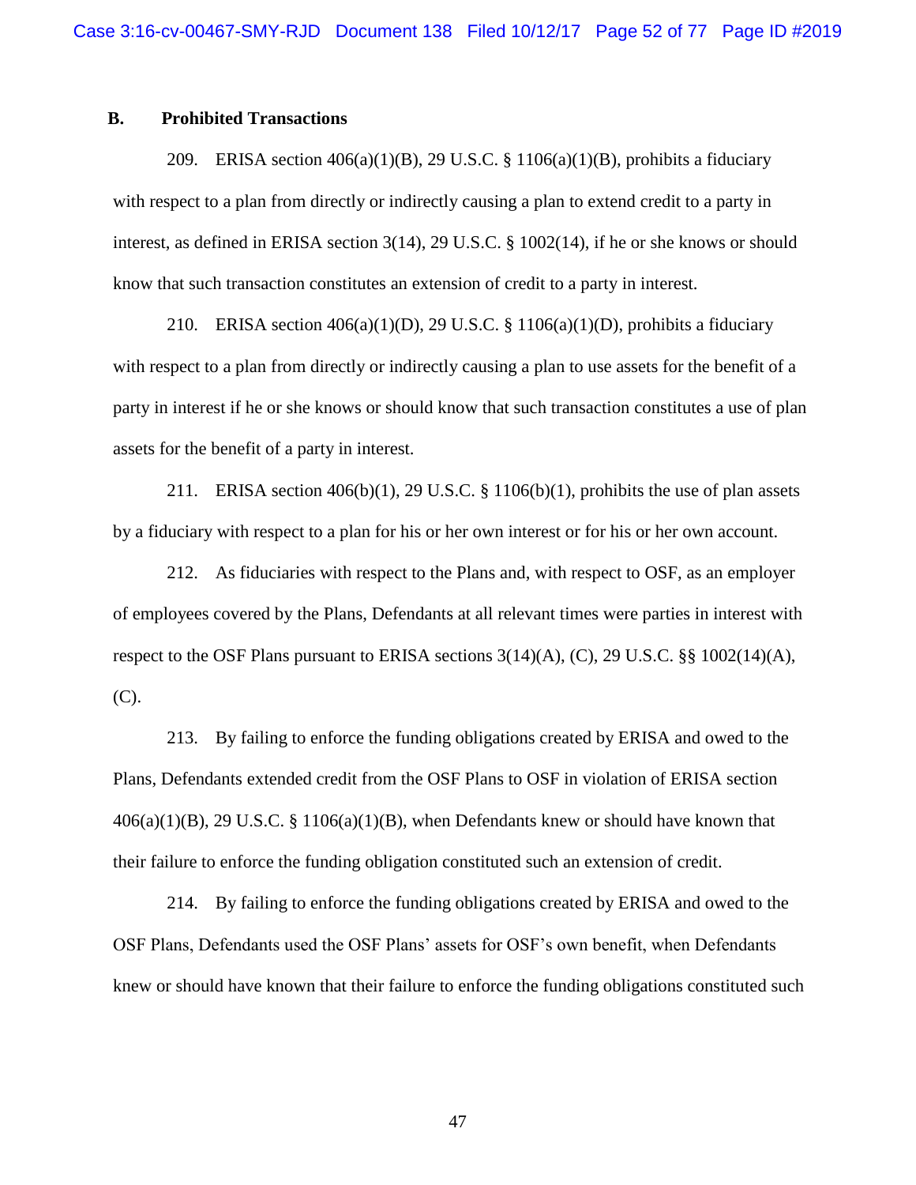### B. Prohibited Transactions

209. ERISA section 406(a)(1)(B), 29 U.S.C. § 1106(a)(1)(B), prohibits a fiduciary with respect to a plan from directly or indirectly causing a plan to extend credit to a party in interest, as defined in ERISA section 3(14), 29 U.S.C. § 1002(14), if he or she knows or should know that such transaction constitutes an extension of credit to a party in interest.

210. ERISA section 406(a)(1)(D), 29 U.S.C. § 1106(a)(1)(D), prohibits a fiduciary with respect to a plan from directly or indirectly causing a plan to use assets for the benefit of a party in interest if he or she knows or should know that such transaction constitutes a use of plan assets for the benefit of a party in interest.

211. ERISA section 406(b)(1), 29 U.S.C. § 1106(b)(1), prohibits the use of plan assets by a fiduciary with respect to a plan for his or her own interest or for his or her own account.

212. As fiduciaries with respect to the Plans and, with respect to OSF, as an employer of employees covered by the Plans, Defendants at all relevant times were parties in interest with respect to the OSF Plans pursuant to ERISA sections 3(14)(A), (C), 29 U.S.C. §§ 1002(14)(A), (C).

213. By failing to enforce the funding obligations created by ERISA and owed to the Plans, Defendants extended credit from the OSF Plans to OSF in violation of ERISA section 406(a)(1)(B), 29 U.S.C. § 1106(a)(1)(B), when Defendants knew or should have known that their failure to enforce the funding obligation constituted such an extension of credit.

214. By failing to enforce the funding obligations created by ERISA and owed to the OSF Plans, Defendants used the OSF Plans' assets for OSF's own benefit, when Defendants knew or should have known that their failure to enforce the funding obligations constituted such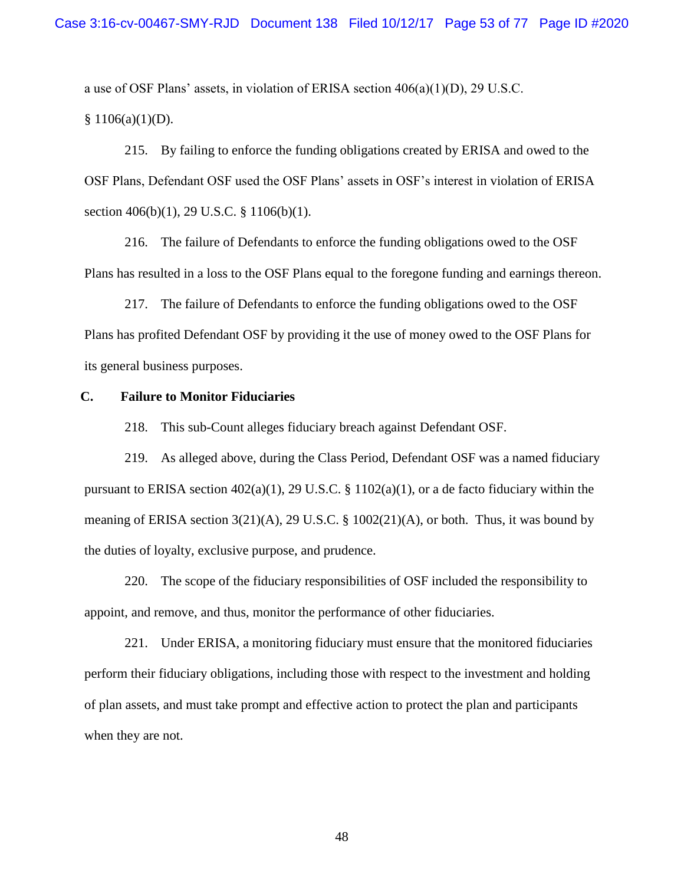a use of OSF Plans' assets, in violation of ERISA section 406(a)(1)(D), 29 U.S.C. § 1106(a)(1)(D).

215. By failing to enforce the funding obligations created by ERISA and owed to the OSF Plans, Defendant OSF used the OSF Plans' assets in OSF's interest in violation of ERISA section 406(b)(1), 29 U.S.C. § 1106(b)(1).

216. The failure of Defendants to enforce the funding obligations owed to the OSF Plans has resulted in a loss to the OSF Plans equal to the foregone funding and earnings thereon.

217. The failure of Defendants to enforce the funding obligations owed to the OSF Plans has profited Defendant OSF by providing it the use of money owed to the OSF Plans for its general business purposes.

### C. Failure to Monitor Fiduciaries

218. This sub-Count alleges fiduciary breach against Defendant OSF.

219. As alleged above, during the Class Period, Defendant OSF was a named fiduciary pursuant to ERISA section 402(a)(1), 29 U.S.C. § 1102(a)(1), or a de facto fiduciary within the meaning of ERISA section 3(21)(A), 29 U.S.C. § 1002(21)(A), or both. Thus, it was bound by the duties of loyalty, exclusive purpose, and prudence.

220. The scope of the fiduciary responsibilities of OSF included the responsibility to appoint, and remove, and thus, monitor the performance of other fiduciaries.

221. Under ERISA, a monitoring fiduciary must ensure that the monitored fiduciaries perform their fiduciary obligations, including those with respect to the investment and holding of plan assets, and must take prompt and effective action to protect the plan and participants when they are not.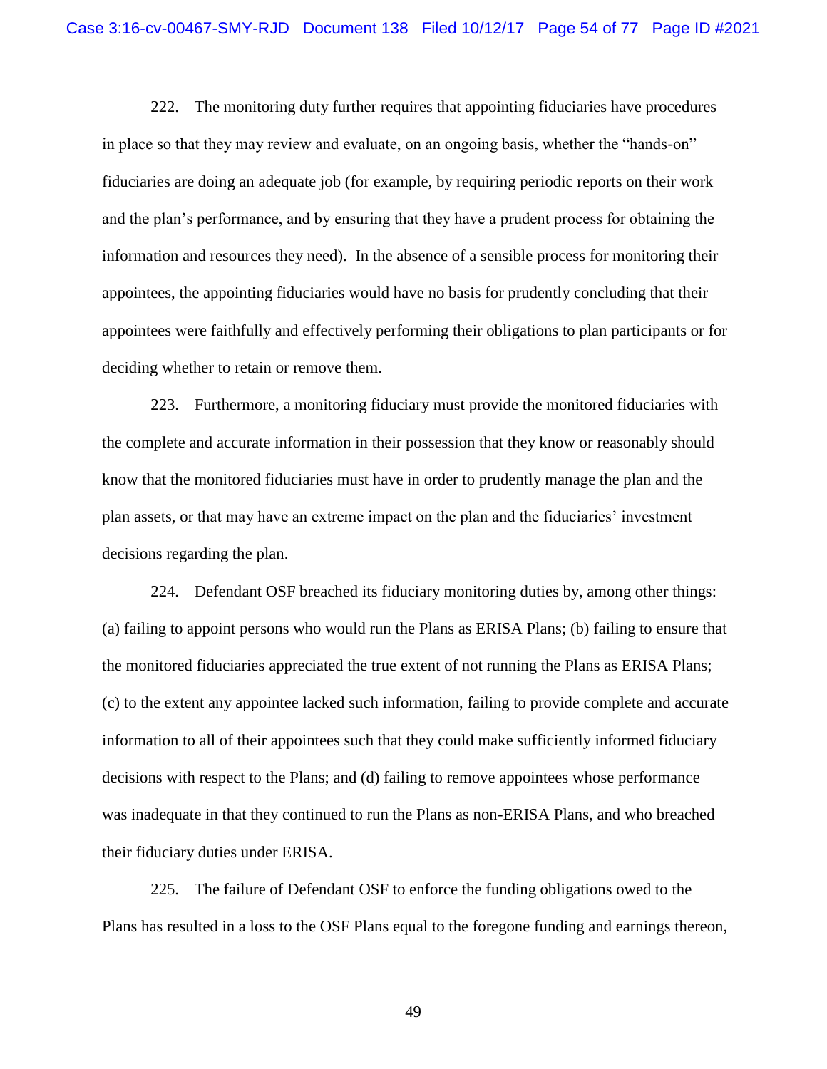222. The monitoring duty further requires that appointing fiduciaries have procedures in place so that they may review and evaluate, on an ongoing basis, whether the "hands-on" fiduciaries are doing an adequate job (for example, by requiring periodic reports on their work and the plan's performance, and by ensuring that they have a prudent process for obtaining the information and resources they need). In the absence of a sensible process for monitoring their appointees, the appointing fiduciaries would have no basis for prudently concluding that their appointees were faithfully and effectively performing their obligations to plan participants or for deciding whether to retain or remove them.

223. Furthermore, a monitoring fiduciary must provide the monitored fiduciaries with the complete and accurate information in their possession that they know or reasonably should know that the monitored fiduciaries must have in order to prudently manage the plan and the plan assets, or that may have an extreme impact on the plan and the fiduciaries' investment decisions regarding the plan.

224. Defendant OSF breached its fiduciary monitoring duties by, among other things: (a) failing to appoint persons who would run the Plans as ERISA Plans; (b) failing to ensure that the monitored fiduciaries appreciated the true extent of not running the Plans as ERISA Plans; (c) to the extent any appointee lacked such information, failing to provide complete and accurate information to all of their appointees such that they could make sufficiently informed fiduciary decisions with respect to the Plans; and (d) failing to remove appointees whose performance was inadequate in that they continued to run the Plans as non-ERISA Plans, and who breached their fiduciary duties under ERISA.

225. The failure of Defendant OSF to enforce the funding obligations owed to the Plans has resulted in a loss to the OSF Plans equal to the foregone funding and earnings thereon,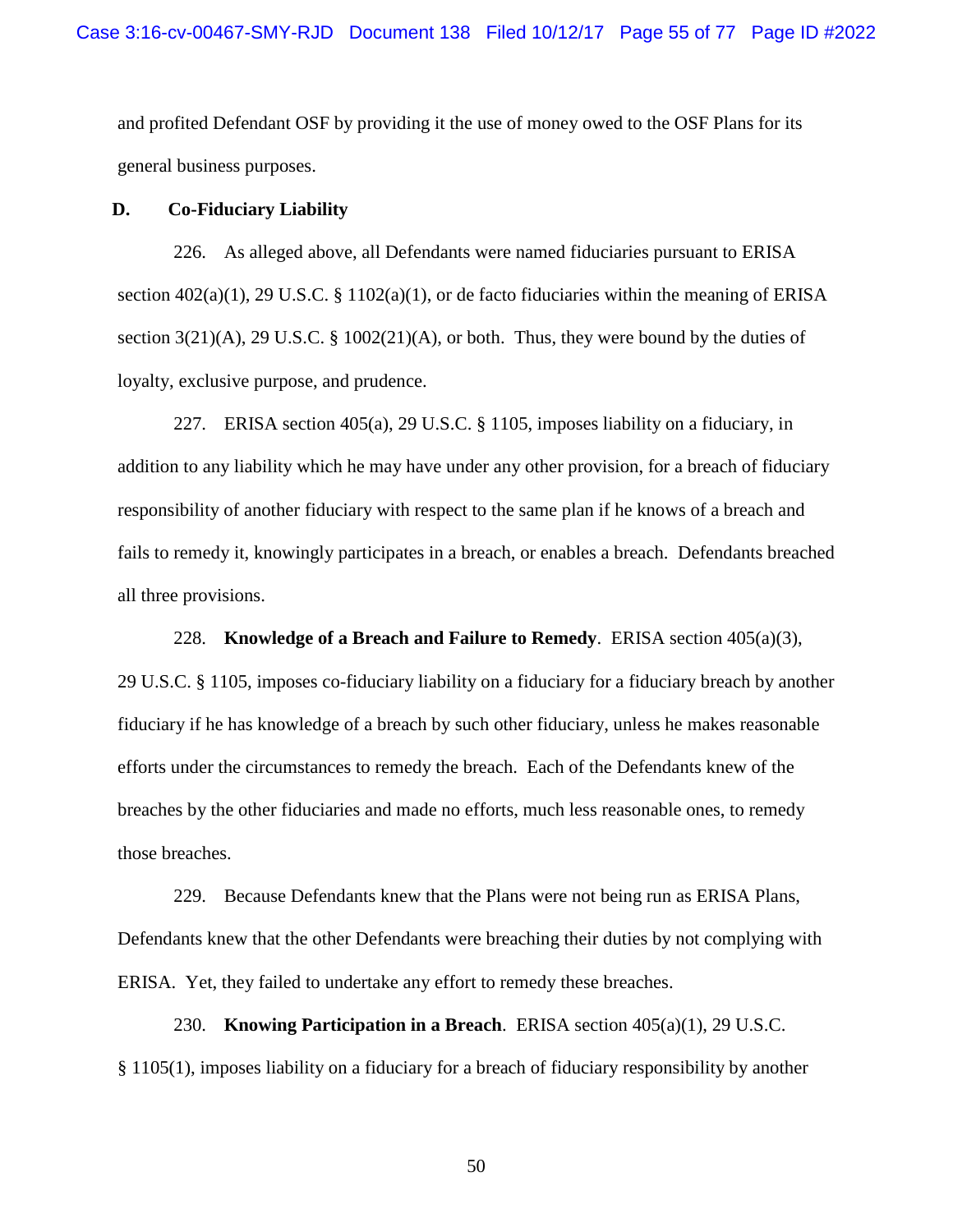and profited Defendant OSF by providing it the use of money owed to the OSF Plans for its general business purposes.

### D. Co-Fiduciary Liability

226. As alleged above, all Defendants were named fiduciaries pursuant to ERISA section 402(a)(1), 29 U.S.C. § 1102(a)(1), or de facto fiduciaries within the meaning of ERISA section 3(21)(A), 29 U.S.C. § 1002(21)(A), or both. Thus, they were bound by the duties of loyalty, exclusive purpose, and prudence.

227. ERISA section 405(a), 29 U.S.C. § 1105, imposes liability on a fiduciary, in addition to any liability which he may have under any other provision, for a breach of fiduciary responsibility of another fiduciary with respect to the same plan if he knows of a breach and fails to remedy it, knowingly participates in a breach, or enables a breach. Defendants breached all three provisions.

228. **Knowledge of a Breach and Failure to Remedy**. ERISA section 405(a)(3), 29 U.S.C. § 1105, imposes co-fiduciary liability on a fiduciary for a fiduciary breach by another fiduciary if he has knowledge of a breach by such other fiduciary, unless he makes reasonable efforts under the circumstances to remedy the breach. Each of the Defendants knew of the breaches by the other fiduciaries and made no efforts, much less reasonable ones, to remedy those breaches.

229. Because Defendants knew that the Plans were not being run as ERISA Plans, Defendants knew that the other Defendants were breaching their duties by not complying with ERISA. Yet, they failed to undertake any effort to remedy these breaches.

230. **Knowing Participation in a Breach**. ERISA section 405(a)(1), 29 U.S.C. § 1105(1), imposes liability on a fiduciary for a breach of fiduciary responsibility by another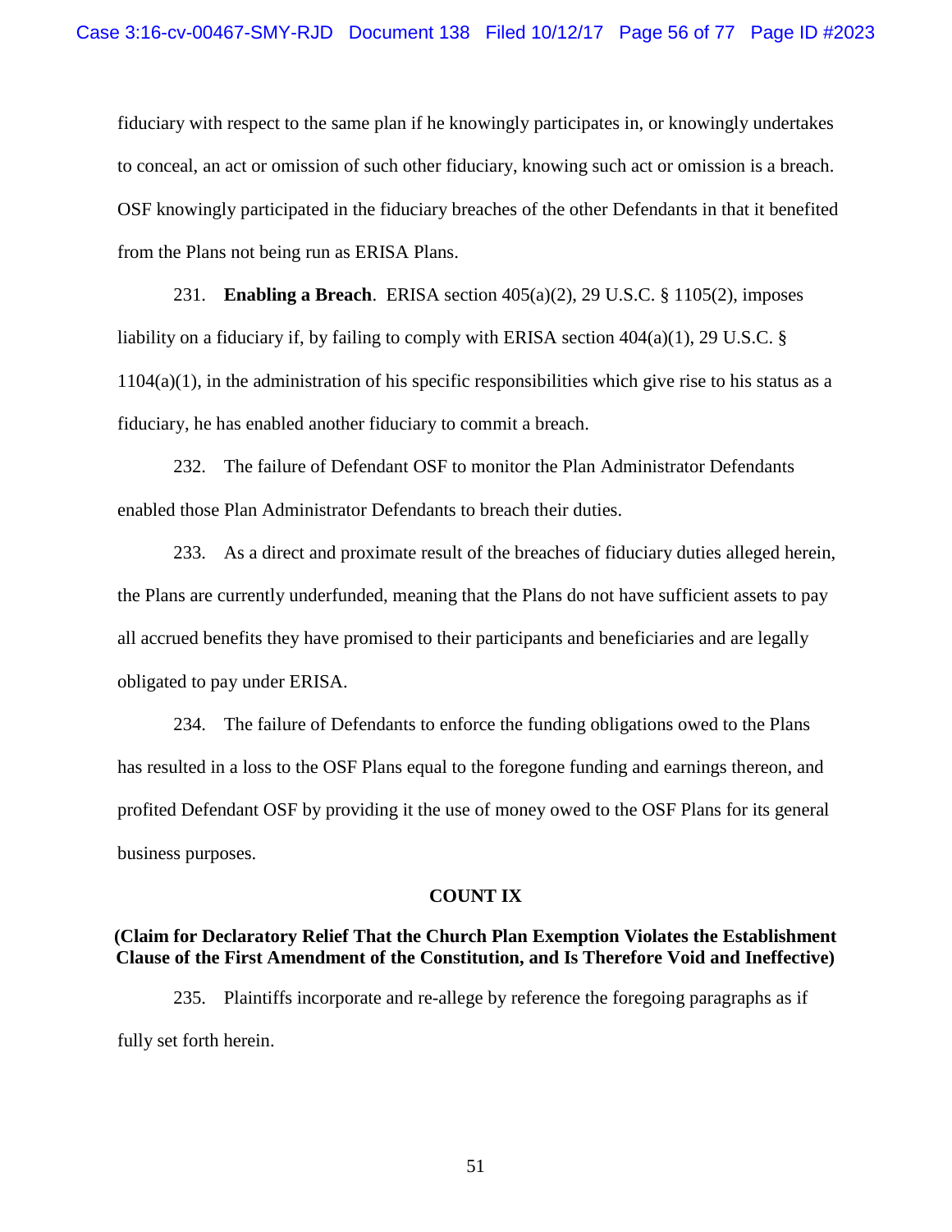fiduciary with respect to the same plan if he knowingly participates in, or knowingly undertakes to conceal, an act or omission of such other fiduciary, knowing such act or omission is a breach. OSF knowingly participated in the fiduciary breaches of the other Defendants in that it benefited from the Plans not being run as ERISA Plans.

231. **Enabling a Breach**. ERISA section 405(a)(2), 29 U.S.C. § 1105(2), imposes liability on a fiduciary if, by failing to comply with ERISA section 404(a)(1), 29 U.S.C. § 1104(a)(1), in the administration of his specific responsibilities which give rise to his status as a fiduciary, he has enabled another fiduciary to commit a breach.

232. The failure of Defendant OSF to monitor the Plan Administrator Defendants enabled those Plan Administrator Defendants to breach their duties.

233. As a direct and proximate result of the breaches of fiduciary duties alleged herein, the Plans are currently underfunded, meaning that the Plans do not have sufficient assets to pay all accrued benefits they have promised to their participants and beneficiaries and are legally obligated to pay under ERISA.

234. The failure of Defendants to enforce the funding obligations owed to the Plans has resulted in a loss to the OSF Plans equal to the foregone funding and earnings thereon, and profited Defendant OSF by providing it the use of money owed to the OSF Plans for its general business purposes.

## COUNT IX

### (Claim for Declaratory Relief That the Church Plan Exemption Violates the Establishment Clause of the First Amendment of the Constitution, and Is Therefore Void and Ineffective)

235. Plaintiffs incorporate and re-allege by reference the foregoing paragraphs as if fully set forth herein.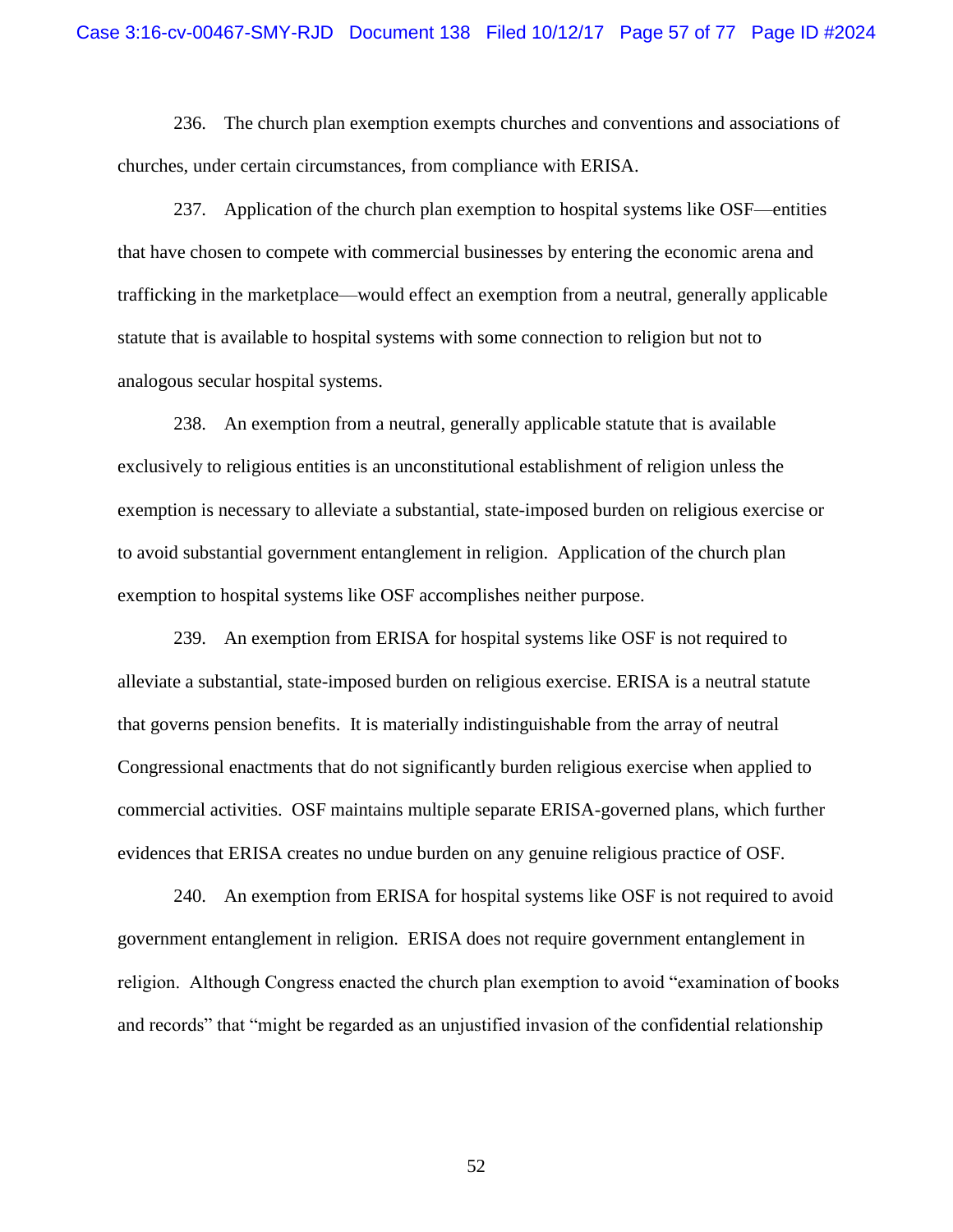236. The church plan exemption exempts churches and conventions and associations of churches, under certain circumstances, from compliance with ERISA.

237. Application of the church plan exemption to hospital systems like OSF—entities that have chosen to compete with commercial businesses by entering the economic arena and trafficking in the marketplace—would effect an exemption from a neutral, generally applicable statute that is available to hospital systems with some connection to religion but not to analogous secular hospital systems.

238. An exemption from a neutral, generally applicable statute that is available exclusively to religious entities is an unconstitutional establishment of religion unless the exemption is necessary to alleviate a substantial, state-imposed burden on religious exercise or to avoid substantial government entanglement in religion. Application of the church plan exemption to hospital systems like OSF accomplishes neither purpose.

239. An exemption from ERISA for hospital systems like OSF is not required to alleviate a substantial, state-imposed burden on religious exercise. ERISA is a neutral statute that governs pension benefits. It is materially indistinguishable from the array of neutral Congressional enactments that do not significantly burden religious exercise when applied to commercial activities. OSF maintains multiple separate ERISA-governed plans, which further evidences that ERISA creates no undue burden on any genuine religious practice of OSF.

240. An exemption from ERISA for hospital systems like OSF is not required to avoid government entanglement in religion. ERISA does not require government entanglement in religion. Although Congress enacted the church plan exemption to avoid "examination of books and records" that "might be regarded as an unjustified invasion of the confidential relationship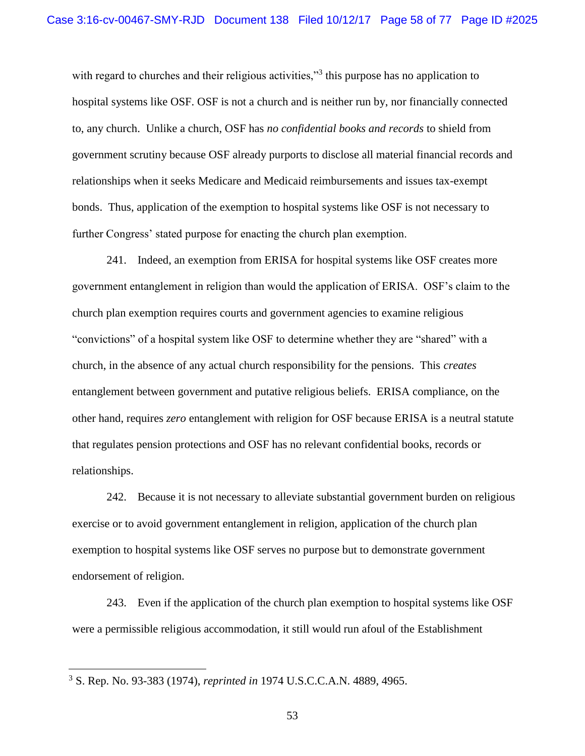with regard to churches and their religious activities,"[3] this purpose has no application to hospital systems like OSF. OSF is not a church and is neither run by, nor financially connected to, any church. Unlike a church, OSF has *no confidential books and records* to shield from government scrutiny because OSF already purports to disclose all material financial records and relationships when it seeks Medicare and Medicaid reimbursements and issues tax-exempt bonds. Thus, application of the exemption to hospital systems like OSF is not necessary to further Congress' stated purpose for enacting the church plan exemption.

241. Indeed, an exemption from ERISA for hospital systems like OSF creates more government entanglement in religion than would the application of ERISA. OSF's claim to the church plan exemption requires courts and government agencies to examine religious "convictions" of a hospital system like OSF to determine whether they are "shared" with a church, in the absence of any actual church responsibility for the pensions. This *creates* entanglement between government and putative religious beliefs. ERISA compliance, on the other hand, requires *zero* entanglement with religion for OSF because ERISA is a neutral statute that regulates pension protections and OSF has no relevant confidential books, records or relationships.

242. Because it is not necessary to alleviate substantial government burden on religious exercise or to avoid government entanglement in religion, application of the church plan exemption to hospital systems like OSF serves no purpose but to demonstrate government endorsement of religion.

243. Even if the application of the church plan exemption to hospital systems like OSF were a permissible religious accommodation, it still would run afoul of the Establishment

---

[3] S. Rep. No. 93-383 (1974), *reprinted in* 1974 U.S.C.C.A.N. 4889, 4965.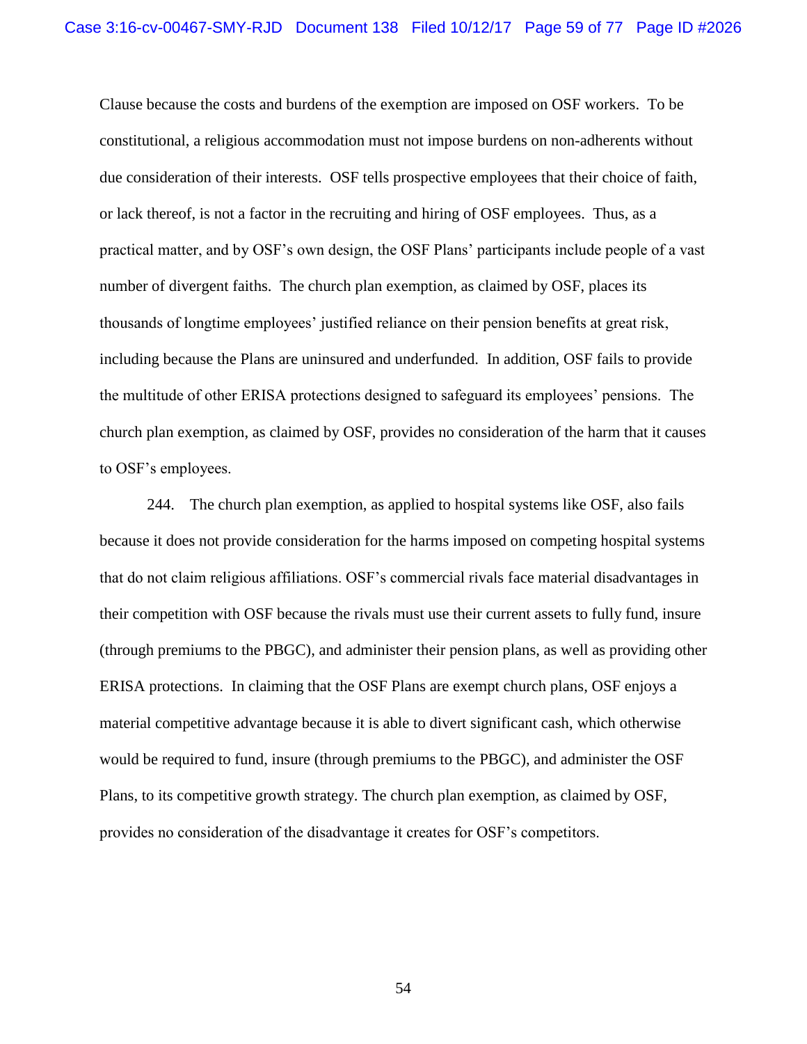Clause because the costs and burdens of the exemption are imposed on OSF workers. To be constitutional, a religious accommodation must not impose burdens on non-adherents without due consideration of their interests. OSF tells prospective employees that their choice of faith, or lack thereof, is not a factor in the recruiting and hiring of OSF employees. Thus, as a practical matter, and by OSF's own design, the OSF Plans' participants include people of a vast number of divergent faiths. The church plan exemption, as claimed by OSF, places its thousands of longtime employees' justified reliance on their pension benefits at great risk, including because the Plans are uninsured and underfunded. In addition, OSF fails to provide the multitude of other ERISA protections designed to safeguard its employees' pensions. The church plan exemption, as claimed by OSF, provides no consideration of the harm that it causes to OSF's employees.

244. The church plan exemption, as applied to hospital systems like OSF, also fails because it does not provide consideration for the harms imposed on competing hospital systems that do not claim religious affiliations. OSF's commercial rivals face material disadvantages in their competition with OSF because the rivals must use their current assets to fully fund, insure (through premiums to the PBGC), and administer their pension plans, as well as providing other ERISA protections. In claiming that the OSF Plans are exempt church plans, OSF enjoys a material competitive advantage because it is able to divert significant cash, which otherwise would be required to fund, insure (through premiums to the PBGC), and administer the OSF Plans, to its competitive growth strategy. The church plan exemption, as claimed by OSF, provides no consideration of the disadvantage it creates for OSF's competitors.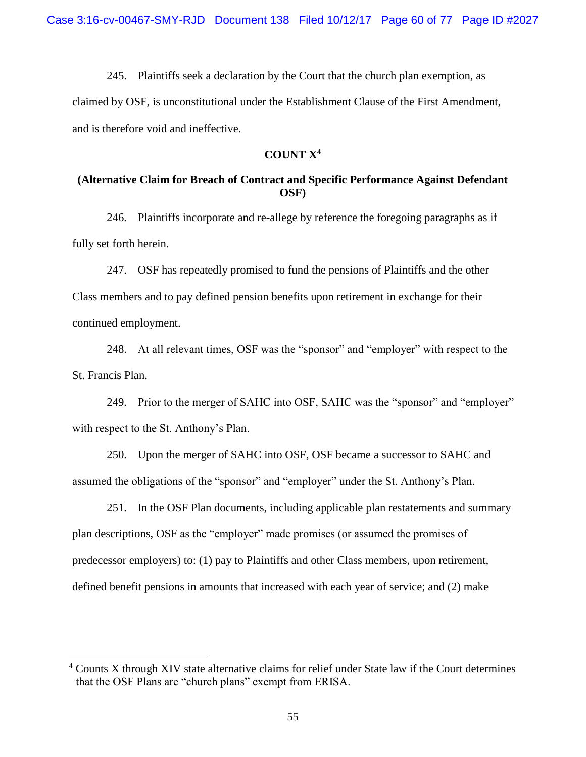245. Plaintiffs seek a declaration by the Court that the church plan exemption, as claimed by OSF, is unconstitutional under the Establishment Clause of the First Amendment, and is therefore void and ineffective.

## COUNT X[4]

### (Alternative Claim for Breach of Contract and Specific Performance Against Defendant OSF)

246. Plaintiffs incorporate and re-allege by reference the foregoing paragraphs as if fully set forth herein.

247. OSF has repeatedly promised to fund the pensions of Plaintiffs and the other Class members and to pay defined pension benefits upon retirement in exchange for their continued employment.

248. At all relevant times, OSF was the "sponsor" and "employer" with respect to the St. Francis Plan.

249. Prior to the merger of SAHC into OSF, SAHC was the "sponsor" and "employer" with respect to the St. Anthony's Plan.

250. Upon the merger of SAHC into OSF, OSF became a successor to SAHC and assumed the obligations of the "sponsor" and "employer" under the St. Anthony's Plan.

251. In the OSF Plan documents, including applicable plan restatements and summary plan descriptions, OSF as the "employer" made promises (or assumed the promises of predecessor employers) to: (1) pay to Plaintiffs and other Class members, upon retirement, defined benefit pensions in amounts that increased with each year of service; and (2) make

[4] Counts X through XIV state alternative claims for relief under State law if the Court determines that the OSF Plans are "church plans" exempt from ERISA.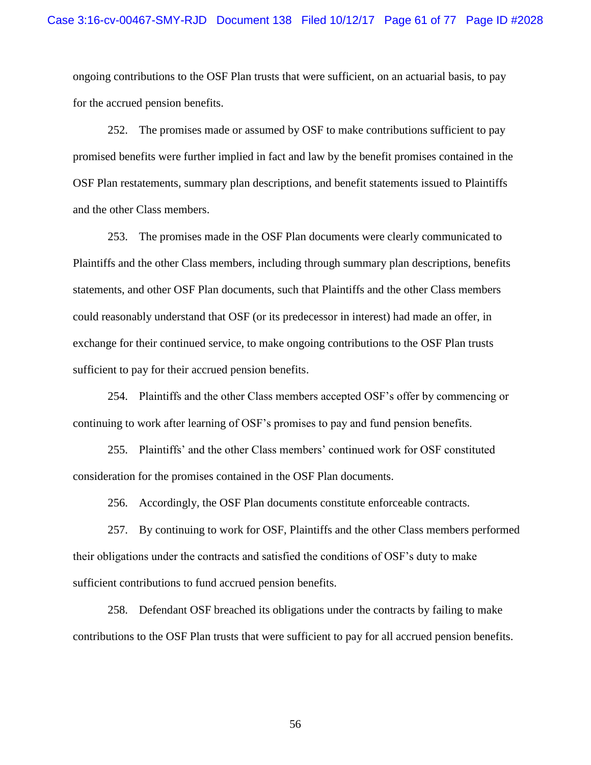ongoing contributions to the OSF Plan trusts that were sufficient, on an actuarial basis, to pay for the accrued pension benefits.

252. The promises made or assumed by OSF to make contributions sufficient to pay promised benefits were further implied in fact and law by the benefit promises contained in the OSF Plan restatements, summary plan descriptions, and benefit statements issued to Plaintiffs and the other Class members.

253. The promises made in the OSF Plan documents were clearly communicated to Plaintiffs and the other Class members, including through summary plan descriptions, benefits statements, and other OSF Plan documents, such that Plaintiffs and the other Class members could reasonably understand that OSF (or its predecessor in interest) had made an offer, in exchange for their continued service, to make ongoing contributions to the OSF Plan trusts sufficient to pay for their accrued pension benefits.

254. Plaintiffs and the other Class members accepted OSF's offer by commencing or continuing to work after learning of OSF's promises to pay and fund pension benefits.

255. Plaintiffs' and the other Class members' continued work for OSF constituted consideration for the promises contained in the OSF Plan documents.

256. Accordingly, the OSF Plan documents constitute enforceable contracts.

257. By continuing to work for OSF, Plaintiffs and the other Class members performed their obligations under the contracts and satisfied the conditions of OSF's duty to make sufficient contributions to fund accrued pension benefits.

258. Defendant OSF breached its obligations under the contracts by failing to make contributions to the OSF Plan trusts that were sufficient to pay for all accrued pension benefits.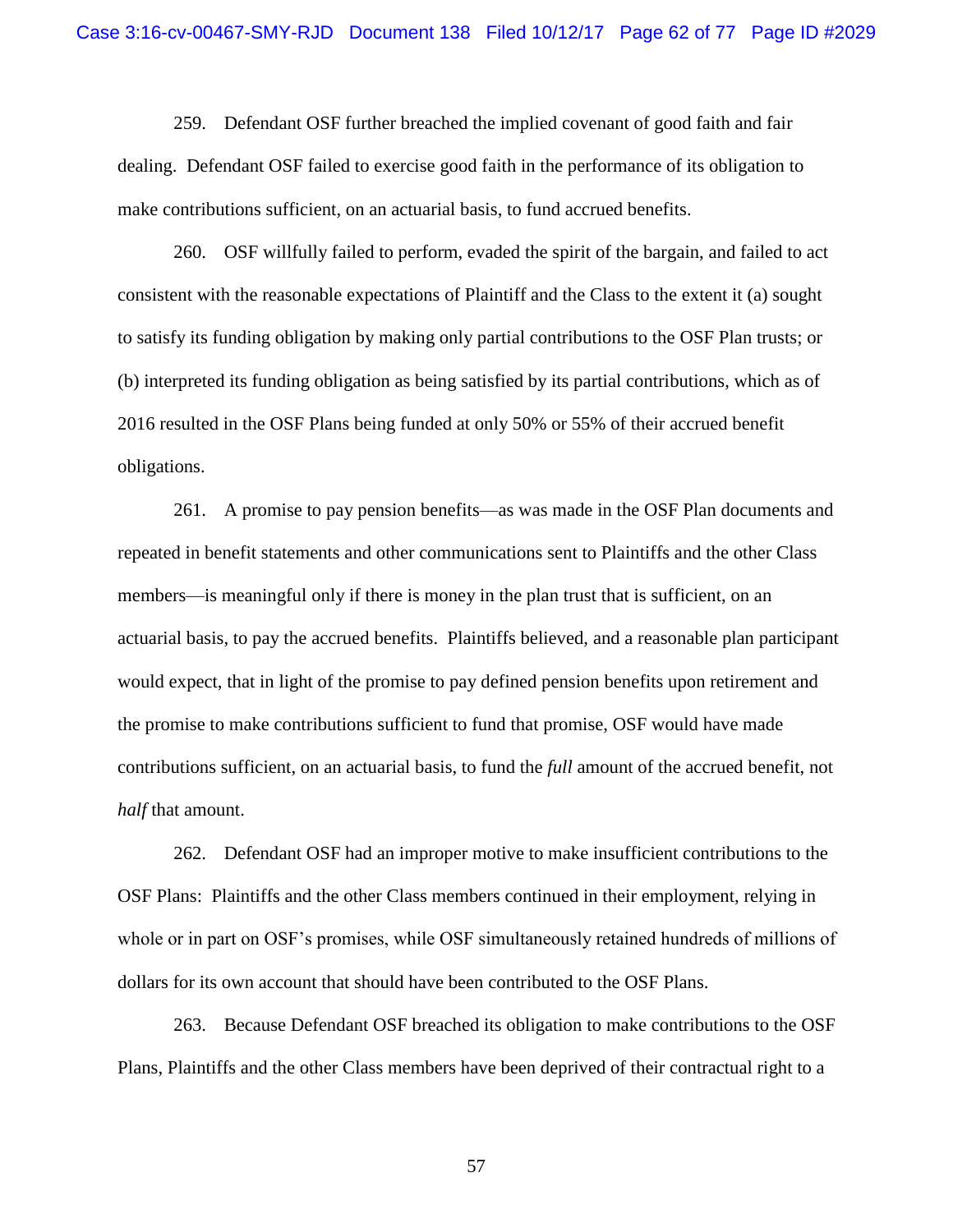259. Defendant OSF further breached the implied covenant of good faith and fair dealing. Defendant OSF failed to exercise good faith in the performance of its obligation to make contributions sufficient, on an actuarial basis, to fund accrued benefits.

260. OSF willfully failed to perform, evaded the spirit of the bargain, and failed to act consistent with the reasonable expectations of Plaintiff and the Class to the extent it (a) sought to satisfy its funding obligation by making only partial contributions to the OSF Plan trusts; or (b) interpreted its funding obligation as being satisfied by its partial contributions, which as of 2016 resulted in the OSF Plans being funded at only 50% or 55% of their accrued benefit obligations.

261. A promise to pay pension benefits—as was made in the OSF Plan documents and repeated in benefit statements and other communications sent to Plaintiffs and the other Class members—is meaningful only if there is money in the plan trust that is sufficient, on an actuarial basis, to pay the accrued benefits. Plaintiffs believed, and a reasonable plan participant would expect, that in light of the promise to pay defined pension benefits upon retirement and the promise to make contributions sufficient to fund that promise, OSF would have made contributions sufficient, on an actuarial basis, to fund the *full* amount of the accrued benefit, not *half* that amount.

262. Defendant OSF had an improper motive to make insufficient contributions to the OSF Plans: Plaintiffs and the other Class members continued in their employment, relying in whole or in part on OSF's promises, while OSF simultaneously retained hundreds of millions of dollars for its own account that should have been contributed to the OSF Plans.

263. Because Defendant OSF breached its obligation to make contributions to the OSF Plans, Plaintiffs and the other Class members have been deprived of their contractual right to a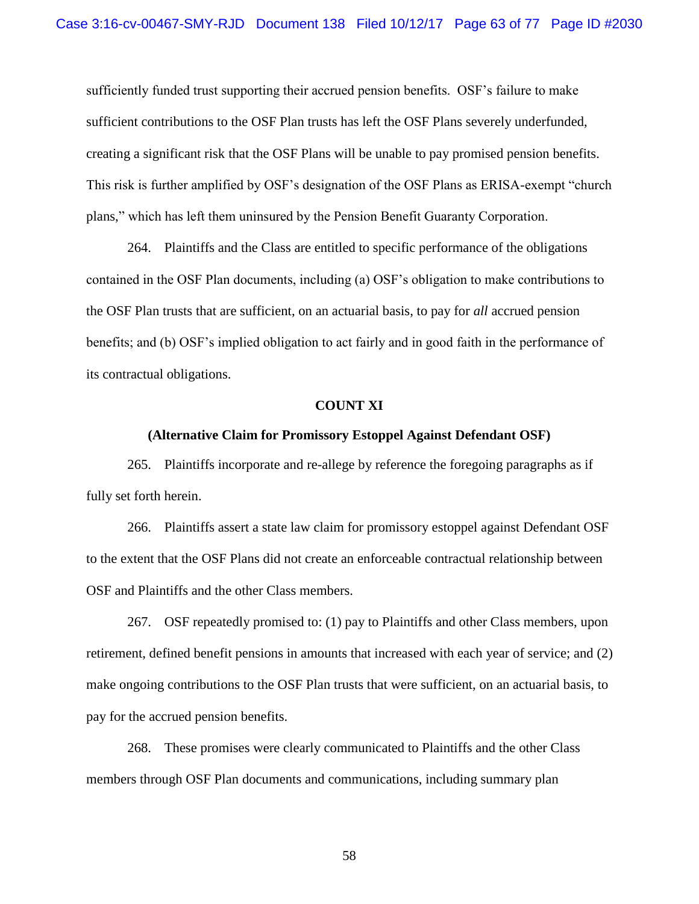sufficiently funded trust supporting their accrued pension benefits. OSF's failure to make sufficient contributions to the OSF Plan trusts has left the OSF Plans severely underfunded, creating a significant risk that the OSF Plans will be unable to pay promised pension benefits. This risk is further amplified by OSF's designation of the OSF Plans as ERISA-exempt "church plans," which has left them uninsured by the Pension Benefit Guaranty Corporation.

264. Plaintiffs and the Class are entitled to specific performance of the obligations contained in the OSF Plan documents, including (a) OSF's obligation to make contributions to the OSF Plan trusts that are sufficient, on an actuarial basis, to pay for *all* accrued pension benefits; and (b) OSF's implied obligation to act fairly and in good faith in the performance of its contractual obligations.

**COUNT XI**

**(Alternative Claim for Promissory Estoppel Against Defendant OSF)**

265. Plaintiffs incorporate and re-allege by reference the foregoing paragraphs as if fully set forth herein.

266. Plaintiffs assert a state law claim for promissory estoppel against Defendant OSF to the extent that the OSF Plans did not create an enforceable contractual relationship between OSF and Plaintiffs and the other Class members.

267. OSF repeatedly promised to: (1) pay to Plaintiffs and other Class members, upon retirement, defined benefit pensions in amounts that increased with each year of service; and (2) make ongoing contributions to the OSF Plan trusts that were sufficient, on an actuarial basis, to pay for the accrued pension benefits.

268. These promises were clearly communicated to Plaintiffs and the other Class members through OSF Plan documents and communications, including summary plan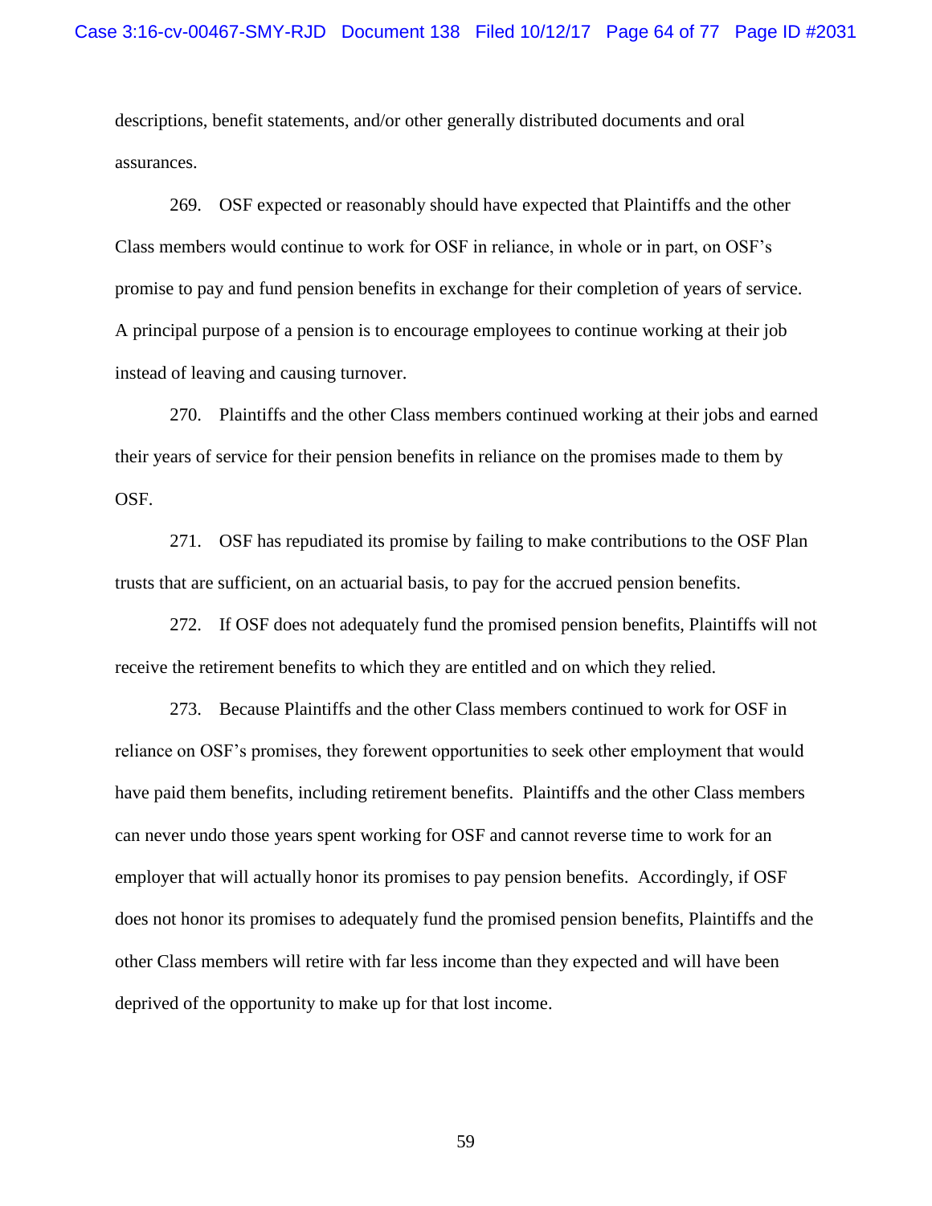descriptions, benefit statements, and/or other generally distributed documents and oral assurances.

269. OSF expected or reasonably should have expected that Plaintiffs and the other Class members would continue to work for OSF in reliance, in whole or in part, on OSF's promise to pay and fund pension benefits in exchange for their completion of years of service. A principal purpose of a pension is to encourage employees to continue working at their job instead of leaving and causing turnover.

270. Plaintiffs and the other Class members continued working at their jobs and earned their years of service for their pension benefits in reliance on the promises made to them by OSF.

271. OSF has repudiated its promise by failing to make contributions to the OSF Plan trusts that are sufficient, on an actuarial basis, to pay for the accrued pension benefits.

272. If OSF does not adequately fund the promised pension benefits, Plaintiffs will not receive the retirement benefits to which they are entitled and on which they relied.

273. Because Plaintiffs and the other Class members continued to work for OSF in reliance on OSF's promises, they forewent opportunities to seek other employment that would have paid them benefits, including retirement benefits. Plaintiffs and the other Class members can never undo those years spent working for OSF and cannot reverse time to work for an employer that will actually honor its promises to pay pension benefits. Accordingly, if OSF does not honor its promises to adequately fund the promised pension benefits, Plaintiffs and the other Class members will retire with far less income than they expected and will have been deprived of the opportunity to make up for that lost income.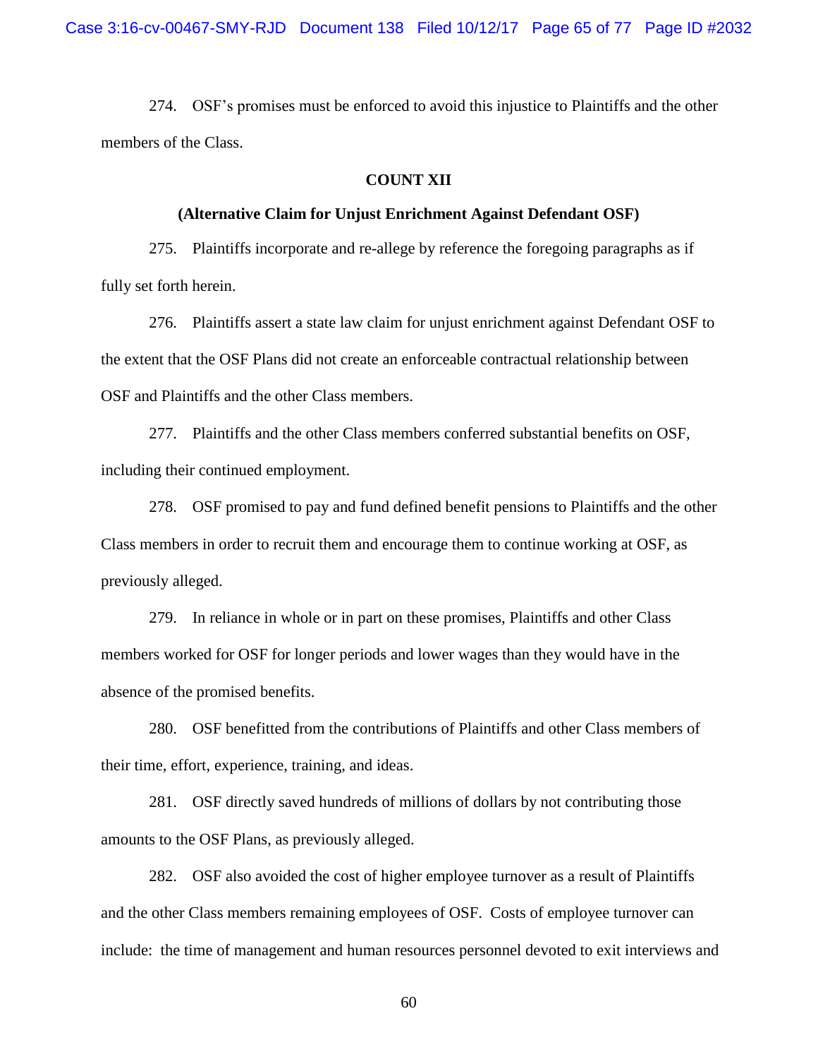274. OSF's promises must be enforced to avoid this injustice to Plaintiffs and the other members of the Class.

**COUNT XII**

**(Alternative Claim for Unjust Enrichment Against Defendant OSF)**

275. Plaintiffs incorporate and re-allege by reference the foregoing paragraphs as if fully set forth herein.

276. Plaintiffs assert a state law claim for unjust enrichment against Defendant OSF to the extent that the OSF Plans did not create an enforceable contractual relationship between OSF and Plaintiffs and the other Class members.

277. Plaintiffs and the other Class members conferred substantial benefits on OSF, including their continued employment.

278. OSF promised to pay and fund defined benefit pensions to Plaintiffs and the other Class members in order to recruit them and encourage them to continue working at OSF, as previously alleged.

279. In reliance in whole or in part on these promises, Plaintiffs and other Class members worked for OSF for longer periods and lower wages than they would have in the absence of the promised benefits.

280. OSF benefitted from the contributions of Plaintiffs and other Class members of their time, effort, experience, training, and ideas.

281. OSF directly saved hundreds of millions of dollars by not contributing those amounts to the OSF Plans, as previously alleged.

282. OSF also avoided the cost of higher employee turnover as a result of Plaintiffs and the other Class members remaining employees of OSF. Costs of employee turnover can include: the time of management and human resources personnel devoted to exit interviews and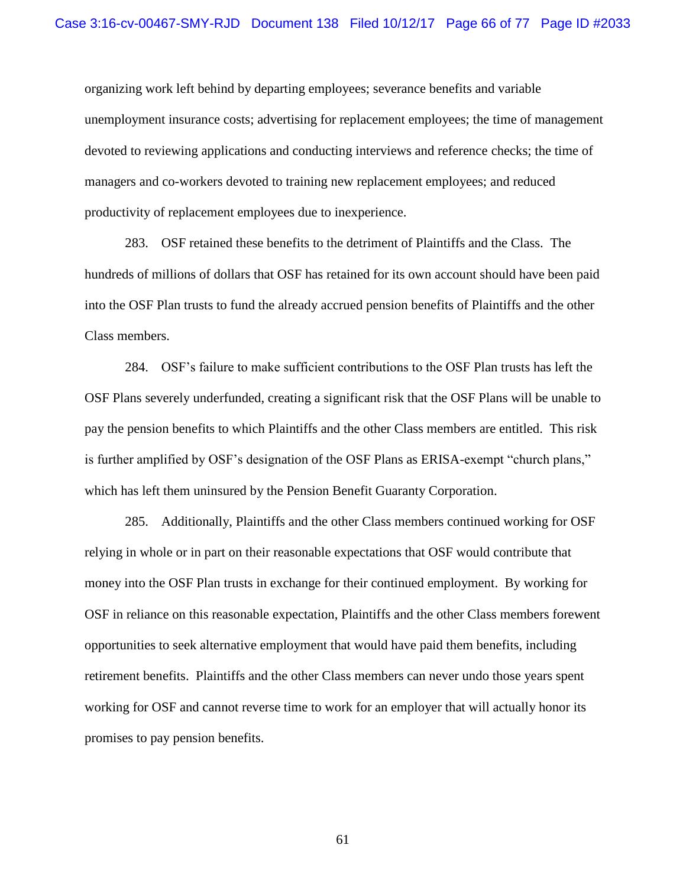organizing work left behind by departing employees; severance benefits and variable unemployment insurance costs; advertising for replacement employees; the time of management devoted to reviewing applications and conducting interviews and reference checks; the time of managers and co-workers devoted to training new replacement employees; and reduced productivity of replacement employees due to inexperience.

283. OSF retained these benefits to the detriment of Plaintiffs and the Class. The hundreds of millions of dollars that OSF has retained for its own account should have been paid into the OSF Plan trusts to fund the already accrued pension benefits of Plaintiffs and the other Class members.

284. OSF's failure to make sufficient contributions to the OSF Plan trusts has left the OSF Plans severely underfunded, creating a significant risk that the OSF Plans will be unable to pay the pension benefits to which Plaintiffs and the other Class members are entitled. This risk is further amplified by OSF's designation of the OSF Plans as ERISA-exempt "church plans," which has left them uninsured by the Pension Benefit Guaranty Corporation.

285. Additionally, Plaintiffs and the other Class members continued working for OSF relying in whole or in part on their reasonable expectations that OSF would contribute that money into the OSF Plan trusts in exchange for their continued employment. By working for OSF in reliance on this reasonable expectation, Plaintiffs and the other Class members forewent opportunities to seek alternative employment that would have paid them benefits, including retirement benefits. Plaintiffs and the other Class members can never undo those years spent working for OSF and cannot reverse time to work for an employer that will actually honor its promises to pay pension benefits.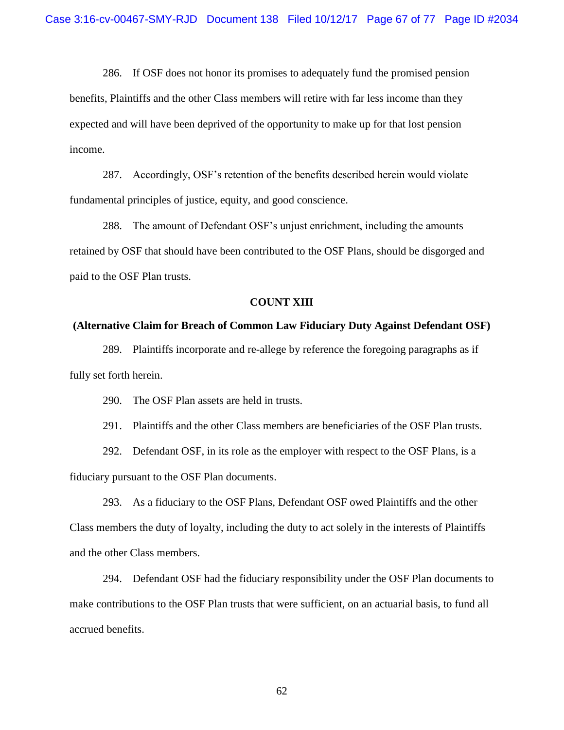286. If OSF does not honor its promises to adequately fund the promised pension benefits, Plaintiffs and the other Class members will retire with far less income than they expected and will have been deprived of the opportunity to make up for that lost pension income.

287. Accordingly, OSF's retention of the benefits described herein would violate fundamental principles of justice, equity, and good conscience.

288. The amount of Defendant OSF's unjust enrichment, including the amounts retained by OSF that should have been contributed to the OSF Plans, should be disgorged and paid to the OSF Plan trusts.

**COUNT XIII**

**(Alternative Claim for Breach of Common Law Fiduciary Duty Against Defendant OSF)**

289. Plaintiffs incorporate and re-allege by reference the foregoing paragraphs as if fully set forth herein.

290. The OSF Plan assets are held in trusts.

291. Plaintiffs and the other Class members are beneficiaries of the OSF Plan trusts.

292. Defendant OSF, in its role as the employer with respect to the OSF Plans, is a fiduciary pursuant to the OSF Plan documents.

293. As a fiduciary to the OSF Plans, Defendant OSF owed Plaintiffs and the other Class members the duty of loyalty, including the duty to act solely in the interests of Plaintiffs and the other Class members.

294. Defendant OSF had the fiduciary responsibility under the OSF Plan documents to make contributions to the OSF Plan trusts that were sufficient, on an actuarial basis, to fund all accrued benefits.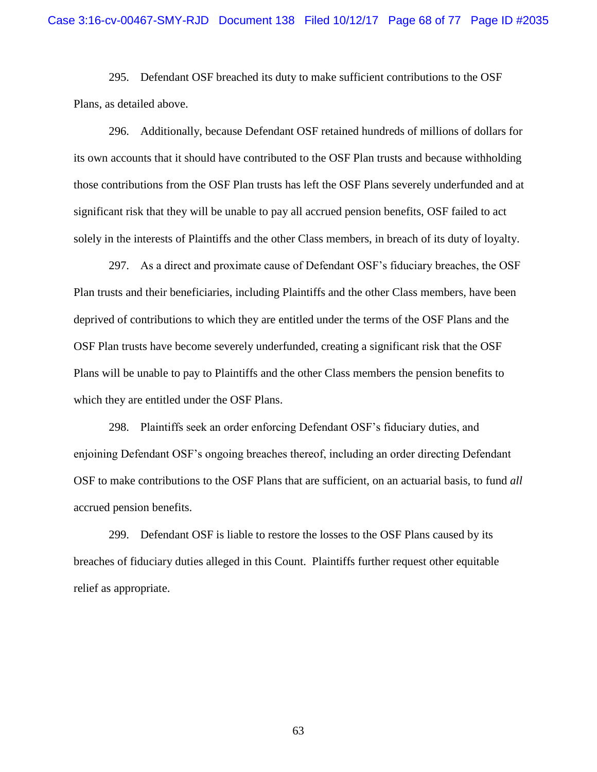295. Defendant OSF breached its duty to make sufficient contributions to the OSF Plans, as detailed above.

296. Additionally, because Defendant OSF retained hundreds of millions of dollars for its own accounts that it should have contributed to the OSF Plan trusts and because withholding those contributions from the OSF Plan trusts has left the OSF Plans severely underfunded and at significant risk that they will be unable to pay all accrued pension benefits, OSF failed to act solely in the interests of Plaintiffs and the other Class members, in breach of its duty of loyalty.

297. As a direct and proximate cause of Defendant OSF's fiduciary breaches, the OSF Plan trusts and their beneficiaries, including Plaintiffs and the other Class members, have been deprived of contributions to which they are entitled under the terms of the OSF Plans and the OSF Plan trusts have become severely underfunded, creating a significant risk that the OSF Plans will be unable to pay to Plaintiffs and the other Class members the pension benefits to which they are entitled under the OSF Plans.

298. Plaintiffs seek an order enforcing Defendant OSF's fiduciary duties, and enjoining Defendant OSF's ongoing breaches thereof, including an order directing Defendant OSF to make contributions to the OSF Plans that are sufficient, on an actuarial basis, to fund *all* accrued pension benefits.

299. Defendant OSF is liable to restore the losses to the OSF Plans caused by its breaches of fiduciary duties alleged in this Count. Plaintiffs further request other equitable relief as appropriate.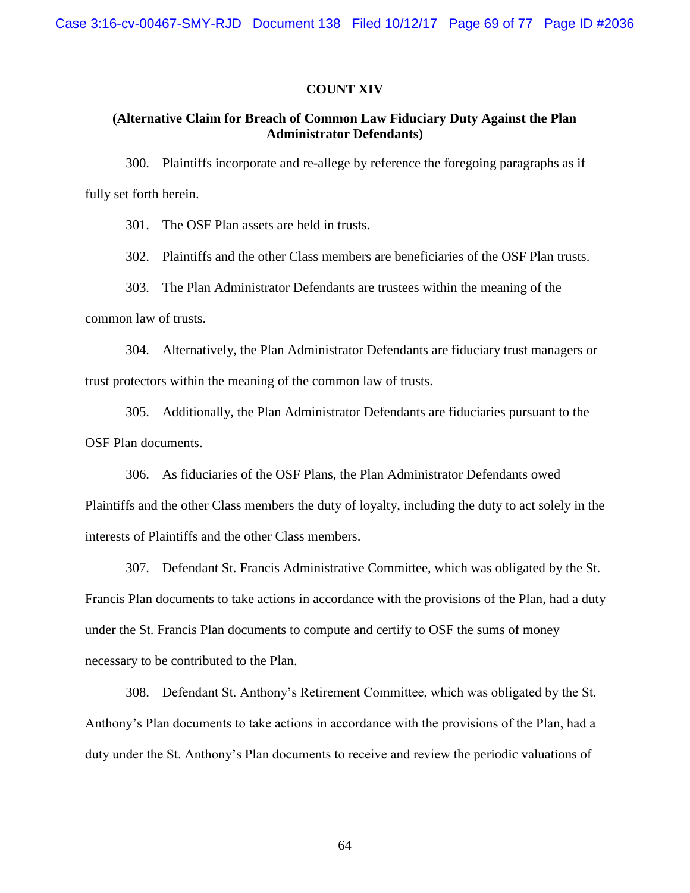**COUNT XIV**

**(Alternative Claim for Breach of Common Law Fiduciary Duty Against the Plan Administrator Defendants)**

300. Plaintiffs incorporate and re-allege by reference the foregoing paragraphs as if fully set forth herein.

301. The OSF Plan assets are held in trusts.

302. Plaintiffs and the other Class members are beneficiaries of the OSF Plan trusts.

303. The Plan Administrator Defendants are trustees within the meaning of the common law of trusts.

304. Alternatively, the Plan Administrator Defendants are fiduciary trust managers or trust protectors within the meaning of the common law of trusts.

305. Additionally, the Plan Administrator Defendants are fiduciaries pursuant to the OSF Plan documents.

306. As fiduciaries of the OSF Plans, the Plan Administrator Defendants owed Plaintiffs and the other Class members the duty of loyalty, including the duty to act solely in the interests of Plaintiffs and the other Class members.

307. Defendant St. Francis Administrative Committee, which was obligated by the St. Francis Plan documents to take actions in accordance with the provisions of the Plan, had a duty under the St. Francis Plan documents to compute and certify to OSF the sums of money necessary to be contributed to the Plan.

308. Defendant St. Anthony's Retirement Committee, which was obligated by the St. Anthony's Plan documents to take actions in accordance with the provisions of the Plan, had a duty under the St. Anthony's Plan documents to receive and review the periodic valuations of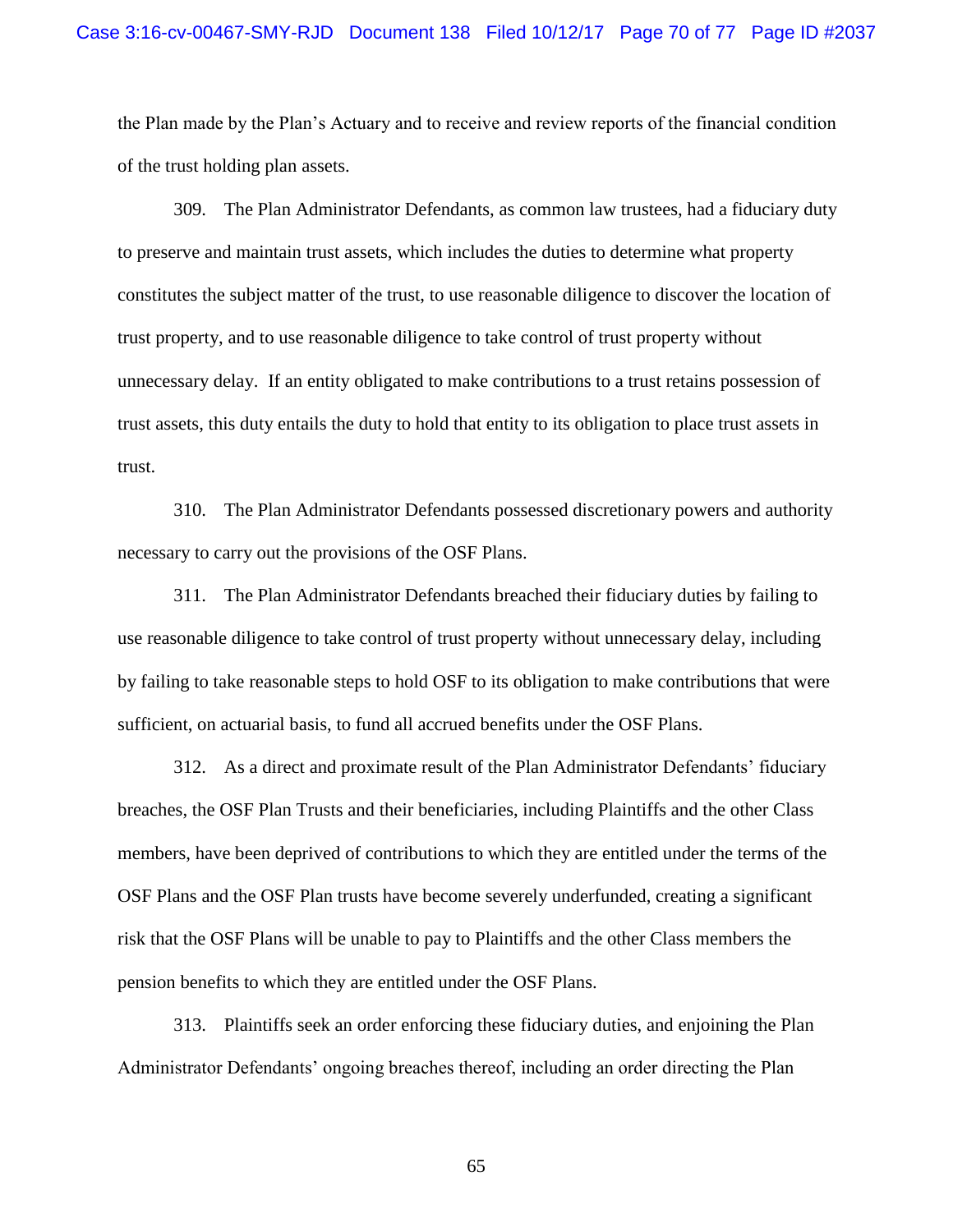the Plan made by the Plan's Actuary and to receive and review reports of the financial condition of the trust holding plan assets.

309. The Plan Administrator Defendants, as common law trustees, had a fiduciary duty to preserve and maintain trust assets, which includes the duties to determine what property constitutes the subject matter of the trust, to use reasonable diligence to discover the location of trust property, and to use reasonable diligence to take control of trust property without unnecessary delay. If an entity obligated to make contributions to a trust retains possession of trust assets, this duty entails the duty to hold that entity to its obligation to place trust assets in trust.

310. The Plan Administrator Defendants possessed discretionary powers and authority necessary to carry out the provisions of the OSF Plans.

311. The Plan Administrator Defendants breached their fiduciary duties by failing to use reasonable diligence to take control of trust property without unnecessary delay, including by failing to take reasonable steps to hold OSF to its obligation to make contributions that were sufficient, on actuarial basis, to fund all accrued benefits under the OSF Plans.

312. As a direct and proximate result of the Plan Administrator Defendants' fiduciary breaches, the OSF Plan Trusts and their beneficiaries, including Plaintiffs and the other Class members, have been deprived of contributions to which they are entitled under the terms of the OSF Plans and the OSF Plan trusts have become severely underfunded, creating a significant risk that the OSF Plans will be unable to pay to Plaintiffs and the other Class members the pension benefits to which they are entitled under the OSF Plans.

313. Plaintiffs seek an order enforcing these fiduciary duties, and enjoining the Plan Administrator Defendants' ongoing breaches thereof, including an order directing the Plan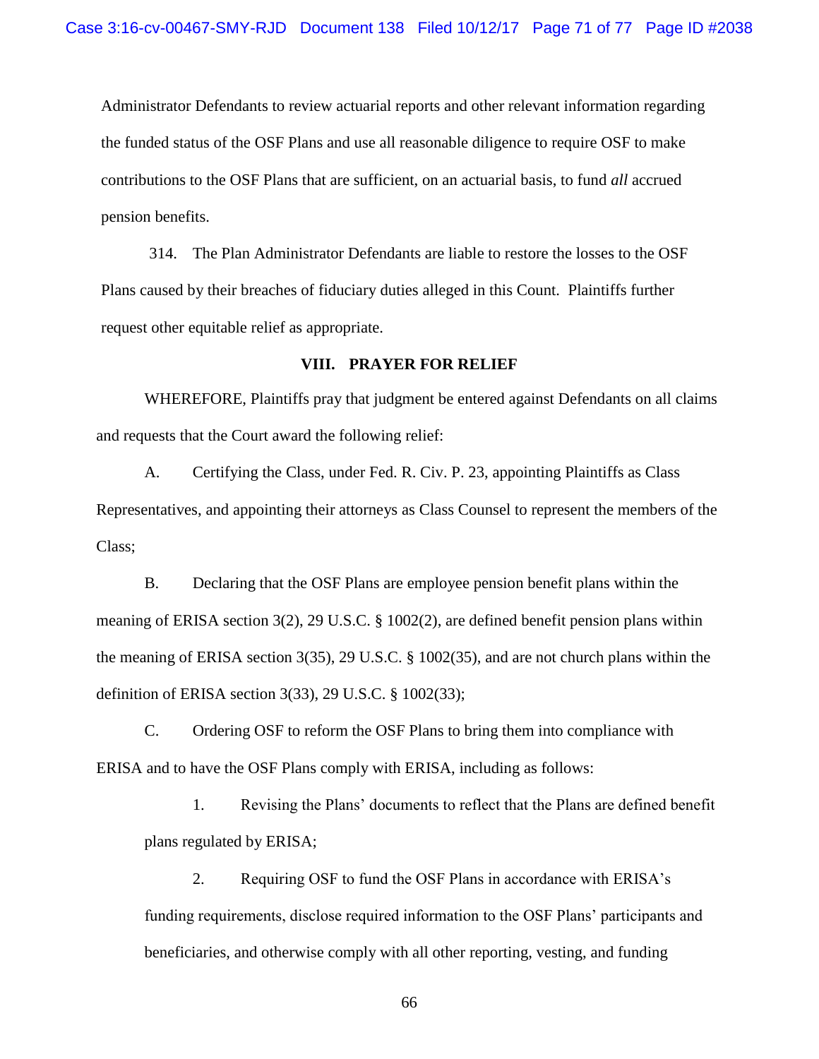Administrator Defendants to review actuarial reports and other relevant information regarding the funded status of the OSF Plans and use all reasonable diligence to require OSF to make contributions to the OSF Plans that are sufficient, on an actuarial basis, to fund *all* accrued pension benefits.

314. The Plan Administrator Defendants are liable to restore the losses to the OSF Plans caused by their breaches of fiduciary duties alleged in this Count. Plaintiffs further request other equitable relief as appropriate.

## VIII. PRAYER FOR RELIEF

WHEREFORE, Plaintiffs pray that judgment be entered against Defendants on all claims and requests that the Court award the following relief:

A. Certifying the Class, under Fed. R. Civ. P. 23, appointing Plaintiffs as Class Representatives, and appointing their attorneys as Class Counsel to represent the members of the Class;

B. Declaring that the OSF Plans are employee pension benefit plans within the meaning of ERISA section 3(2), 29 U.S.C. § 1002(2), are defined benefit pension plans within the meaning of ERISA section 3(35), 29 U.S.C. § 1002(35), and are not church plans within the definition of ERISA section 3(33), 29 U.S.C. § 1002(33);

C. Ordering OSF to reform the OSF Plans to bring them into compliance with ERISA and to have the OSF Plans comply with ERISA, including as follows:

1. Revising the Plans' documents to reflect that the Plans are defined benefit plans regulated by ERISA;

2. Requiring OSF to fund the OSF Plans in accordance with ERISA's funding requirements, disclose required information to the OSF Plans' participants and beneficiaries, and otherwise comply with all other reporting, vesting, and funding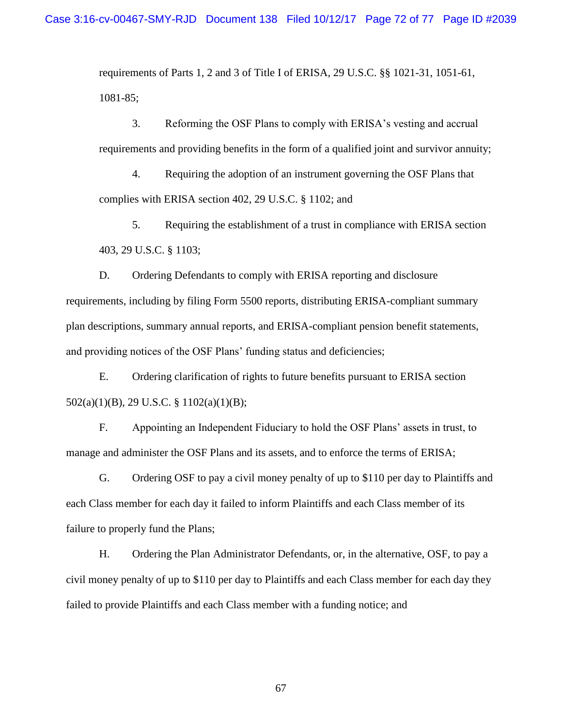requirements of Parts 1, 2 and 3 of Title I of ERISA, 29 U.S.C. §§ 1021-31, 1051-61, 1081-85;

3. Reforming the OSF Plans to comply with ERISA's vesting and accrual requirements and providing benefits in the form of a qualified joint and survivor annuity;

4. Requiring the adoption of an instrument governing the OSF Plans that complies with ERISA section 402, 29 U.S.C. § 1102; and

5. Requiring the establishment of a trust in compliance with ERISA section 403, 29 U.S.C. § 1103;

D. Ordering Defendants to comply with ERISA reporting and disclosure requirements, including by filing Form 5500 reports, distributing ERISA-compliant summary plan descriptions, summary annual reports, and ERISA-compliant pension benefit statements, and providing notices of the OSF Plans' funding status and deficiencies;

E. Ordering clarification of rights to future benefits pursuant to ERISA section 502(a)(1)(B), 29 U.S.C. § 1102(a)(1)(B);

F. Appointing an Independent Fiduciary to hold the OSF Plans' assets in trust, to manage and administer the OSF Plans and its assets, and to enforce the terms of ERISA;

G. Ordering OSF to pay a civil money penalty of up to $110 per day to Plaintiffs and each Class member for each day it failed to inform Plaintiffs and each Class member of its failure to properly fund the Plans;

H. Ordering the Plan Administrator Defendants, or, in the alternative, OSF, to pay a civil money penalty of up to $110 per day to Plaintiffs and each Class member for each day they failed to provide Plaintiffs and each Class member with a funding notice; and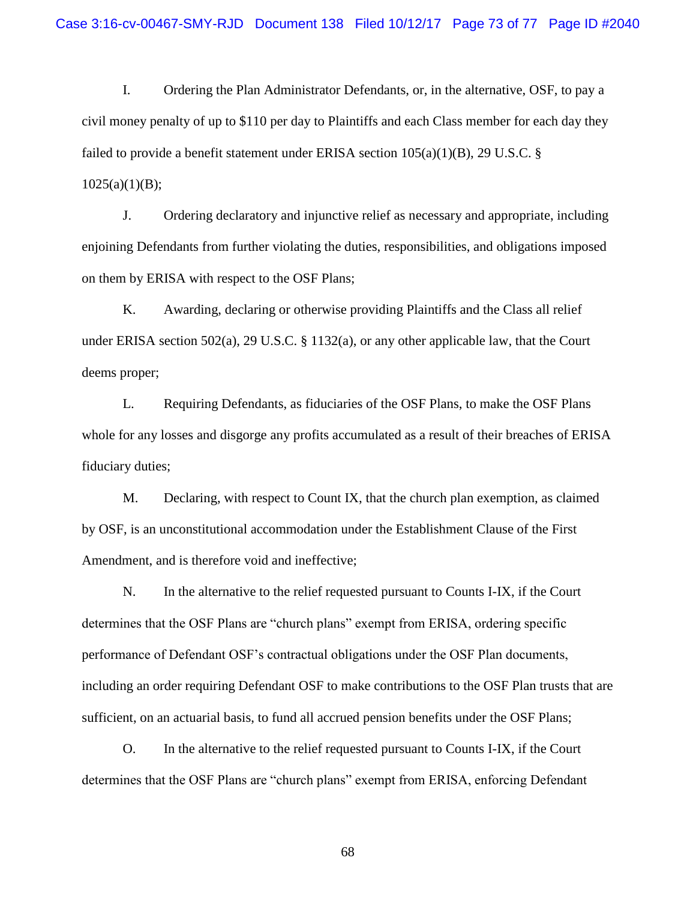I. Ordering the Plan Administrator Defendants, or, in the alternative, OSF, to pay a civil money penalty of up to $110 per day to Plaintiffs and each Class member for each day they failed to provide a benefit statement under ERISA section 105(a)(1)(B), 29 U.S.C. § 1025(a)(1)(B);

J. Ordering declaratory and injunctive relief as necessary and appropriate, including enjoining Defendants from further violating the duties, responsibilities, and obligations imposed on them by ERISA with respect to the OSF Plans;

K. Awarding, declaring or otherwise providing Plaintiffs and the Class all relief under ERISA section 502(a), 29 U.S.C. § 1132(a), or any other applicable law, that the Court deems proper;

L. Requiring Defendants, as fiduciaries of the OSF Plans, to make the OSF Plans whole for any losses and disgorge any profits accumulated as a result of their breaches of ERISA fiduciary duties;

M. Declaring, with respect to Count IX, that the church plan exemption, as claimed by OSF, is an unconstitutional accommodation under the Establishment Clause of the First Amendment, and is therefore void and ineffective;

N. In the alternative to the relief requested pursuant to Counts I-IX, if the Court determines that the OSF Plans are "church plans" exempt from ERISA, ordering specific performance of Defendant OSF's contractual obligations under the OSF Plan documents, including an order requiring Defendant OSF to make contributions to the OSF Plan trusts that are sufficient, on an actuarial basis, to fund all accrued pension benefits under the OSF Plans;

O. In the alternative to the relief requested pursuant to Counts I-IX, if the Court determines that the OSF Plans are "church plans" exempt from ERISA, enforcing Defendant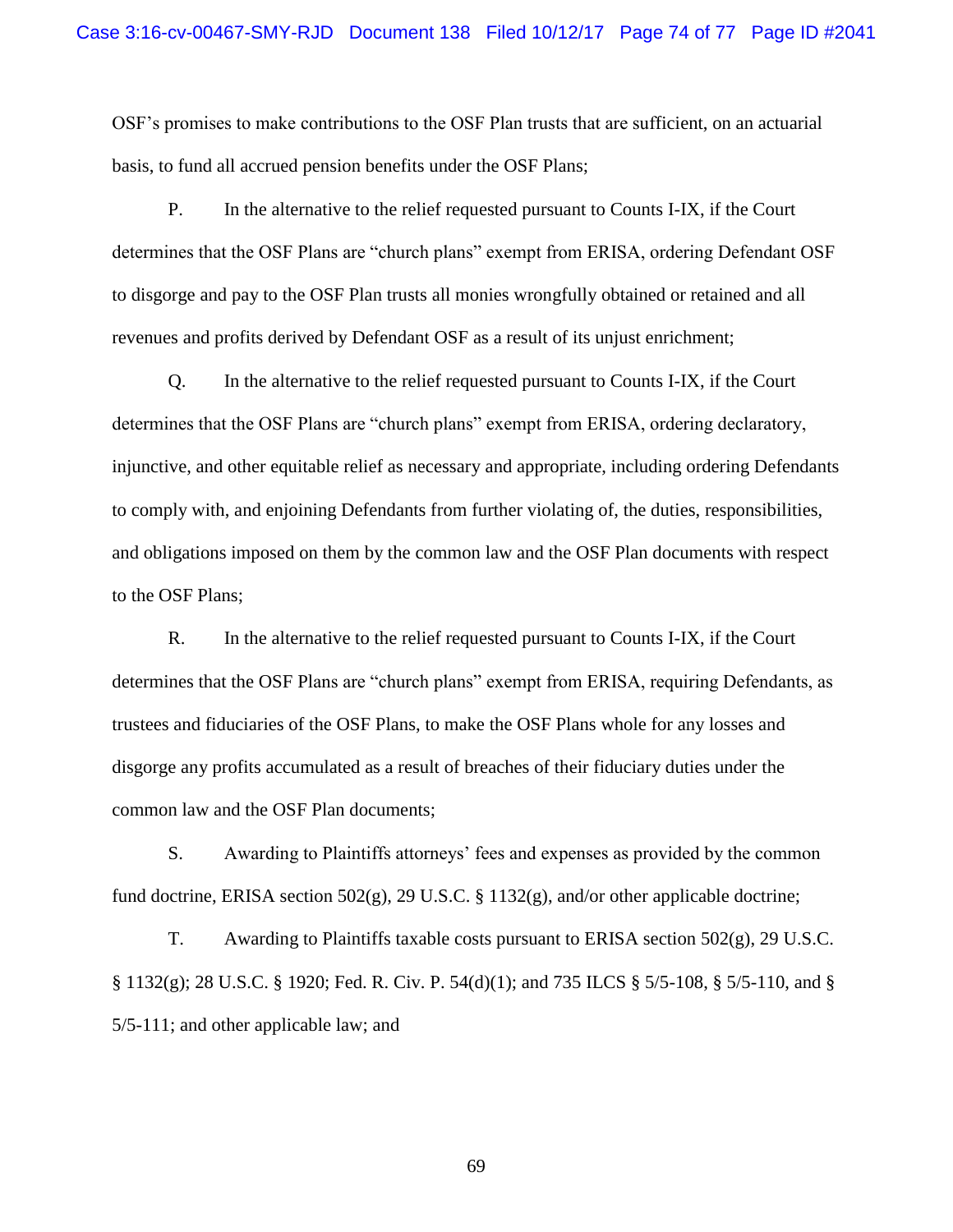OSF's promises to make contributions to the OSF Plan trusts that are sufficient, on an actuarial basis, to fund all accrued pension benefits under the OSF Plans;

P. In the alternative to the relief requested pursuant to Counts I-IX, if the Court determines that the OSF Plans are "church plans" exempt from ERISA, ordering Defendant OSF to disgorge and pay to the OSF Plan trusts all monies wrongfully obtained or retained and all revenues and profits derived by Defendant OSF as a result of its unjust enrichment;

Q. In the alternative to the relief requested pursuant to Counts I-IX, if the Court determines that the OSF Plans are "church plans" exempt from ERISA, ordering declaratory, injunctive, and other equitable relief as necessary and appropriate, including ordering Defendants to comply with, and enjoining Defendants from further violating of, the duties, responsibilities, and obligations imposed on them by the common law and the OSF Plan documents with respect to the OSF Plans;

R. In the alternative to the relief requested pursuant to Counts I-IX, if the Court determines that the OSF Plans are "church plans" exempt from ERISA, requiring Defendants, as trustees and fiduciaries of the OSF Plans, to make the OSF Plans whole for any losses and disgorge any profits accumulated as a result of breaches of their fiduciary duties under the common law and the OSF Plan documents;

S. Awarding to Plaintiffs attorneys' fees and expenses as provided by the common fund doctrine, ERISA section 502(g), 29 U.S.C. § 1132(g), and/or other applicable doctrine;

T. Awarding to Plaintiffs taxable costs pursuant to ERISA section 502(g), 29 U.S.C. § 1132(g); 28 U.S.C. § 1920; Fed. R. Civ. P. 54(d)(1); and 735 ILCS § 5/5-108, § 5/5-110, and § 5/5-111; and other applicable law; and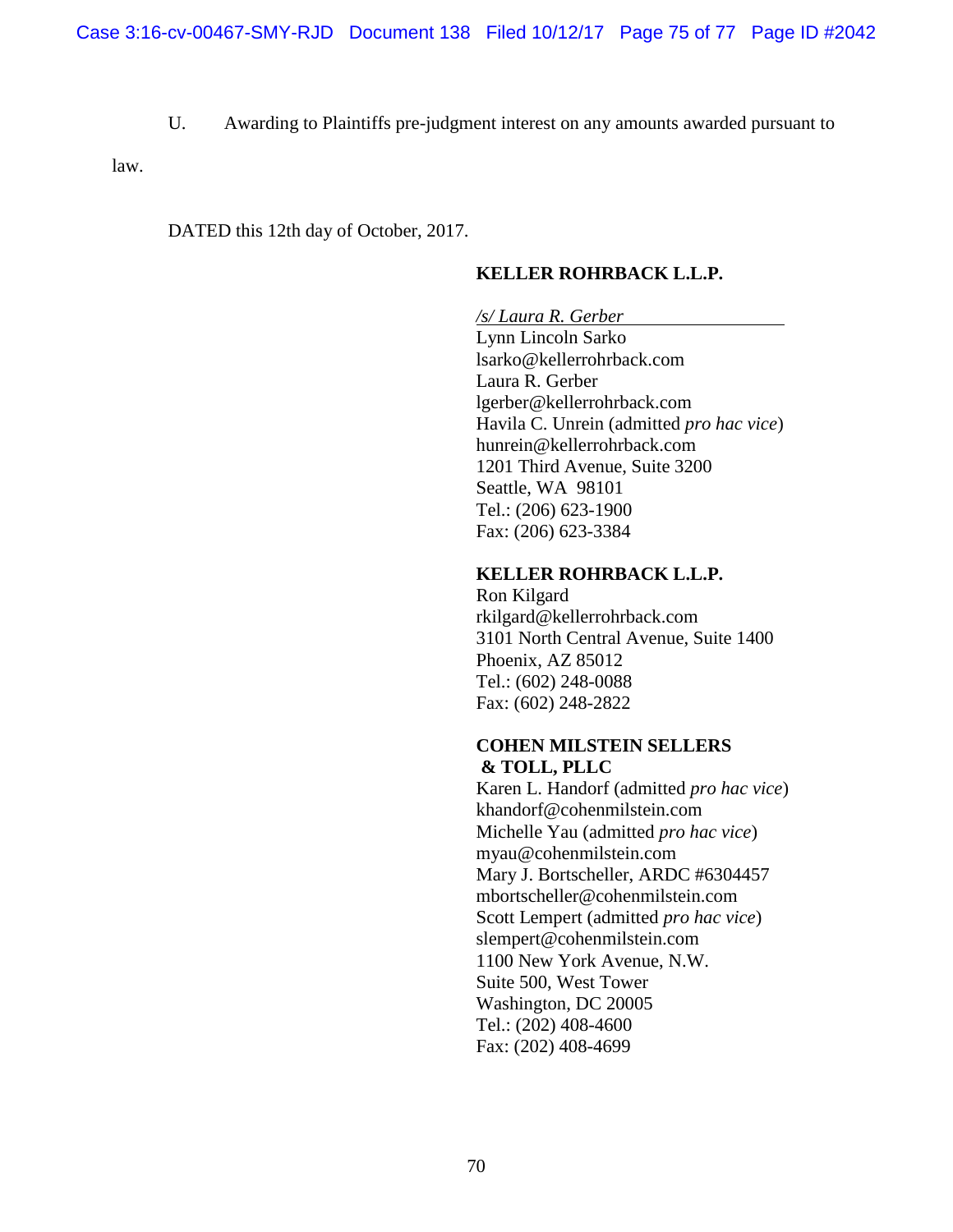U. Awarding to Plaintiffs pre-judgment interest on any amounts awarded pursuant to law.

DATED this 12th day of October, 2017.

**KELLER ROHRBACK L.L.P.**

*/s/ Laura R. Gerber*
Lynn Lincoln Sarko
lsarko@kellerrohrback.com
Laura R. Gerber
lgerber@kellerrohrback.com
Havila C. Unrein (admitted *pro hac vice*)
hunrein@kellerrohrback.com
1201 Third Avenue, Suite 3200
Seattle, WA 98101
Tel.: (206) 623-1900
Fax: (206) 623-3384

**KELLER ROHRBACK L.L.P.**
Ron Kilgard
rkilgard@kellerrohrback.com
3101 North Central Avenue, Suite 1400
Phoenix, AZ 85012
Tel.: (602) 248-0088
Fax: (602) 248-2822

**COHEN MILSTEIN SELLERS & TOLL, PLLC**
Karen L. Handorf (admitted *pro hac vice*)
khandorf@cohenmilstein.com
Michelle Yau (admitted *pro hac vice*)
myau@cohenmilstein.com
Mary J. Bortscheller, ARDC #6304457
mbortscheller@cohenmilstein.com
Scott Lempert (admitted *pro hac vice*)
slempert@cohenmilstein.com
1100 New York Avenue, N.W.
Suite 500, West Tower
Washington, DC 20005
Tel.: (202) 408-4600
Fax: (202) 408-4699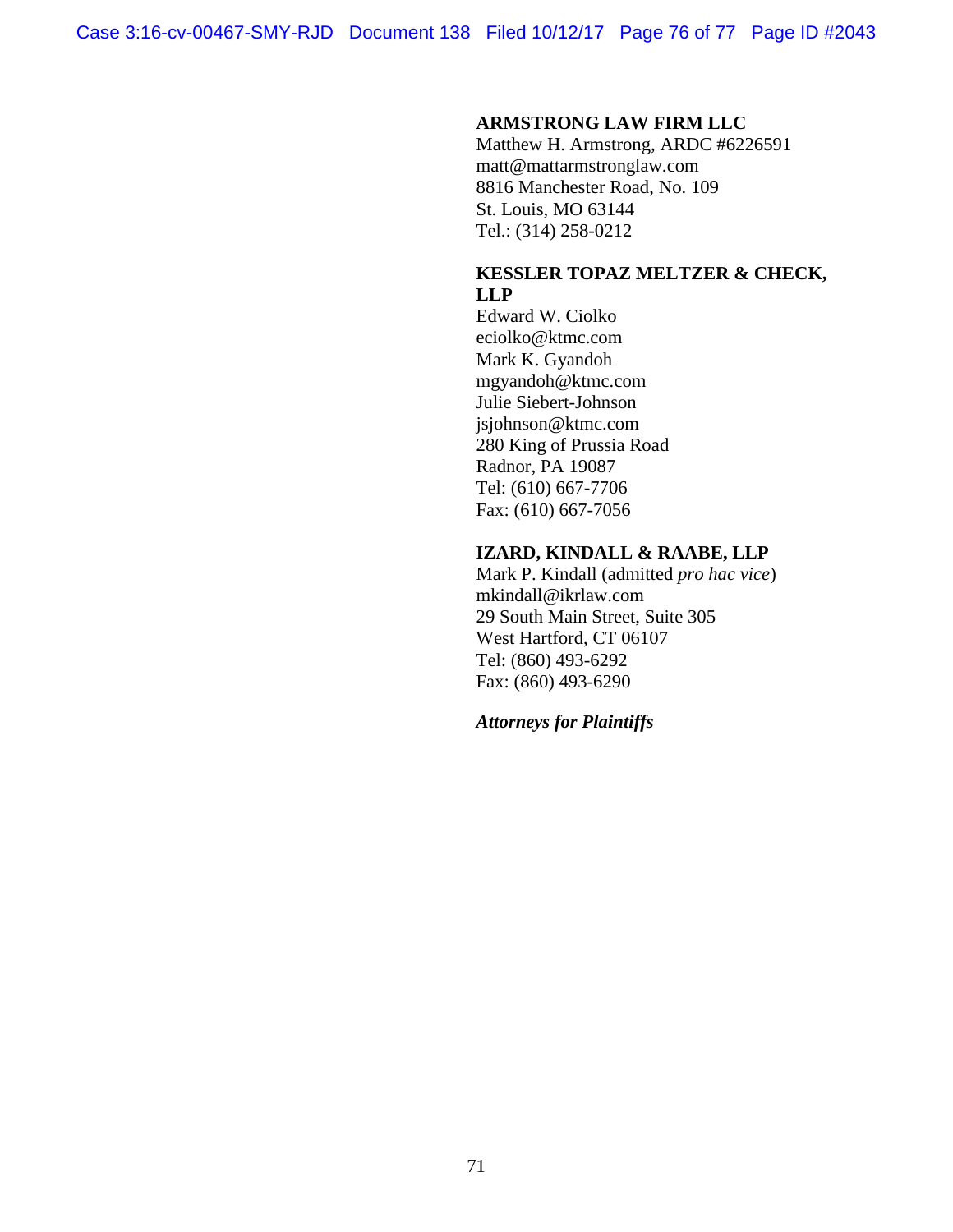**ARMSTRONG LAW FIRM LLC**
Matthew H. Armstrong, ARDC #6226591
matt@mattarmstronglaw.com
8816 Manchester Road, No. 109
St. Louis, MO 63144
Tel.: (314) 258-0212

**KESSLER TOPAZ MELTZER & CHECK, LLP**
Edward W. Ciolko
eciolko@ktmc.com
Mark K. Gyandoh
mgyandoh@ktmc.com
Julie Siebert-Johnson
jsjohnson@ktmc.com
280 King of Prussia Road
Radnor, PA 19087
Tel: (610) 667-7706
Fax: (610) 667-7056

**IZARD, KINDALL & RAABE, LLP**
Mark P. Kindall (admitted *pro hac vice*)
mkindall@ikrlaw.com
29 South Main Street, Suite 305
West Hartford, CT 06107
Tel: (860) 493-6292
Fax: (860) 493-6290

***Attorneys for Plaintiffs***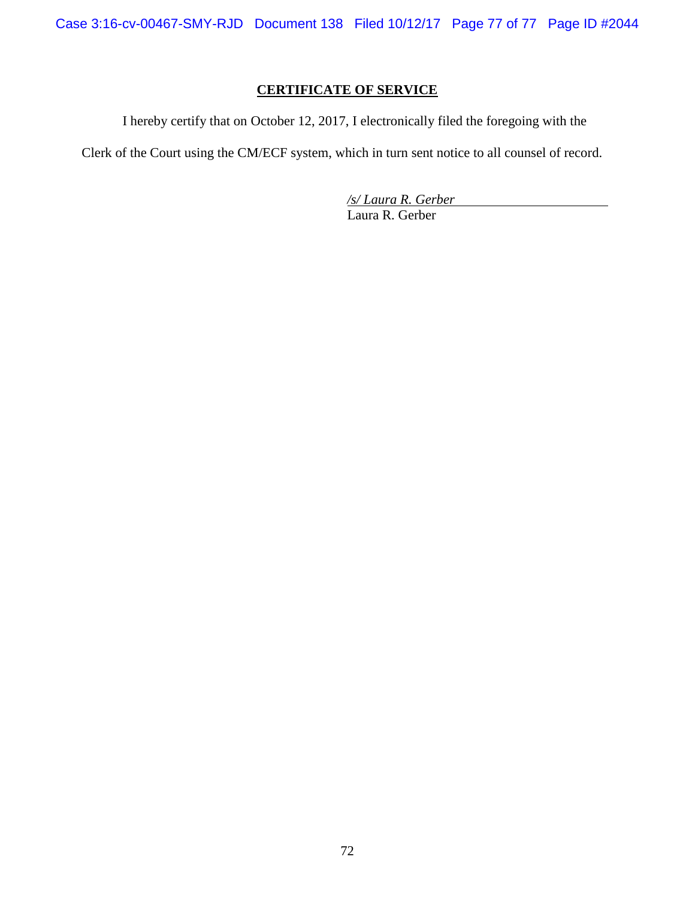**CERTIFICATE OF SERVICE**

I hereby certify that on October 12, 2017, I electronically filed the foregoing with the Clerk of the Court using the CM/ECF system, which in turn sent notice to all counsel of record.

*/s/ Laura R. Gerber*
Laura R. Gerber